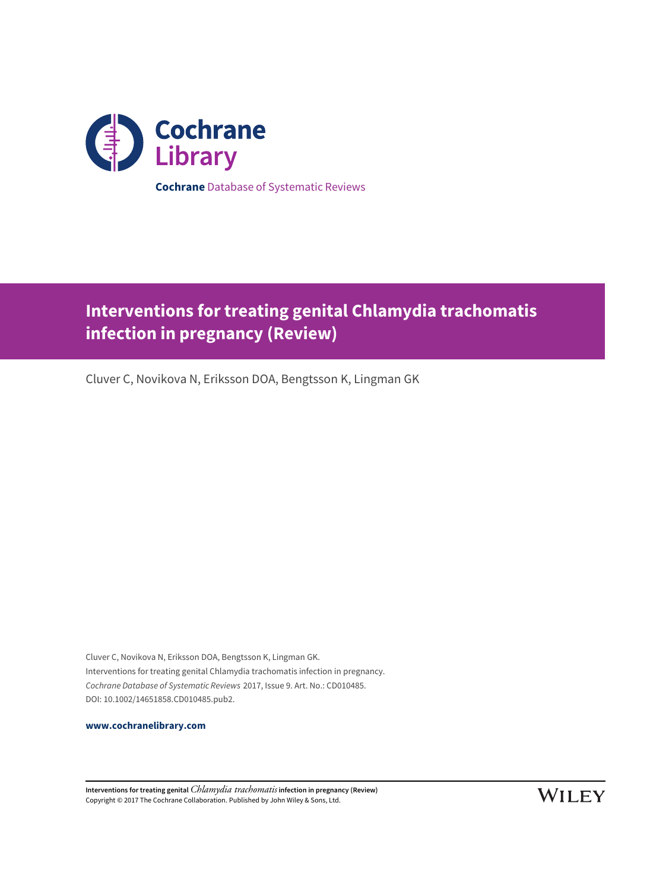Cochrane Library

**Cochrane** Database of Systematic Reviews

# Interventions for treating genital Chlamydia trachomatis infection in pregnancy (Review)

Cluver C, Novikova N, Eriksson DOA, Bengtsson K, Lingman GK

Cluver C, Novikova N, Eriksson DOA, Bengtsson K, Lingman GK.
Interventions for treating genital Chlamydia trachomatis infection in pregnancy.
*Cochrane Database of Systematic Reviews* 2017, Issue 9. Art. No.: CD010485.
DOI: 10.1002/14651858.CD010485.pub2.

**www.cochranelibrary.com**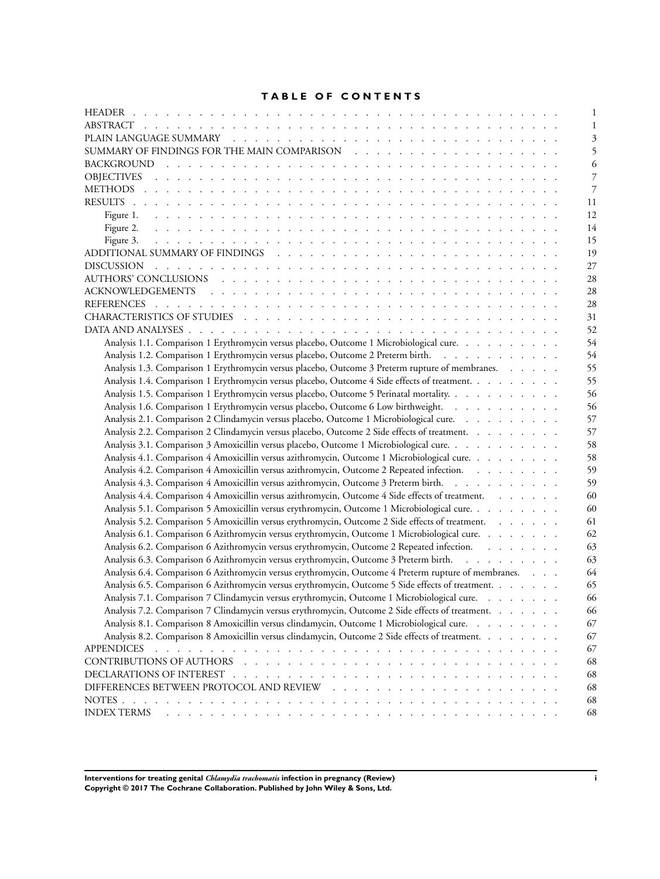# TABLE OF CONTENTS

| | |
|---|---|
| HEADER | 1 |
| ABSTRACT | 1 |
| PLAIN LANGUAGE SUMMARY | 3 |
| SUMMARY OF FINDINGS FOR THE MAIN COMPARISON | 5 |
| BACKGROUND | 6 |
| OBJECTIVES | 7 |
| METHODS | 7 |
| RESULTS | 11 |
| Figure 1. | 12 |
| Figure 2. | 14 |
| Figure 3. | 15 |
| ADDITIONAL SUMMARY OF FINDINGS | 19 |
| DISCUSSION | 27 |
| AUTHORS' CONCLUSIONS | 28 |
| ACKNOWLEDGEMENTS | 28 |
| REFERENCES | 28 |
| CHARACTERISTICS OF STUDIES | 31 |
| DATA AND ANALYSES | 52 |
| Analysis 1.1. Comparison 1 Erythromycin versus placebo, Outcome 1 Microbiological cure. | 54 |
| Analysis 1.2. Comparison 1 Erythromycin versus placebo, Outcome 2 Preterm birth. | 54 |
| Analysis 1.3. Comparison 1 Erythromycin versus placebo, Outcome 3 Preterm rupture of membranes. | 55 |
| Analysis 1.4. Comparison 1 Erythromycin versus placebo, Outcome 4 Side effects of treatment. | 55 |
| Analysis 1.5. Comparison 1 Erythromycin versus placebo, Outcome 5 Perinatal mortality. | 56 |
| Analysis 1.6. Comparison 1 Erythromycin versus placebo, Outcome 6 Low birthweight. | 56 |
| Analysis 2.1. Comparison 2 Clindamycin versus placebo, Outcome 1 Microbiological cure. | 57 |
| Analysis 2.2. Comparison 2 Clindamycin versus placebo, Outcome 2 Side effects of treatment. | 57 |
| Analysis 3.1. Comparison 3 Amoxicillin versus placebo, Outcome 1 Microbiological cure. | 58 |
| Analysis 4.1. Comparison 4 Amoxicillin versus azithromycin, Outcome 1 Microbiological cure. | 58 |
| Analysis 4.2. Comparison 4 Amoxicillin versus azithromycin, Outcome 2 Repeated infection. | 59 |
| Analysis 4.3. Comparison 4 Amoxicillin versus azithromycin, Outcome 3 Preterm birth. | 59 |
| Analysis 4.4. Comparison 4 Amoxicillin versus azithromycin, Outcome 4 Side effects of treatment. | 60 |
| Analysis 5.1. Comparison 5 Amoxicillin versus erythromycin, Outcome 1 Microbiological cure. | 60 |
| Analysis 5.2. Comparison 5 Amoxicillin versus erythromycin, Outcome 2 Side effects of treatment. | 61 |
| Analysis 6.1. Comparison 6 Azithromycin versus erythromycin, Outcome 1 Microbiological cure. | 62 |
| Analysis 6.2. Comparison 6 Azithromycin versus erythromycin, Outcome 2 Repeated infection. | 63 |
| Analysis 6.3. Comparison 6 Azithromycin versus erythromycin, Outcome 3 Preterm birth. | 63 |
| Analysis 6.4. Comparison 6 Azithromycin versus erythromycin, Outcome 4 Preterm rupture of membranes. | 64 |
| Analysis 6.5. Comparison 6 Azithromycin versus erythromycin, Outcome 5 Side effects of treatment. | 65 |
| Analysis 7.1. Comparison 7 Clindamycin versus erythromycin, Outcome 1 Microbiological cure. | 66 |
| Analysis 7.2. Comparison 7 Clindamycin versus erythromycin, Outcome 2 Side effects of treatment. | 66 |
| Analysis 8.1. Comparison 8 Amoxicillin versus clindamycin, Outcome 1 Microbiological cure. | 67 |
| Analysis 8.2. Comparison 8 Amoxicillin versus clindamycin, Outcome 2 Side effects of treatment. | 67 |
| APPENDICES | 67 |
| CONTRIBUTIONS OF AUTHORS | 68 |
| DECLARATIONS OF INTEREST | 68 |
| DIFFERENCES BETWEEN PROTOCOL AND REVIEW | 68 |
| NOTES | 68 |
| INDEX TERMS | 68 |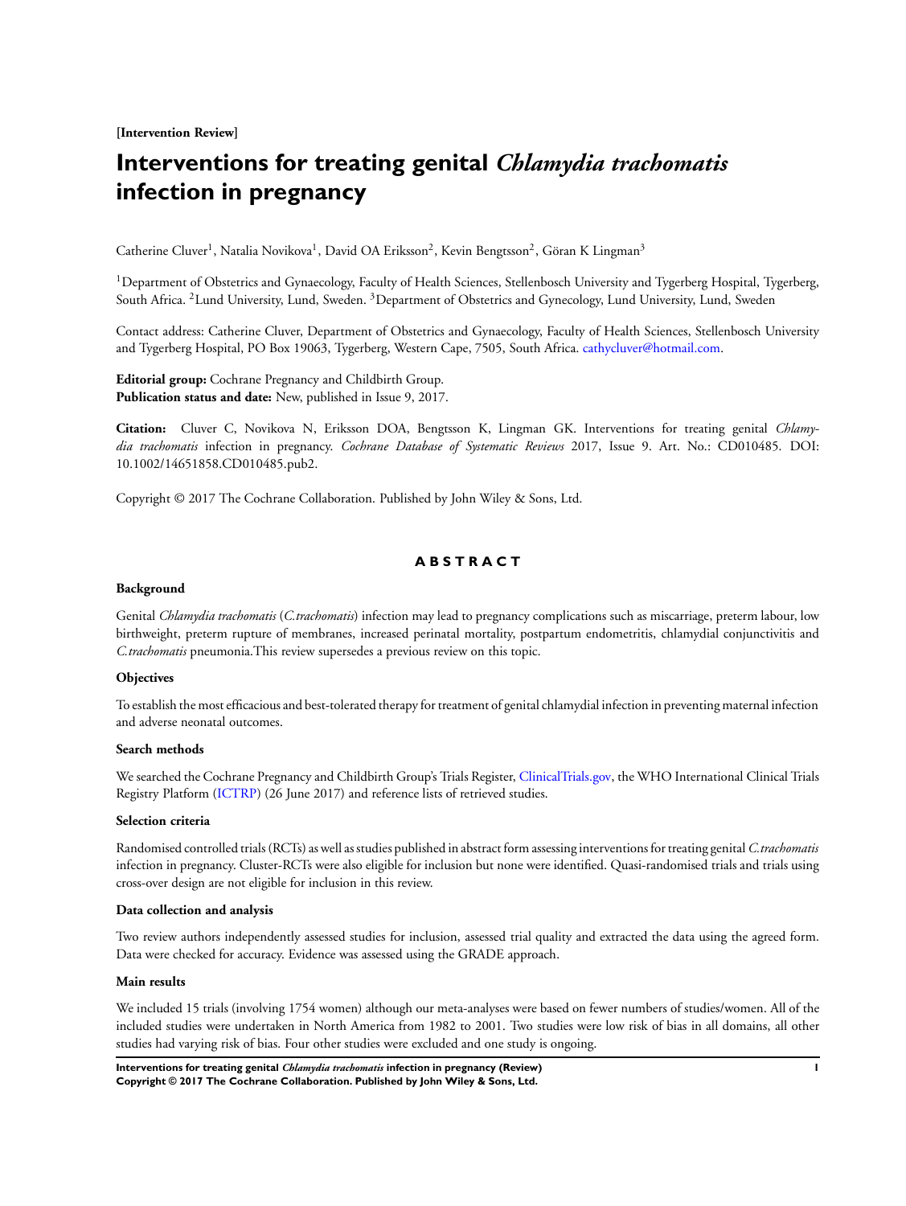[Intervention Review]

# Interventions for treating genital *Chlamydia trachomatis* infection in pregnancy

Catherine Cluver[1], Natalia Novikova[1], David OA Eriksson[2], Kevin Bengtsson[2], Göran K Lingman[3]

[1]Department of Obstetrics and Gynaecology, Faculty of Health Sciences, Stellenbosch University and Tygerberg Hospital, Tygerberg, South Africa. [2]Lund University, Lund, Sweden. [3]Department of Obstetrics and Gynecology, Lund University, Lund, Sweden

Contact address: Catherine Cluver, Department of Obstetrics and Gynaecology, Faculty of Health Sciences, Stellenbosch University and Tygerberg Hospital, PO Box 19063, Tygerberg, Western Cape, 7505, South Africa. cathycluver@hotmail.com.

**Editorial group:** Cochrane Pregnancy and Childbirth Group.
**Publication status and date:** New, published in Issue 9, 2017.

**Citation:** Cluver C, Novikova N, Eriksson DOA, Bengtsson K, Lingman GK. Interventions for treating genital *Chlamydia trachomatis* infection in pregnancy. *Cochrane Database of Systematic Reviews* 2017, Issue 9. Art. No.: CD010485. DOI: 10.1002/14651858.CD010485.pub2.

Copyright © 2017 The Cochrane Collaboration. Published by John Wiley & Sons, Ltd.

## ABSTRACT

### Background

Genital *Chlamydia trachomatis* (*C.trachomatis*) infection may lead to pregnancy complications such as miscarriage, preterm labour, low birthweight, preterm rupture of membranes, increased perinatal mortality, postpartum endometritis, chlamydial conjunctivitis and *C.trachomatis* pneumonia.This review supersedes a previous review on this topic.

### Objectives

To establish the most efficacious and best-tolerated therapy for treatment of genital chlamydial infection in preventing maternal infection and adverse neonatal outcomes.

### Search methods

We searched the Cochrane Pregnancy and Childbirth Group's Trials Register, ClinicalTrials.gov, the WHO International Clinical Trials Registry Platform (ICTRP) (26 June 2017) and reference lists of retrieved studies.

### Selection criteria

Randomised controlled trials (RCTs) as well as studies published in abstract form assessing interventions for treating genital *C.trachomatis* infection in pregnancy. Cluster-RCTs were also eligible for inclusion but none were identified. Quasi-randomised trials and trials using cross-over design are not eligible for inclusion in this review.

### Data collection and analysis

Two review authors independently assessed studies for inclusion, assessed trial quality and extracted the data using the agreed form. Data were checked for accuracy. Evidence was assessed using the GRADE approach.

### Main results

We included 15 trials (involving 1754 women) although our meta-analyses were based on fewer numbers of studies/women. All of the included studies were undertaken in North America from 1982 to 2001. Two studies were low risk of bias in all domains, all other studies had varying risk of bias. Four other studies were excluded and one study is ongoing.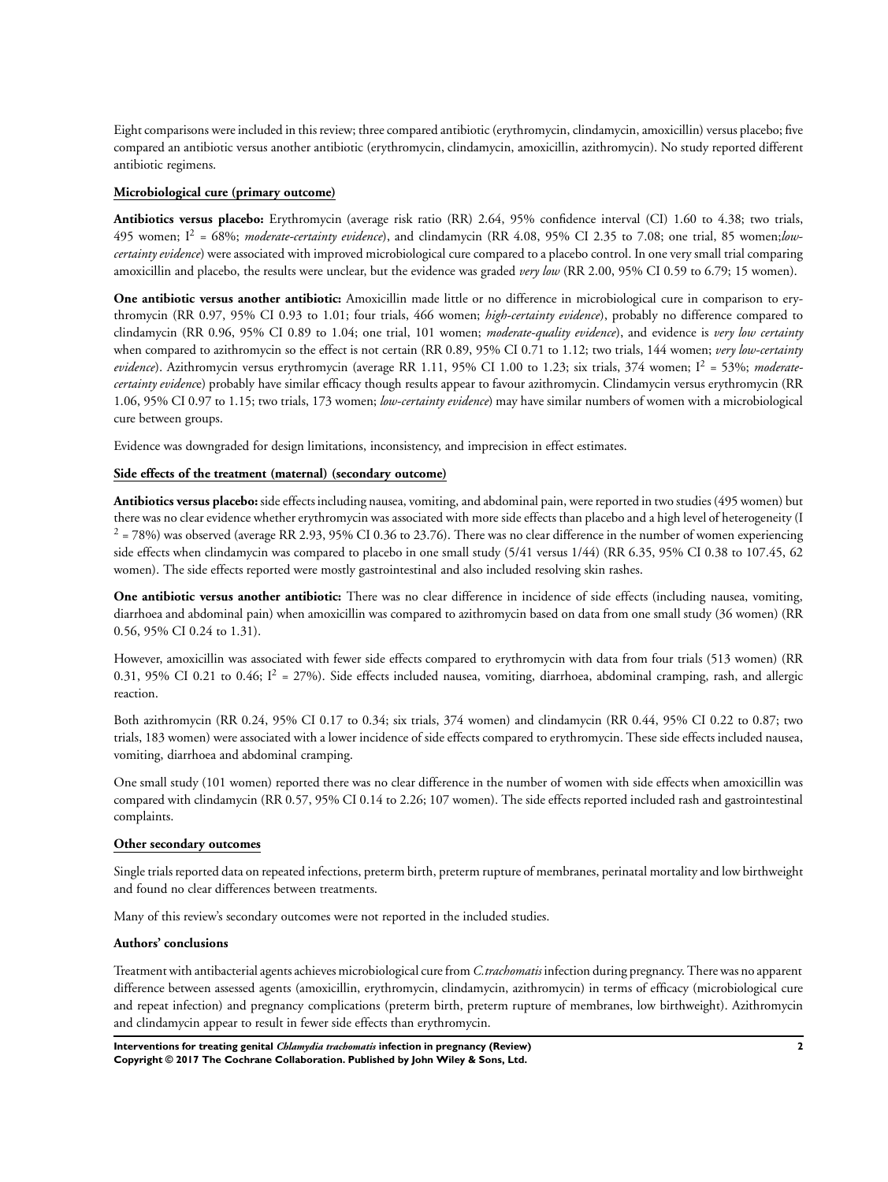Eight comparisons were included in this review; three compared antibiotic (erythromycin, clindamycin, amoxicillin) versus placebo; five compared an antibiotic versus another antibiotic (erythromycin, clindamycin, amoxicillin, azithromycin). No study reported different antibiotic regimens.

**Microbiological cure (primary outcome)**

**Antibiotics versus placebo:** Erythromycin (average risk ratio (RR) 2.64, 95% confidence interval (CI) 1.60 to 4.38; two trials, 495 women; $I^2$ = 68%; *moderate-certainty evidence*), and clindamycin (RR 4.08, 95% CI 2.35 to 7.08; one trial, 85 women;*low-certainty evidence*) were associated with improved microbiological cure compared to a placebo control. In one very small trial comparing amoxicillin and placebo, the results were unclear, but the evidence was graded *very low* (RR 2.00, 95% CI 0.59 to 6.79; 15 women).

**One antibiotic versus another antibiotic:** Amoxicillin made little or no difference in microbiological cure in comparison to erythromycin (RR 0.97, 95% CI 0.93 to 1.01; four trials, 466 women; *high-certainty evidence*), probably no difference compared to clindamycin (RR 0.96, 95% CI 0.89 to 1.04; one trial, 101 women; *moderate-quality evidence*), and evidence is *very low certainty* when compared to azithromycin so the effect is not certain (RR 0.89, 95% CI 0.71 to 1.12; two trials, 144 women; *very low-certainty evidence*). Azithromycin versus erythromycin (average RR 1.11, 95% CI 1.00 to 1.23; six trials, 374 women; $I^2$ = 53%; *moderate-certainty evidence*) probably have similar efficacy though results appear to favour azithromycin. Clindamycin versus erythromycin (RR 1.06, 95% CI 0.97 to 1.15; two trials, 173 women; *low-certainty evidence*) may have similar numbers of women with a microbiological cure between groups.

Evidence was downgraded for design limitations, inconsistency, and imprecision in effect estimates.

**Side effects of the treatment (maternal) (secondary outcome)**

**Antibiotics versus placebo:** side effects including nausea, vomiting, and abdominal pain, were reported in two studies (495 women) but there was no clear evidence whether erythromycin was associated with more side effects than placebo and a high level of heterogeneity ($I^2$ = 78%) was observed (average RR 2.93, 95% CI 0.36 to 23.76). There was no clear difference in the number of women experiencing side effects when clindamycin was compared to placebo in one small study (5/41 versus 1/44) (RR 6.35, 95% CI 0.38 to 107.45, 62 women). The side effects reported were mostly gastrointestinal and also included resolving skin rashes.

**One antibiotic versus another antibiotic:** There was no clear difference in incidence of side effects (including nausea, vomiting, diarrhoea and abdominal pain) when amoxicillin was compared to azithromycin based on data from one small study (36 women) (RR 0.56, 95% CI 0.24 to 1.31).

However, amoxicillin was associated with fewer side effects compared to erythromycin with data from four trials (513 women) (RR 0.31, 95% CI 0.21 to 0.46; $I^2$ = 27%). Side effects included nausea, vomiting, diarrhoea, abdominal cramping, rash, and allergic reaction.

Both azithromycin (RR 0.24, 95% CI 0.17 to 0.34; six trials, 374 women) and clindamycin (RR 0.44, 95% CI 0.22 to 0.87; two trials, 183 women) were associated with a lower incidence of side effects compared to erythromycin. These side effects included nausea, vomiting, diarrhoea and abdominal cramping.

One small study (101 women) reported there was no clear difference in the number of women with side effects when amoxicillin was compared with clindamycin (RR 0.57, 95% CI 0.14 to 2.26; 107 women). The side effects reported included rash and gastrointestinal complaints.

**Other secondary outcomes**

Single trials reported data on repeated infections, preterm birth, preterm rupture of membranes, perinatal mortality and low birthweight and found no clear differences between treatments.

Many of this review's secondary outcomes were not reported in the included studies.

**Authors' conclusions**

Treatment with antibacterial agents achieves microbiological cure from *C.trachomatis* infection during pregnancy. There was no apparent difference between assessed agents (amoxicillin, erythromycin, clindamycin, azithromycin) in terms of efficacy (microbiological cure and repeat infection) and pregnancy complications (preterm birth, preterm rupture of membranes, low birthweight). Azithromycin and clindamycin appear to result in fewer side effects than erythromycin.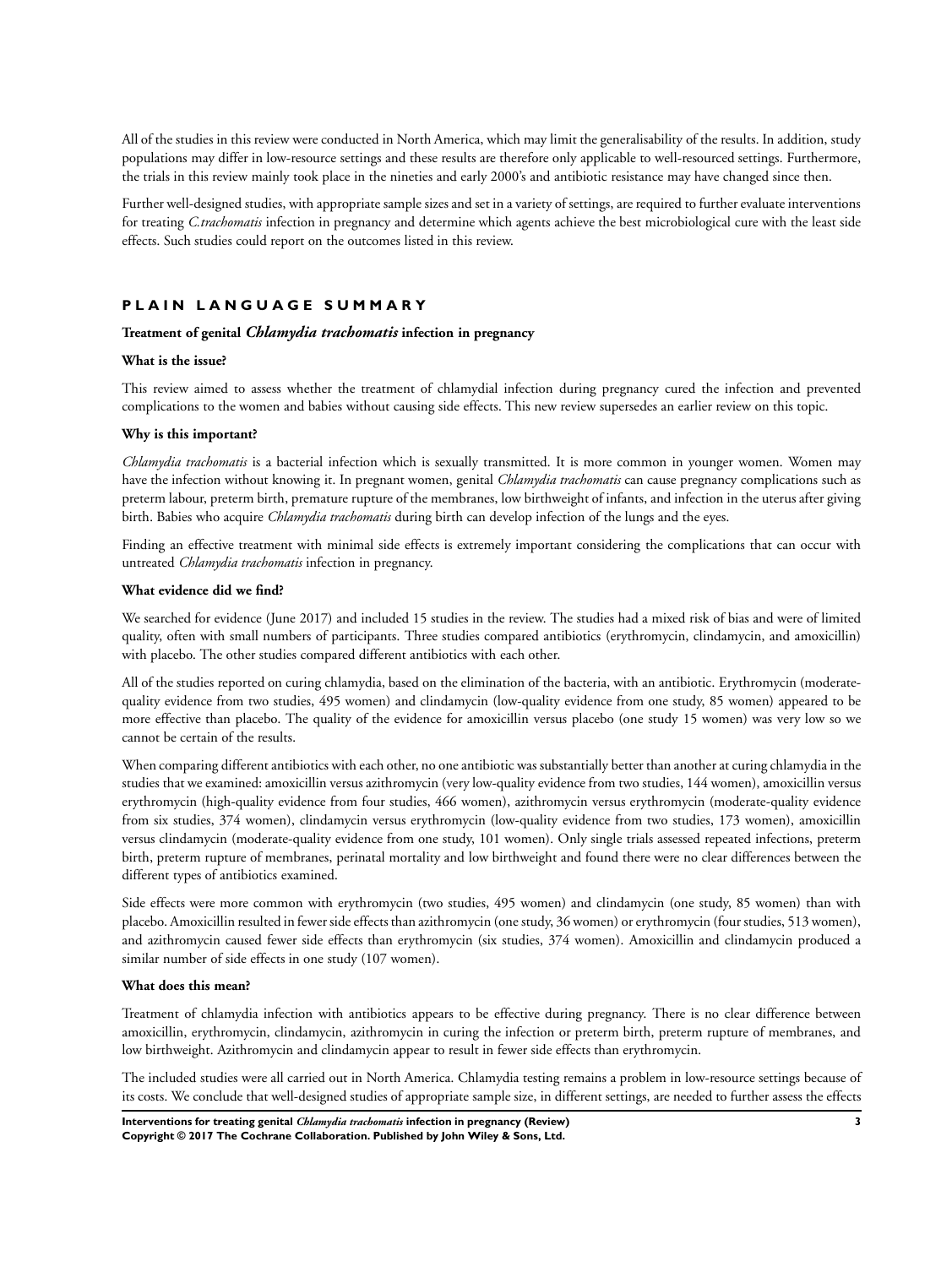All of the studies in this review were conducted in North America, which may limit the generalisability of the results. In addition, study populations may differ in low-resource settings and these results are therefore only applicable to well-resourced settings. Furthermore, the trials in this review mainly took place in the nineties and early 2000's and antibiotic resistance may have changed since then.

Further well-designed studies, with appropriate sample sizes and set in a variety of settings, are required to further evaluate interventions for treating *C.trachomatis* infection in pregnancy and determine which agents achieve the best microbiological cure with the least side effects. Such studies could report on the outcomes listed in this review.

# PLAIN LANGUAGE SUMMARY

## Treatment of genital *Chlamydia trachomatis* infection in pregnancy

**What is the issue?**

This review aimed to assess whether the treatment of chlamydial infection during pregnancy cured the infection and prevented complications to the women and babies without causing side effects. This new review supersedes an earlier review on this topic.

**Why is this important?**

*Chlamydia trachomatis* is a bacterial infection which is sexually transmitted. It is more common in younger women. Women may have the infection without knowing it. In pregnant women, genital *Chlamydia trachomatis* can cause pregnancy complications such as preterm labour, preterm birth, premature rupture of the membranes, low birthweight of infants, and infection in the uterus after giving birth. Babies who acquire *Chlamydia trachomatis* during birth can develop infection of the lungs and the eyes.

Finding an effective treatment with minimal side effects is extremely important considering the complications that can occur with untreated *Chlamydia trachomatis* infection in pregnancy.

**What evidence did we find?**

We searched for evidence (June 2017) and included 15 studies in the review. The studies had a mixed risk of bias and were of limited quality, often with small numbers of participants. Three studies compared antibiotics (erythromycin, clindamycin, and amoxicillin) with placebo. The other studies compared different antibiotics with each other.

All of the studies reported on curing chlamydia, based on the elimination of the bacteria, with an antibiotic. Erythromycin (moderate-quality evidence from two studies, 495 women) and clindamycin (low-quality evidence from one study, 85 women) appeared to be more effective than placebo. The quality of the evidence for amoxicillin versus placebo (one study 15 women) was very low so we cannot be certain of the results.

When comparing different antibiotics with each other, no one antibiotic was substantially better than another at curing chlamydia in the studies that we examined: amoxicillin versus azithromycin (very low-quality evidence from two studies, 144 women), amoxicillin versus erythromycin (high-quality evidence from four studies, 466 women), azithromycin versus erythromycin (moderate-quality evidence from six studies, 374 women), clindamycin versus erythromycin (low-quality evidence from two studies, 173 women), amoxicillin versus clindamycin (moderate-quality evidence from one study, 101 women). Only single trials assessed repeated infections, preterm birth, preterm rupture of membranes, perinatal mortality and low birthweight and found there were no clear differences between the different types of antibiotics examined.

Side effects were more common with erythromycin (two studies, 495 women) and clindamycin (one study, 85 women) than with placebo. Amoxicillin resulted in fewer side effects than azithromycin (one study, 36 women) or erythromycin (four studies, 513 women), and azithromycin caused fewer side effects than erythromycin (six studies, 374 women). Amoxicillin and clindamycin produced a similar number of side effects in one study (107 women).

**What does this mean?**

Treatment of chlamydia infection with antibiotics appears to be effective during pregnancy. There is no clear difference between amoxicillin, erythromycin, clindamycin, azithromycin in curing the infection or preterm birth, preterm rupture of membranes, and low birthweight. Azithromycin and clindamycin appear to result in fewer side effects than erythromycin.

The included studies were all carried out in North America. Chlamydia testing remains a problem in low-resource settings because of its costs. We conclude that well-designed studies of appropriate sample size, in different settings, are needed to further assess the effects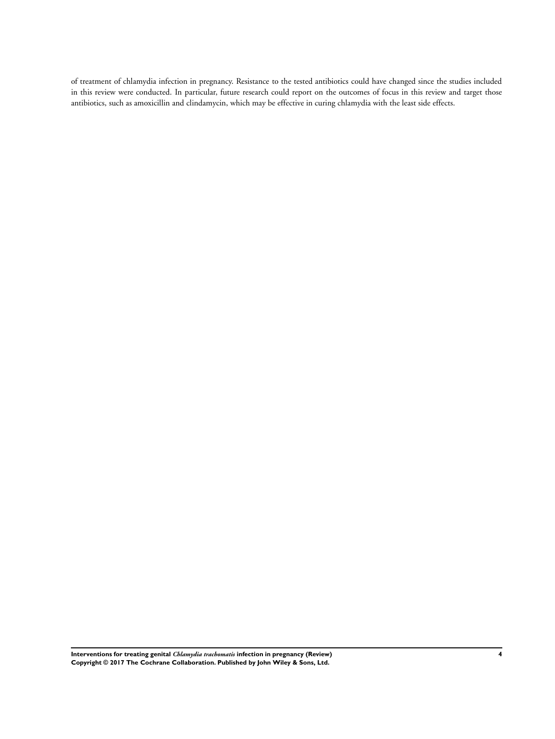of treatment of chlamydia infection in pregnancy. Resistance to the tested antibiotics could have changed since the studies included in this review were conducted. In particular, future research could report on the outcomes of focus in this review and target those antibiotics, such as amoxicillin and clindamycin, which may be effective in curing chlamydia with the least side effects.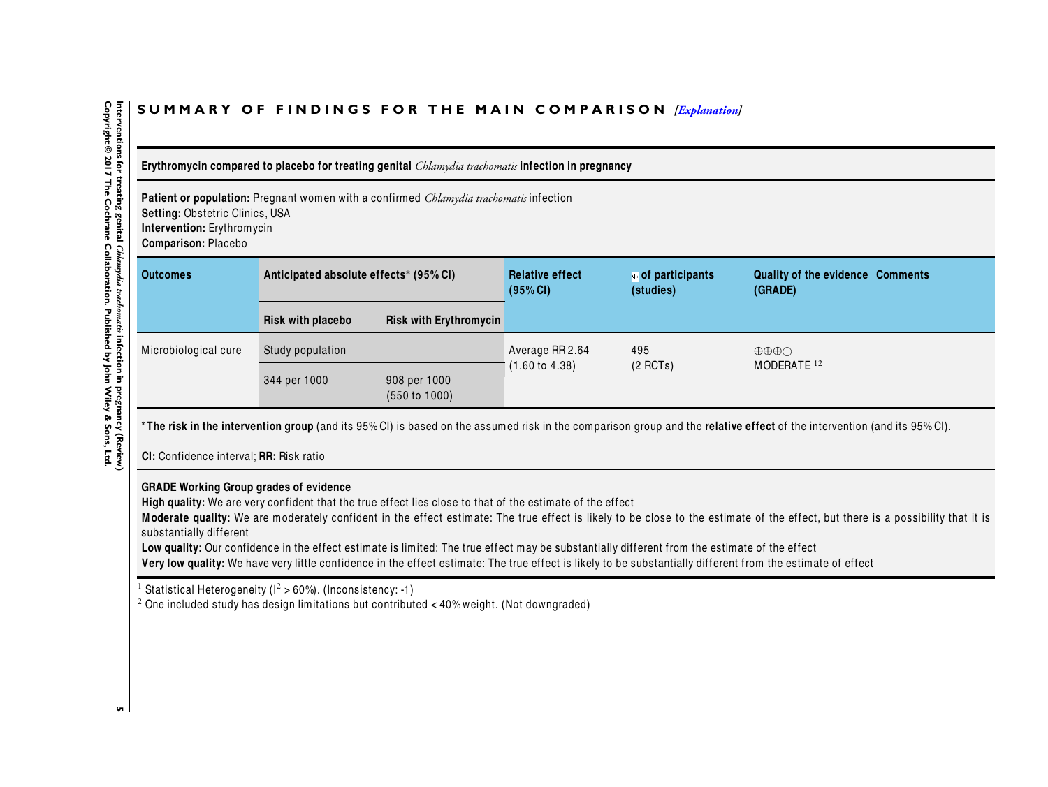## SUMMARY OF FINDINGS FOR THE MAIN COMPARISON *[Explanation]*

**Erythromycin compared to placebo for treating genital *Chlamydia trachomatis* infection in pregnancy**

**Patient or population:** Pregnant women with a confirmed *Chlamydia trachomatis* infection
**Setting:** Obstetric Clinics, USA
**Intervention:** Erythromycin
**Comparison:** Placebo

| Outcomes | Anticipated absolute effects* (95% CI) | | Relative effect (95% CI) | № of participants (studies) | Quality of the evidence (GRADE) | Comments |
|---|---|---|---|---|---|---|
| | Risk with placebo | Risk with Erythromycin | | | | |
| Microbiological cure | Study population | | Average RR 2.64 (1.60 to 4.38) | 495 (2 RCTs) | ⊕⊕⊕○ MODERATE [1,2] | |
| | 344 per 1000 | 908 per 1000 (550 to 1000) | | | | |

***The risk in the intervention group** (and its 95% CI) is based on the assumed risk in the comparison group and the **relative effect** of the intervention (and its 95% CI).

**CI:** Confidence interval; **RR:** Risk ratio

**GRADE Working Group grades of evidence**
**High quality:** We are very confident that the true effect lies close to that of the estimate of the effect
**Moderate quality:** We are moderately confident in the effect estimate: The true effect is likely to be close to the estimate of the effect, but there is a possibility that it is substantially different
**Low quality:** Our confidence in the effect estimate is limited: The true effect may be substantially different from the estimate of the effect
**Very low quality:** We have very little confidence in the effect estimate: The true effect is likely to be substantially different from the estimate of effect

[1] Statistical Heterogeneity ($I^2$ > 60%). (Inconsistency: -1)
[2] One included study has design limitations but contributed < 40% weight. (Not downgraded)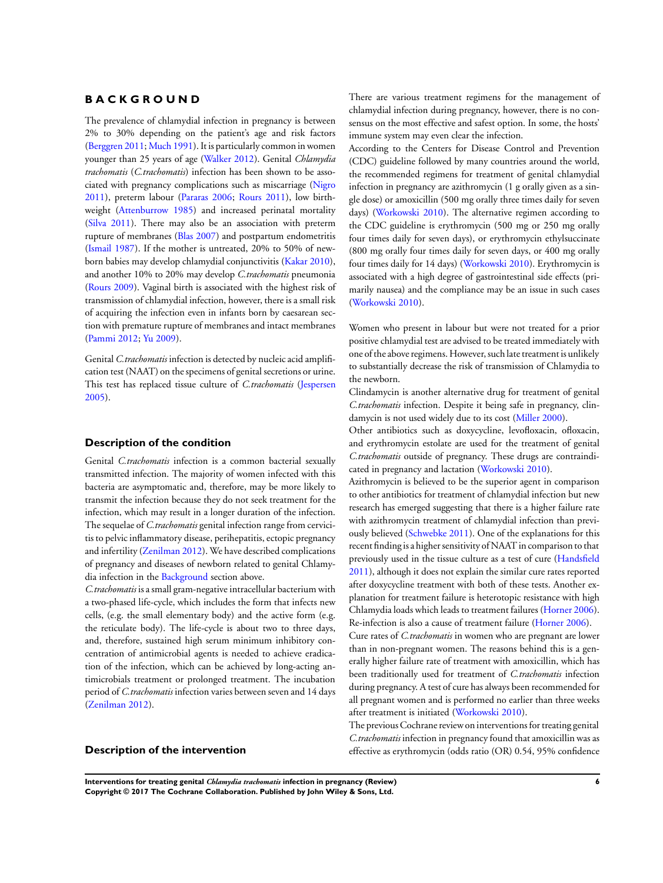# BACKGROUND

The prevalence of chlamydial infection in pregnancy is between 2% to 30% depending on the patient's age and risk factors (Berggren 2011; Much 1991). It is particularly common in women younger than 25 years of age (Walker 2012). Genital *Chlamydia trachomatis* (*C.trachomatis*) infection has been shown to be associated with pregnancy complications such as miscarriage (Nigro 2011), preterm labour (Pararas 2006; Rours 2011), low birthweight (Attenburrow 1985) and increased perinatal mortality (Silva 2011). There may also be an association with preterm rupture of membranes (Blas 2007) and postpartum endometritis (Ismail 1987). If the mother is untreated, 20% to 50% of newborn babies may develop chlamydial conjunctivitis (Kakar 2010), and another 10% to 20% may develop *C.trachomatis* pneumonia (Rours 2009). Vaginal birth is associated with the highest risk of transmission of chlamydial infection, however, there is a small risk of acquiring the infection even in infants born by caesarean section with premature rupture of membranes and intact membranes (Pammi 2012; Yu 2009).

Genital *C.trachomatis* infection is detected by nucleic acid amplification test (NAAT) on the specimens of genital secretions or urine. This test has replaced tissue culture of *C.trachomatis* (Jespersen 2005).

## Description of the condition

Genital *C.trachomatis* infection is a common bacterial sexually transmitted infection. The majority of women infected with this bacteria are asymptomatic and, therefore, may be more likely to transmit the infection because they do not seek treatment for the infection, which may result in a longer duration of the infection. The sequelae of *C.trachomatis* genital infection range from cervicitis to pelvic inflammatory disease, perihepatitis, ectopic pregnancy and infertility (Zenilman 2012). We have described complications of pregnancy and diseases of newborn related to genital Chlamydia infection in the Background section above.

*C.trachomatis* is a small gram-negative intracellular bacterium with a two-phased life-cycle, which includes the form that infects new cells, (e.g. the small elementary body) and the active form (e.g. the reticulate body). The life-cycle is about two to three days, and, therefore, sustained high serum minimum inhibitory concentration of antimicrobial agents is needed to achieve eradication of the infection, which can be achieved by long-acting antimicrobials treatment or prolonged treatment. The incubation period of *C.trachomatis* infection varies between seven and 14 days (Zenilman 2012).

## Description of the intervention

There are various treatment regimens for the management of chlamydial infection during pregnancy, however, there is no consensus on the most effective and safest option. In some, the hosts' immune system may even clear the infection.

According to the Centers for Disease Control and Prevention (CDC) guideline followed by many countries around the world, the recommended regimens for treatment of genital chlamydial infection in pregnancy are azithromycin (1 g orally given as a single dose) or amoxicillin (500 mg orally three times daily for seven days) (Workowski 2010). The alternative regimen according to the CDC guideline is erythromycin (500 mg or 250 mg orally four times daily for seven days), or erythromycin ethylsuccinate (800 mg orally four times daily for seven days, or 400 mg orally four times daily for 14 days) (Workowski 2010). Erythromycin is associated with a high degree of gastrointestinal side effects (primarily nausea) and the compliance may be an issue in such cases (Workowski 2010).

Women who present in labour but were not treated for a prior positive chlamydial test are advised to be treated immediately with one of the above regimens. However, such late treatment is unlikely to substantially decrease the risk of transmission of Chlamydia to the newborn.

Clindamycin is another alternative drug for treatment of genital *C.trachomatis* infection. Despite it being safe in pregnancy, clindamycin is not used widely due to its cost (Miller 2000).

Other antibiotics such as doxycycline, levofloxacin, ofloxacin, and erythromycin estolate are used for the treatment of genital *C.trachomatis* outside of pregnancy. These drugs are contraindicated in pregnancy and lactation (Workowski 2010).

Azithromycin is believed to be the superior agent in comparison to other antibiotics for treatment of chlamydial infection but new research has emerged suggesting that there is a higher failure rate with azithromycin treatment of chlamydial infection than previously believed (Schwebke 2011). One of the explanations for this recent finding is a higher sensitivity of NAAT in comparison to that previously used in the tissue culture as a test of cure (Handsfield 2011), although it does not explain the similar cure rates reported after doxycycline treatment with both of these tests. Another explanation for treatment failure is heterotopic resistance with high Chlamydia loads which leads to treatment failures (Horner 2006). Re-infection is also a cause of treatment failure (Horner 2006).

Cure rates of *C.trachomatis* in women who are pregnant are lower than in non-pregnant women. The reasons behind this is a generally higher failure rate of treatment with amoxicillin, which has been traditionally used for treatment of *C.trachomatis* infection during pregnancy. A test of cure has always been recommended for all pregnant women and is performed no earlier than three weeks after treatment is initiated (Workowski 2010).

The previous Cochrane review on interventions for treating genital *C.trachomatis* infection in pregnancy found that amoxicillin was as effective as erythromycin (odds ratio (OR) 0.54, 95% confidence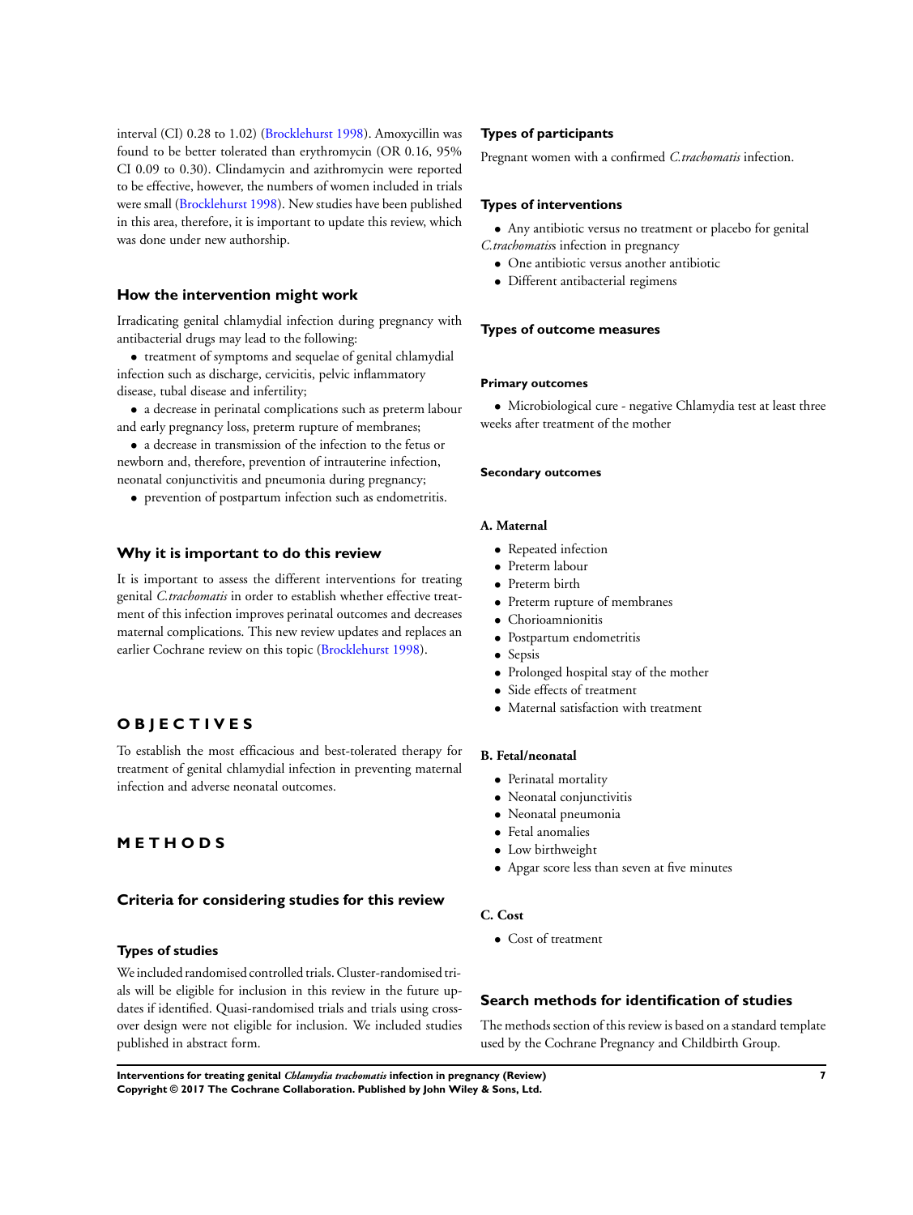interval (CI) 0.28 to 1.02) (Brocklehurst 1998). Amoxycillin was found to be better tolerated than erythromycin (OR 0.16, 95% CI 0.09 to 0.30). Clindamycin and azithromycin were reported to be effective, however, the numbers of women included in trials were small (Brocklehurst 1998). New studies have been published in this area, therefore, it is important to update this review, which was done under new authorship.

### How the intervention might work

Irradicating genital chlamydial infection during pregnancy with antibacterial drugs may lead to the following:

- treatment of symptoms and sequelae of genital chlamydial infection such as discharge, cervicitis, pelvic inflammatory disease, tubal disease and infertility;
- a decrease in perinatal complications such as preterm labour and early pregnancy loss, preterm rupture of membranes;
- a decrease in transmission of the infection to the fetus or newborn and, therefore, prevention of intrauterine infection, neonatal conjunctivitis and pneumonia during pregnancy;
- prevention of postpartum infection such as endometritis.

### Why it is important to do this review

It is important to assess the different interventions for treating genital *C.trachomatis* in order to establish whether effective treatment of this infection improves perinatal outcomes and decreases maternal complications. This new review updates and replaces an earlier Cochrane review on this topic (Brocklehurst 1998).

# OBJECTIVES

To establish the most efficacious and best-tolerated therapy for treatment of genital chlamydial infection in preventing maternal infection and adverse neonatal outcomes.

# METHODS

## Criteria for considering studies for this review

### Types of studies

We included randomised controlled trials. Cluster-randomised trials will be eligible for inclusion in this review in the future updates if identified. Quasi-randomised trials and trials using cross-over design were not eligible for inclusion. We included studies published in abstract form.

### Types of participants

Pregnant women with a confirmed *C.trachomatis* infection.

### Types of interventions

- Any antibiotic versus no treatment or placebo for genital *C.trachomatis*s infection in pregnancy
- One antibiotic versus another antibiotic
- Different antibacterial regimens

### Types of outcome measures

#### Primary outcomes

- Microbiological cure - negative Chlamydia test at least three weeks after treatment of the mother

#### Secondary outcomes

**A. Maternal**

- Repeated infection
- Preterm labour
- Preterm birth
- Preterm rupture of membranes
- Chorioamnionitis
- Postpartum endometritis
- Sepsis
- Prolonged hospital stay of the mother
- Side effects of treatment
- Maternal satisfaction with treatment

**B. Fetal/neonatal**

- Perinatal mortality
- Neonatal conjunctivitis
- Neonatal pneumonia
- Fetal anomalies
- Low birthweight
- Apgar score less than seven at five minutes

**C. Cost**

- Cost of treatment

## Search methods for identification of studies

The methods section of this review is based on a standard template used by the Cochrane Pregnancy and Childbirth Group.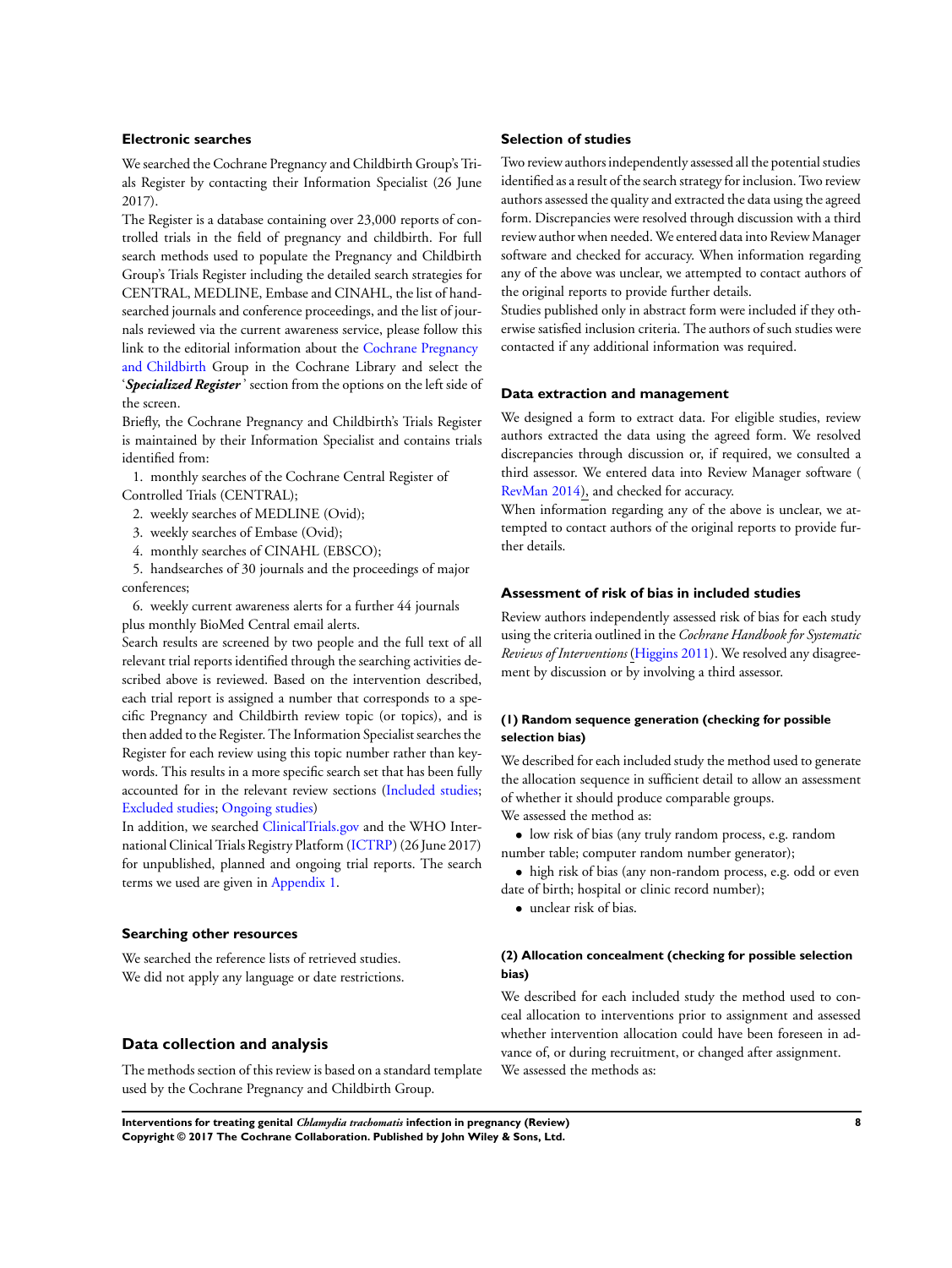### Electronic searches

We searched the Cochrane Pregnancy and Childbirth Group's Trials Register by contacting their Information Specialist (26 June 2017).

The Register is a database containing over 23,000 reports of controlled trials in the field of pregnancy and childbirth. For full search methods used to populate the Pregnancy and Childbirth Group's Trials Register including the detailed search strategies for CENTRAL, MEDLINE, Embase and CINAHL, the list of handsearched journals and conference proceedings, and the list of journals reviewed via the current awareness service, please follow this link to the editorial information about the Cochrane Pregnancy and Childbirth Group in the Cochrane Library and select the '***Specialized Register***' section from the options on the left side of the screen.

Briefly, the Cochrane Pregnancy and Childbirth's Trials Register is maintained by their Information Specialist and contains trials identified from:

1. monthly searches of the Cochrane Central Register of Controlled Trials (CENTRAL);
2. weekly searches of MEDLINE (Ovid);
3. weekly searches of Embase (Ovid);
4. monthly searches of CINAHL (EBSCO);
5. handsearches of 30 journals and the proceedings of major conferences;
6. weekly current awareness alerts for a further 44 journals plus monthly BioMed Central email alerts.

Search results are screened by two people and the full text of all relevant trial reports identified through the searching activities described above is reviewed. Based on the intervention described, each trial report is assigned a number that corresponds to a specific Pregnancy and Childbirth review topic (or topics), and is then added to the Register. The Information Specialist searches the Register for each review using this topic number rather than keywords. This results in a more specific search set that has been fully accounted for in the relevant review sections (Included studies; Excluded studies; Ongoing studies)

In addition, we searched ClinicalTrials.gov and the WHO International Clinical Trials Registry Platform (ICTRP) (26 June 2017) for unpublished, planned and ongoing trial reports. The search terms we used are given in Appendix 1.

### Searching other resources

We searched the reference lists of retrieved studies.

We did not apply any language or date restrictions.

## Data collection and analysis

The methods section of this review is based on a standard template used by the Cochrane Pregnancy and Childbirth Group.

### Selection of studies

Two review authors independently assessed all the potential studies identified as a result of the search strategy for inclusion. Two review authors assessed the quality and extracted the data using the agreed form. Discrepancies were resolved through discussion with a third review author when needed. We entered data into Review Manager software and checked for accuracy. When information regarding any of the above was unclear, we attempted to contact authors of the original reports to provide further details.

Studies published only in abstract form were included if they otherwise satisfied inclusion criteria. The authors of such studies were contacted if any additional information was required.

### Data extraction and management

We designed a form to extract data. For eligible studies, review authors extracted the data using the agreed form. We resolved discrepancies through discussion or, if required, we consulted a third assessor. We entered data into Review Manager software (RevMan 2014), and checked for accuracy.

When information regarding any of the above is unclear, we attempted to contact authors of the original reports to provide further details.

### Assessment of risk of bias in included studies

Review authors independently assessed risk of bias for each study using the criteria outlined in the *Cochrane Handbook for Systematic Reviews of Interventions* (Higgins 2011). We resolved any disagreement by discussion or by involving a third assessor.

#### (1) Random sequence generation (checking for possible selection bias)

We described for each included study the method used to generate the allocation sequence in sufficient detail to allow an assessment of whether it should produce comparable groups.

We assessed the method as:

- low risk of bias (any truly random process, e.g. random number table; computer random number generator);
- high risk of bias (any non-random process, e.g. odd or even date of birth; hospital or clinic record number);
- unclear risk of bias.

#### (2) Allocation concealment (checking for possible selection bias)

We described for each included study the method used to conceal allocation to interventions prior to assignment and assessed whether intervention allocation could have been foreseen in advance of, or during recruitment, or changed after assignment.

We assessed the methods as: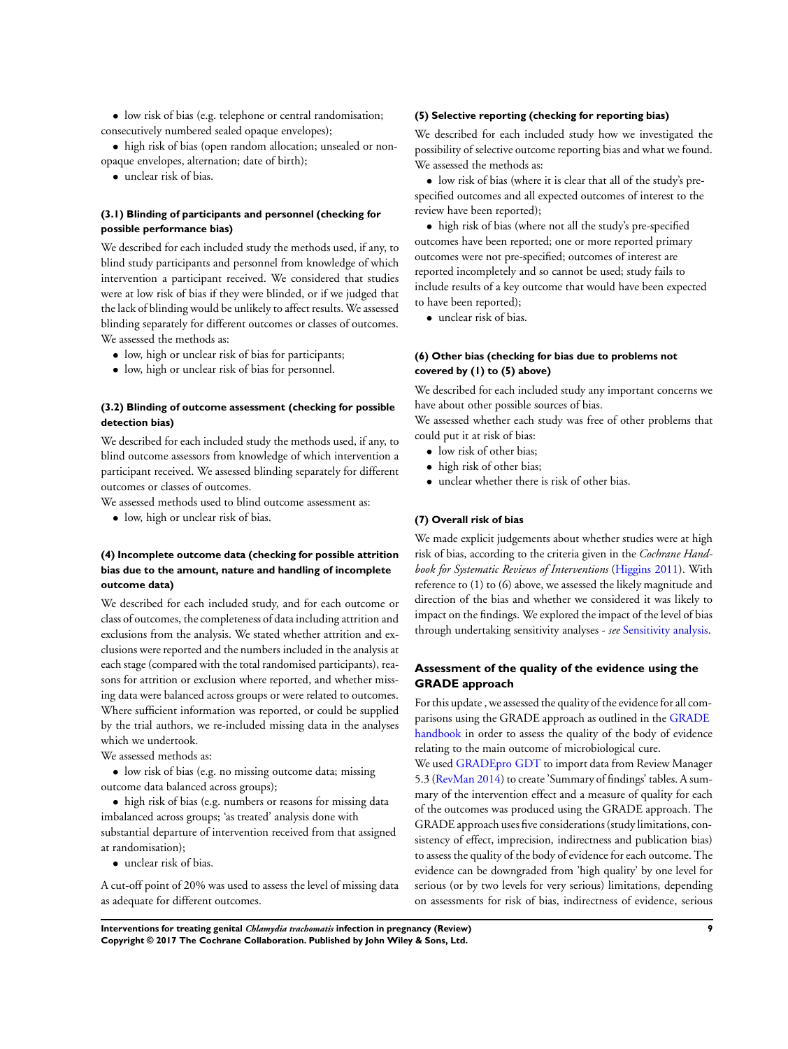- low risk of bias (e.g. telephone or central randomisation; consecutively numbered sealed opaque envelopes);
- high risk of bias (open random allocation; unsealed or non-opaque envelopes, alternation; date of birth);
- unclear risk of bias.

#### (3.1) Blinding of participants and personnel (checking for possible performance bias)

We described for each included study the methods used, if any, to blind study participants and personnel from knowledge of which intervention a participant received. We considered that studies were at low risk of bias if they were blinded, or if we judged that the lack of blinding would be unlikely to affect results. We assessed blinding separately for different outcomes or classes of outcomes. We assessed the methods as:

- low, high or unclear risk of bias for participants;
- low, high or unclear risk of bias for personnel.

#### (3.2) Blinding of outcome assessment (checking for possible detection bias)

We described for each included study the methods used, if any, to blind outcome assessors from knowledge of which intervention a participant received. We assessed blinding separately for different outcomes or classes of outcomes.

We assessed methods used to blind outcome assessment as:

- low, high or unclear risk of bias.

#### (4) Incomplete outcome data (checking for possible attrition bias due to the amount, nature and handling of incomplete outcome data)

We described for each included study, and for each outcome or class of outcomes, the completeness of data including attrition and exclusions from the analysis. We stated whether attrition and exclusions were reported and the numbers included in the analysis at each stage (compared with the total randomised participants), reasons for attrition or exclusion where reported, and whether missing data were balanced across groups or were related to outcomes. Where sufficient information was reported, or could be supplied by the trial authors, we re-included missing data in the analyses which we undertook.

We assessed methods as:

- low risk of bias (e.g. no missing outcome data; missing outcome data balanced across groups);
- high risk of bias (e.g. numbers or reasons for missing data imbalanced across groups; 'as treated' analysis done with substantial departure of intervention received from that assigned at randomisation);
- unclear risk of bias.

A cut-off point of 20% was used to assess the level of missing data as adequate for different outcomes.

#### (5) Selective reporting (checking for reporting bias)

We described for each included study how we investigated the possibility of selective outcome reporting bias and what we found. We assessed the methods as:

- low risk of bias (where it is clear that all of the study's pre-specified outcomes and all expected outcomes of interest to the review have been reported);
- high risk of bias (where not all the study's pre-specified outcomes have been reported; one or more reported primary outcomes were not pre-specified; outcomes of interest are reported incompletely and so cannot be used; study fails to include results of a key outcome that would have been expected to have been reported);
- unclear risk of bias.

#### (6) Other bias (checking for bias due to problems not covered by (1) to (5) above)

We described for each included study any important concerns we have about other possible sources of bias.

We assessed whether each study was free of other problems that could put it at risk of bias:

- low risk of other bias;
- high risk of other bias;
- unclear whether there is risk of other bias.

#### (7) Overall risk of bias

We made explicit judgements about whether studies were at high risk of bias, according to the criteria given in the *Cochrane Handbook for Systematic Reviews of Interventions* (Higgins 2011). With reference to (1) to (6) above, we assessed the likely magnitude and direction of the bias and whether we considered it was likely to impact on the findings. We explored the impact of the level of bias through undertaking sensitivity analyses - *see* Sensitivity analysis.

### Assessment of the quality of the evidence using the GRADE approach

For this update , we assessed the quality of the evidence for all comparisons using the GRADE approach as outlined in the GRADE handbook in order to assess the quality of the body of evidence relating to the main outcome of microbiological cure.

We used GRADEpro GDT to import data from Review Manager 5.3 (RevMan 2014) to create 'Summary of findings' tables. A summary of the intervention effect and a measure of quality for each of the outcomes was produced using the GRADE approach. The GRADE approach uses five considerations (study limitations, consistency of effect, imprecision, indirectness and publication bias) to assess the quality of the body of evidence for each outcome. The evidence can be downgraded from 'high quality' by one level for serious (or by two levels for very serious) limitations, depending on assessments for risk of bias, indirectness of evidence, serious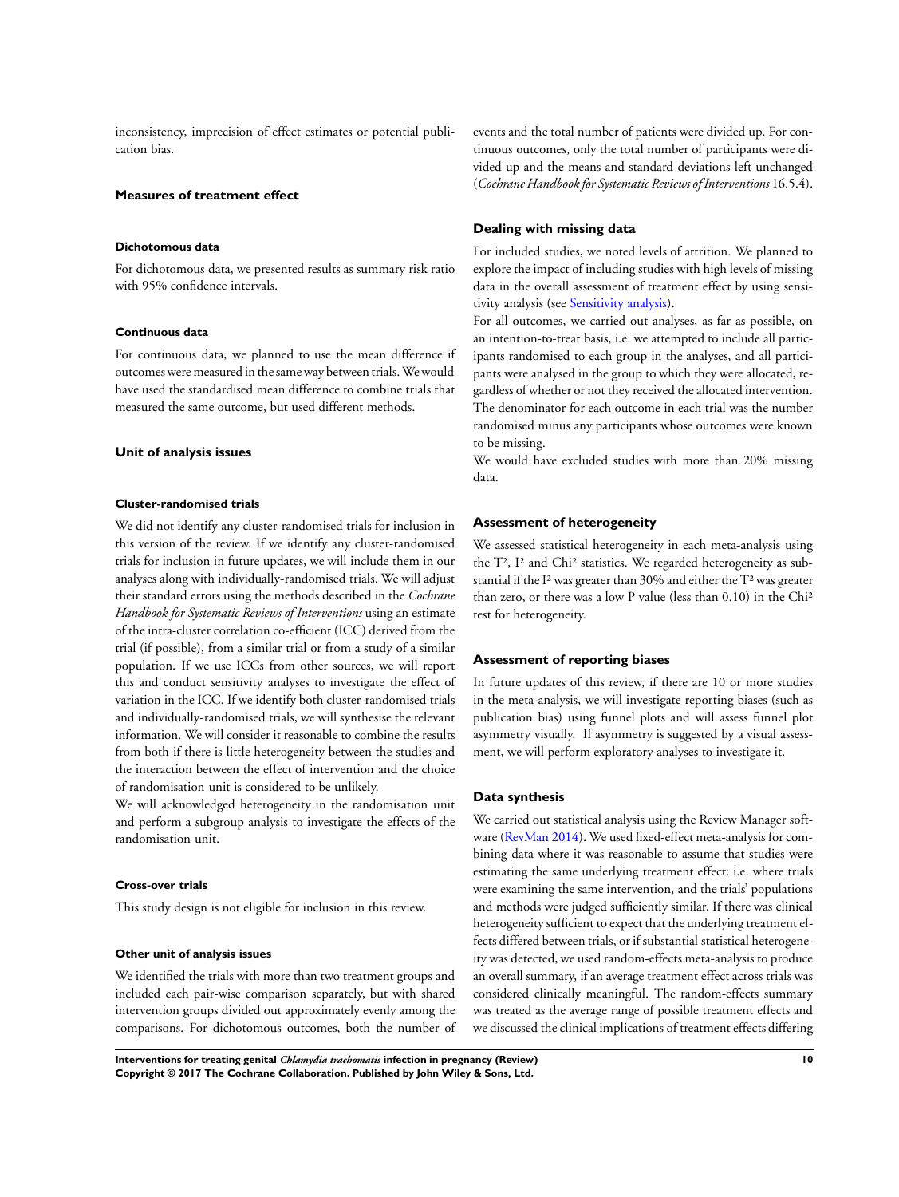inconsistency, imprecision of effect estimates or potential publication bias.

## Measures of treatment effect

### Dichotomous data

For dichotomous data, we presented results as summary risk ratio with 95% confidence intervals.

### Continuous data

For continuous data, we planned to use the mean difference if outcomes were measured in the same way between trials. We would have used the standardised mean difference to combine trials that measured the same outcome, but used different methods.

## Unit of analysis issues

### Cluster-randomised trials

We did not identify any cluster-randomised trials for inclusion in this version of the review. If we identify any cluster-randomised trials for inclusion in future updates, we will include them in our analyses along with individually-randomised trials. We will adjust their standard errors using the methods described in the *Cochrane Handbook for Systematic Reviews of Interventions* using an estimate of the intra-cluster correlation co-efficient (ICC) derived from the trial (if possible), from a similar trial or from a study of a similar population. If we use ICCs from other sources, we will report this and conduct sensitivity analyses to investigate the effect of variation in the ICC. If we identify both cluster-randomised trials and individually-randomised trials, we will synthesise the relevant information. We will consider it reasonable to combine the results from both if there is little heterogeneity between the studies and the interaction between the effect of intervention and the choice of randomisation unit is considered to be unlikely.

We will acknowledged heterogeneity in the randomisation unit and perform a subgroup analysis to investigate the effects of the randomisation unit.

### Cross-over trials

This study design is not eligible for inclusion in this review.

### Other unit of analysis issues

We identified the trials with more than two treatment groups and included each pair-wise comparison separately, but with shared intervention groups divided out approximately evenly among the comparisons. For dichotomous outcomes, both the number of events and the total number of patients were divided up. For continuous outcomes, only the total number of participants were divided up and the means and standard deviations left unchanged (*Cochrane Handbook for Systematic Reviews of Interventions* 16.5.4).

## Dealing with missing data

For included studies, we noted levels of attrition. We planned to explore the impact of including studies with high levels of missing data in the overall assessment of treatment effect by using sensitivity analysis (see Sensitivity analysis).

For all outcomes, we carried out analyses, as far as possible, on an intention-to-treat basis, i.e. we attempted to include all participants randomised to each group in the analyses, and all participants were analysed in the group to which they were allocated, regardless of whether or not they received the allocated intervention. The denominator for each outcome in each trial was the number randomised minus any participants whose outcomes were known to be missing.

We would have excluded studies with more than 20% missing data.

## Assessment of heterogeneity

We assessed statistical heterogeneity in each meta-analysis using the $T^2$, $I^2$ and $Chi^2$ statistics. We regarded heterogeneity as substantial if the $I^2$ was greater than 30% and either the $T^2$ was greater than zero, or there was a low P value (less than 0.10) in the $Chi^2$ test for heterogeneity.

## Assessment of reporting biases

In future updates of this review, if there are 10 or more studies in the meta-analysis, we will investigate reporting biases (such as publication bias) using funnel plots and will assess funnel plot asymmetry visually. If asymmetry is suggested by a visual assessment, we will perform exploratory analyses to investigate it.

## Data synthesis

We carried out statistical analysis using the Review Manager software (RevMan 2014). We used fixed-effect meta-analysis for combining data where it was reasonable to assume that studies were estimating the same underlying treatment effect: i.e. where trials were examining the same intervention, and the trials' populations and methods were judged sufficiently similar. If there was clinical heterogeneity sufficient to expect that the underlying treatment effects differed between trials, or if substantial statistical heterogeneity was detected, we used random-effects meta-analysis to produce an overall summary, if an average treatment effect across trials was considered clinically meaningful. The random-effects summary was treated as the average range of possible treatment effects and we discussed the clinical implications of treatment effects differing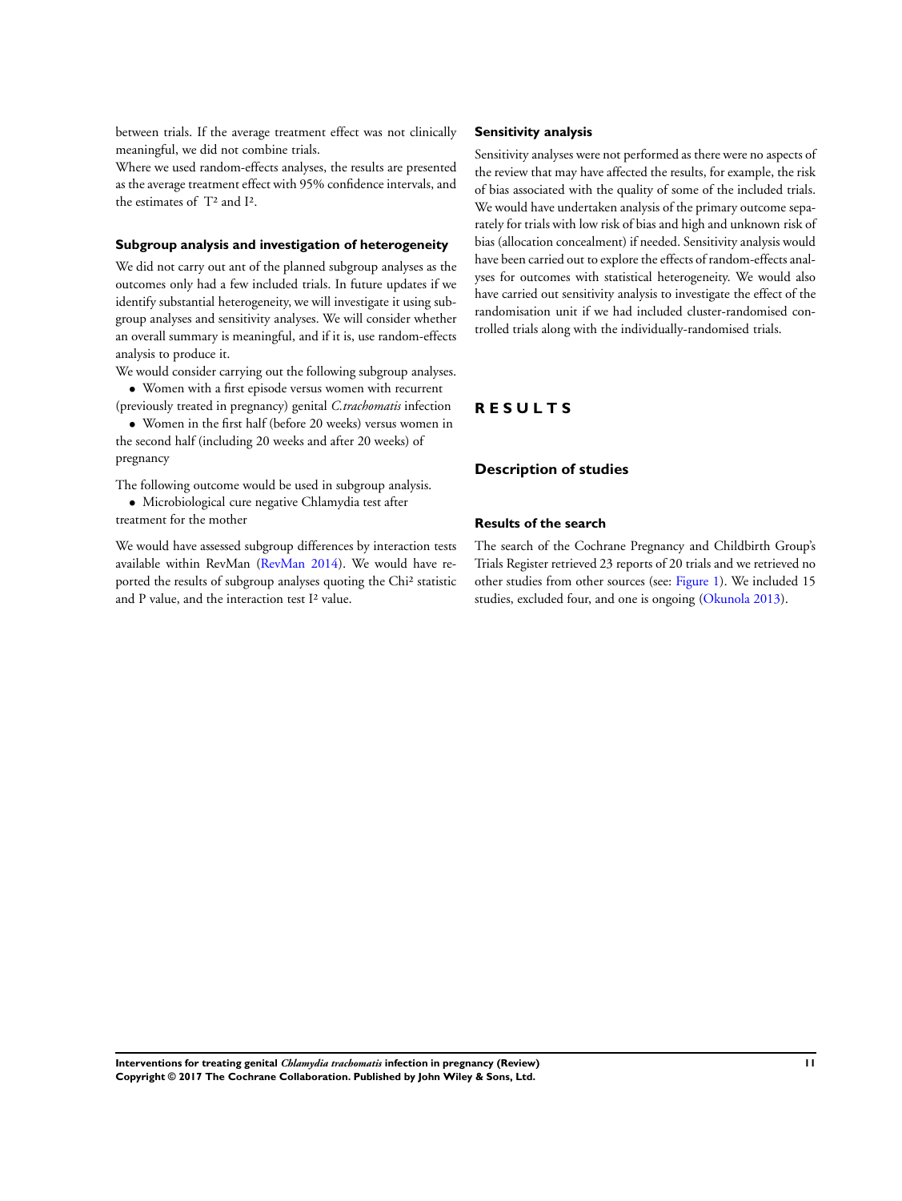between trials. If the average treatment effect was not clinically meaningful, we did not combine trials.

Where we used random-effects analyses, the results are presented as the average treatment effect with 95% confidence intervals, and the estimates of $T^2$ and $I^2$.

### Subgroup analysis and investigation of heterogeneity

We did not carry out ant of the planned subgroup analyses as the outcomes only had a few included trials. In future updates if we identify substantial heterogeneity, we will investigate it using subgroup analyses and sensitivity analyses. We will consider whether an overall summary is meaningful, and if it is, use random-effects analysis to produce it.

We would consider carrying out the following subgroup analyses.

- Women with a first episode versus women with recurrent (previously treated in pregnancy) genital *C.trachomatis* infection
- Women in the first half (before 20 weeks) versus women in the second half (including 20 weeks and after 20 weeks) of pregnancy

The following outcome would be used in subgroup analysis.

- Microbiological cure negative Chlamydia test after treatment for the mother

We would have assessed subgroup differences by interaction tests available within RevMan (RevMan 2014). We would have reported the results of subgroup analyses quoting the $Chi^2$ statistic and P value, and the interaction test $I^2$ value.

### Sensitivity analysis

Sensitivity analyses were not performed as there were no aspects of the review that may have affected the results, for example, the risk of bias associated with the quality of some of the included trials. We would have undertaken analysis of the primary outcome separately for trials with low risk of bias and high and unknown risk of bias (allocation concealment) if needed. Sensitivity analysis would have been carried out to explore the effects of random-effects analyses for outcomes with statistical heterogeneity. We would also have carried out sensitivity analysis to investigate the effect of the randomisation unit if we had included cluster-randomised controlled trials along with the individually-randomised trials.

# RESULTS

## Description of studies

### Results of the search

The search of the Cochrane Pregnancy and Childbirth Group's Trials Register retrieved 23 reports of 20 trials and we retrieved no other studies from other sources (see: Figure 1). We included 15 studies, excluded four, and one is ongoing (Okunola 2013).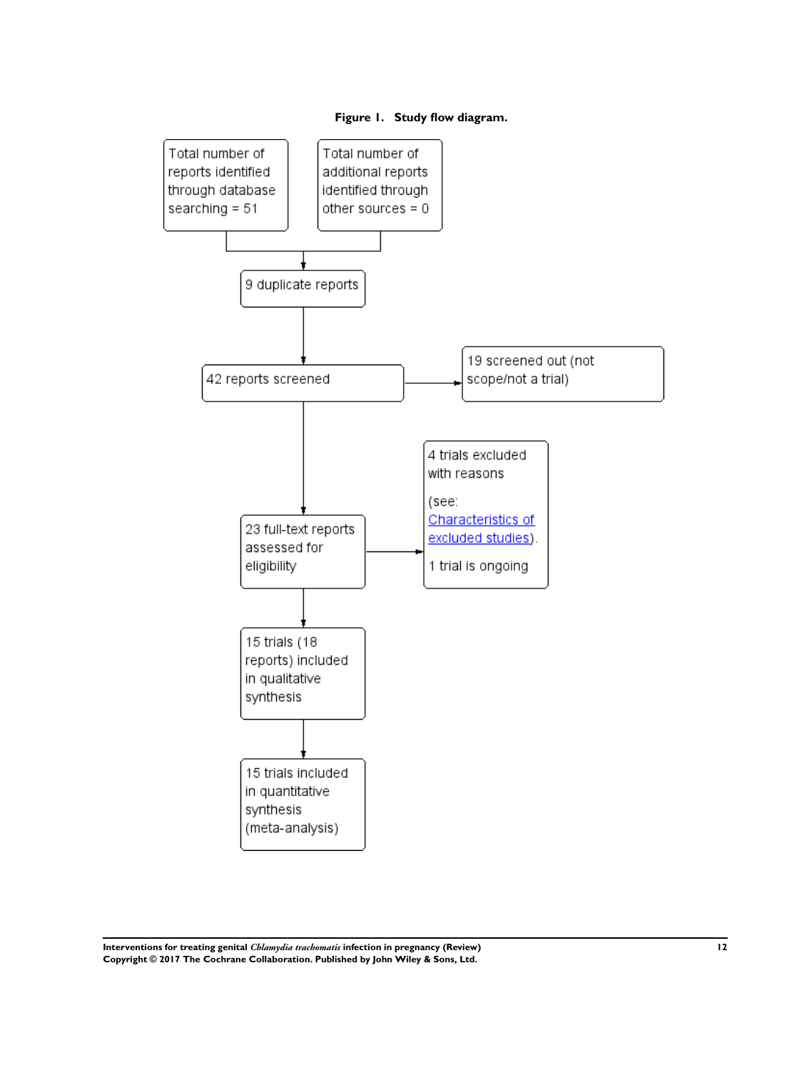**Figure 1. Study flow diagram.**

Total number of reports identified through database searching = 51

Total number of additional reports identified through other sources = 0

9 duplicate reports

42 reports screened

19 screened out (not scope/not a trial)

23 full-text reports assessed for eligibility

4 trials excluded with reasons

(see: Characteristics of excluded studies).

1 trial is ongoing

15 trials (18 reports) included in qualitative synthesis

15 trials included in quantitative synthesis (meta-analysis)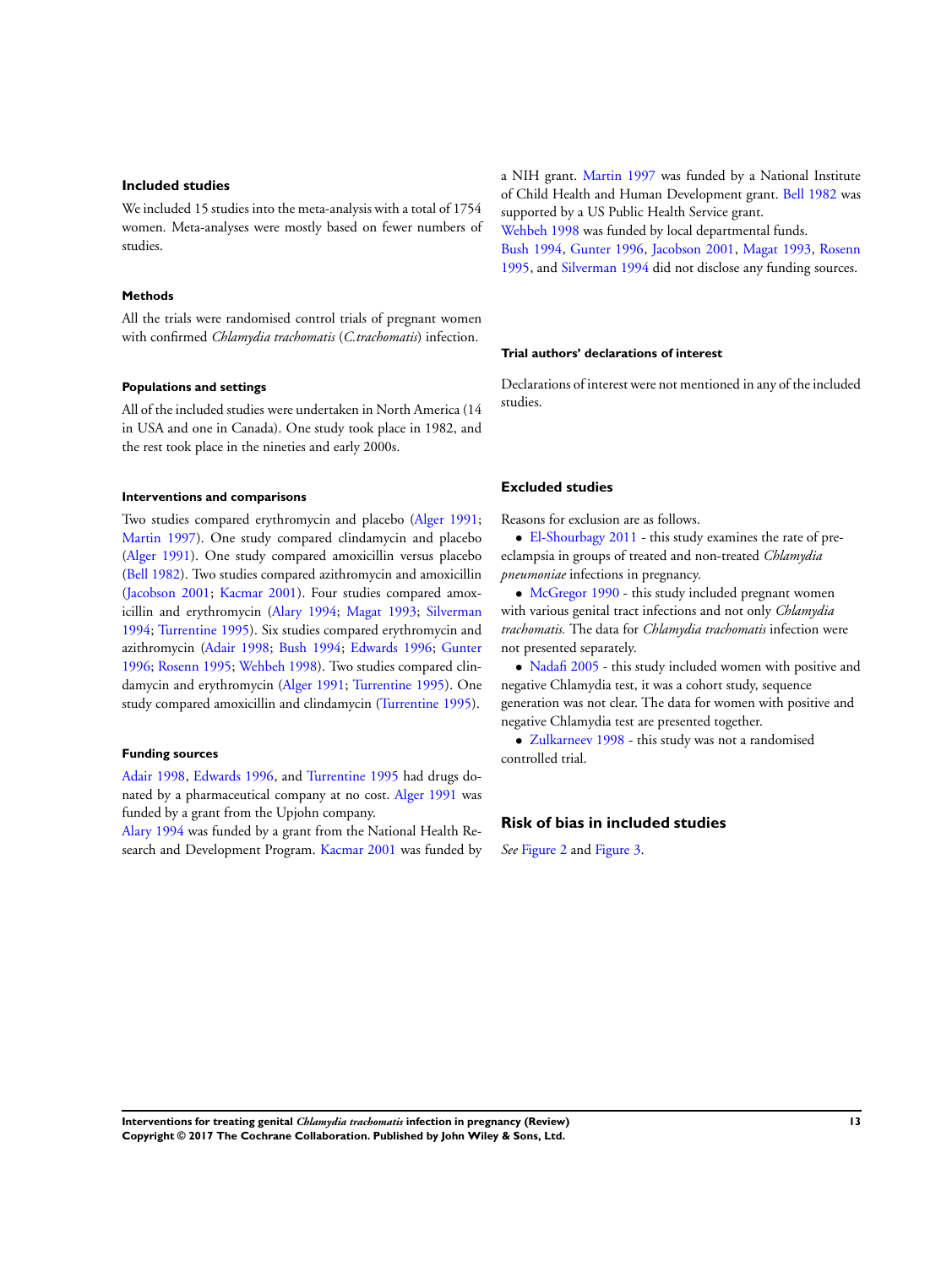### Included studies

We included 15 studies into the meta-analysis with a total of 1754 women. Meta-analyses were mostly based on fewer numbers of studies.

#### Methods

All the trials were randomised control trials of pregnant women with confirmed *Chlamydia trachomatis* (*C.trachomatis*) infection.

#### Populations and settings

All of the included studies were undertaken in North America (14 in USA and one in Canada). One study took place in 1982, and the rest took place in the nineties and early 2000s.

#### Interventions and comparisons

Two studies compared erythromycin and placebo (Alger 1991; Martin 1997). One study compared clindamycin and placebo (Alger 1991). One study compared amoxicillin versus placebo (Bell 1982). Two studies compared azithromycin and amoxicillin (Jacobson 2001; Kacmar 2001). Four studies compared amoxicillin and erythromycin (Alary 1994; Magat 1993; Silverman 1994; Turrentine 1995). Six studies compared erythromycin and azithromycin (Adair 1998; Bush 1994; Edwards 1996; Gunter 1996; Rosenn 1995; Wehbeh 1998). Two studies compared clindamycin and erythromycin (Alger 1991; Turrentine 1995). One study compared amoxicillin and clindamycin (Turrentine 1995).

#### Funding sources

Adair 1998, Edwards 1996, and Turrentine 1995 had drugs donated by a pharmaceutical company at no cost. Alger 1991 was funded by a grant from the Upjohn company.
Alary 1994 was funded by a grant from the National Health Research and Development Program. Kacmar 2001 was funded by a NIH grant. Martin 1997 was funded by a National Institute of Child Health and Human Development grant. Bell 1982 was supported by a US Public Health Service grant.
Wehbeh 1998 was funded by local departmental funds.
Bush 1994, Gunter 1996, Jacobson 2001, Magat 1993, Rosenn 1995, and Silverman 1994 did not disclose any funding sources.

#### Trial authors' declarations of interest

Declarations of interest were not mentioned in any of the included studies.

### Excluded studies

Reasons for exclusion are as follows.

- El-Shourbagy 2011 - this study examines the rate of pre-eclampsia in groups of treated and non-treated *Chlamydia pneumoniae* infections in pregnancy.
- McGregor 1990 - this study included pregnant women with various genital tract infections and not only *Chlamydia trachomatis.* The data for *Chlamydia trachomatis* infection were not presented separately.
- Nadafi 2005 - this study included women with positive and negative Chlamydia test, it was a cohort study, sequence generation was not clear. The data for women with positive and negative Chlamydia test are presented together.
- Zulkarneev 1998 - this study was not a randomised controlled trial.

## Risk of bias in included studies

*See* Figure 2 and Figure 3.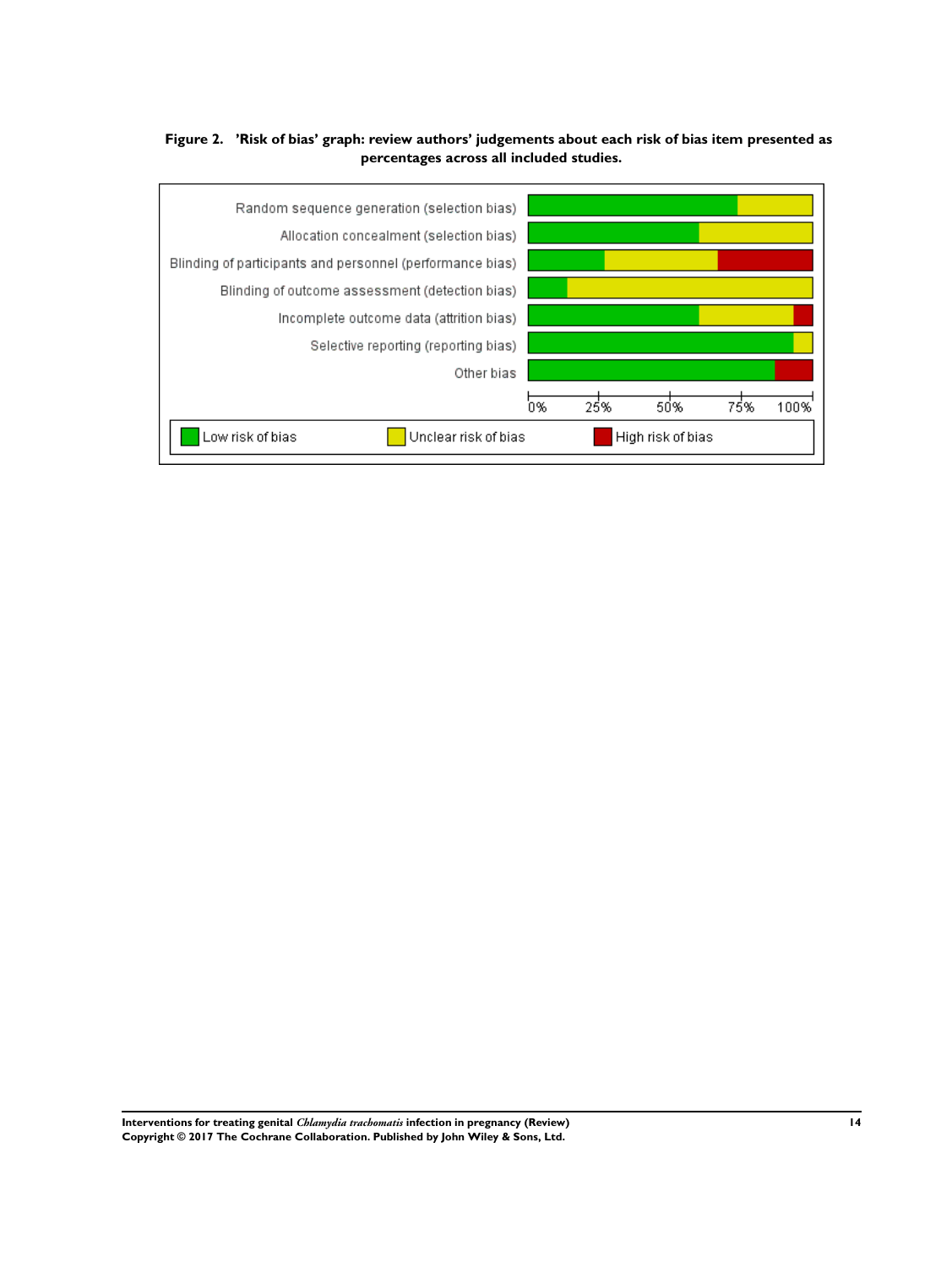**Figure 2. 'Risk of bias' graph: review authors' judgements about each risk of bias item presented as percentages across all included studies.**

| Risk of bias item | | | |
|---|---|---|---|
| Random sequence generation (selection bias) | | | |
| Allocation concealment (selection bias) | | | |
| Blinding of participants and personnel (performance bias) | | | |
| Blinding of outcome assessment (detection bias) | | | |
| Incomplete outcome data (attrition bias) | | | |
| Selective reporting (reporting bias) | | | |
| Other bias | | | |

0% 25% 50% 75% 100%

Low risk of bias | Unclear risk of bias | High risk of bias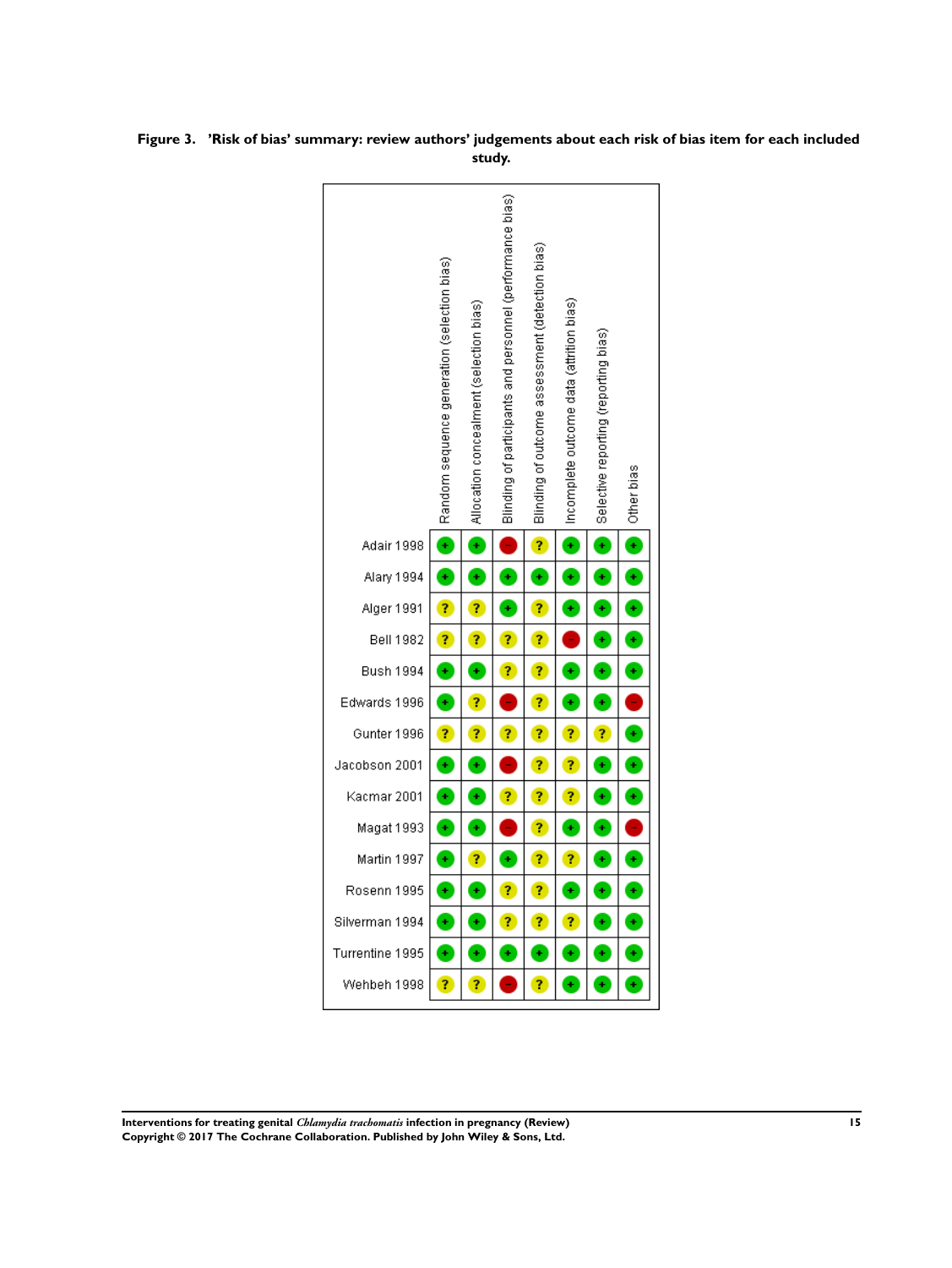**Figure 3. 'Risk of bias' summary: review authors' judgements about each risk of bias item for each included study.**

| | Random sequence generation (selection bias) | Allocation concealment (selection bias) | Blinding of participants and personnel (performance bias) | Blinding of outcome assessment (detection bias) | Incomplete outcome data (attrition bias) | Selective reporting (reporting bias) | Other bias |
|---|---|---|---|---|---|---|---|
| Adair 1998 | + | + | - | ? | + | + | + |
| Alary 1994 | + | + | + | + | + | + | + |
| Alger 1991 | ? | ? | + | ? | + | + | + |
| Bell 1982 | ? | ? | ? | ? | - | + | + |
| Bush 1994 | + | + | ? | ? | + | + | + |
| Edwards 1996 | + | ? | - | ? | + | + | - |
| Gunter 1996 | ? | ? | ? | ? | ? | ? | + |
| Jacobson 2001 | + | + | - | ? | ? | + | + |
| Kacmar 2001 | + | + | ? | ? | ? | + | + |
| Magat 1993 | + | + | - | ? | + | + | - |
| Martin 1997 | + | ? | + | ? | ? | + | + |
| Rosenn 1995 | + | + | ? | ? | + | + | + |
| Silverman 1994 | + | + | ? | ? | ? | + | + |
| Turrentine 1995 | + | + | + | + | + | + | + |
| Wehbeh 1998 | ? | ? | - | ? | + | + | + |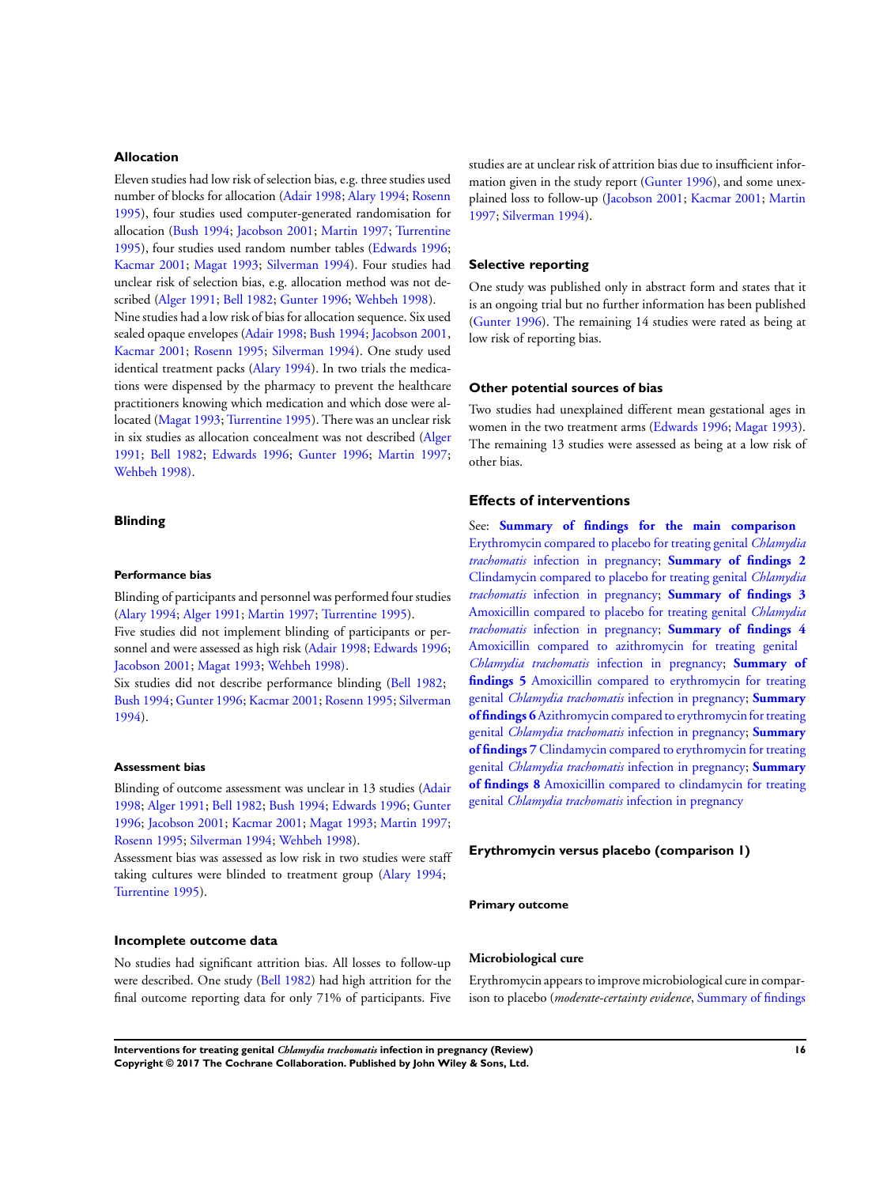### Allocation

Eleven studies had low risk of selection bias, e.g. three studies used number of blocks for allocation (Adair 1998; Alary 1994; Rosenn 1995), four studies used computer-generated randomisation for allocation (Bush 1994; Jacobson 2001; Martin 1997; Turrentine 1995), four studies used random number tables (Edwards 1996; Kacmar 2001; Magat 1993; Silverman 1994). Four studies had unclear risk of selection bias, e.g. allocation method was not described (Alger 1991; Bell 1982; Gunter 1996; Wehbeh 1998).

Nine studies had a low risk of bias for allocation sequence. Six used sealed opaque envelopes (Adair 1998; Bush 1994; Jacobson 2001, Kacmar 2001; Rosenn 1995; Silverman 1994). One study used identical treatment packs (Alary 1994). In two trials the medications were dispensed by the pharmacy to prevent the healthcare practitioners knowing which medication and which dose were allocated (Magat 1993; Turrentine 1995). There was an unclear risk in six studies as allocation concealment was not described (Alger 1991; Bell 1982; Edwards 1996; Gunter 1996; Martin 1997; Wehbeh 1998).

### Blinding

#### Performance bias

Blinding of participants and personnel was performed four studies (Alary 1994; Alger 1991; Martin 1997; Turrentine 1995).

Five studies did not implement blinding of participants or personnel and were assessed as high risk (Adair 1998; Edwards 1996; Jacobson 2001; Magat 1993; Wehbeh 1998).

Six studies did not describe performance blinding (Bell 1982; Bush 1994; Gunter 1996; Kacmar 2001; Rosenn 1995; Silverman 1994).

#### Assessment bias

Blinding of outcome assessment was unclear in 13 studies (Adair 1998; Alger 1991; Bell 1982; Bush 1994; Edwards 1996; Gunter 1996; Jacobson 2001; Kacmar 2001; Magat 1993; Martin 1997; Rosenn 1995; Silverman 1994; Wehbeh 1998).

Assessment bias was assessed as low risk in two studies were staff taking cultures were blinded to treatment group (Alary 1994; Turrentine 1995).

### Incomplete outcome data

No studies had significant attrition bias. All losses to follow-up were described. One study (Bell 1982) had high attrition for the final outcome reporting data for only 71% of participants. Five studies are at unclear risk of attrition bias due to insufficient information given in the study report (Gunter 1996), and some unexplained loss to follow-up (Jacobson 2001; Kacmar 2001; Martin 1997; Silverman 1994).

### Selective reporting

One study was published only in abstract form and states that it is an ongoing trial but no further information has been published (Gunter 1996). The remaining 14 studies were rated as being at low risk of reporting bias.

### Other potential sources of bias

Two studies had unexplained different mean gestational ages in women in the two treatment arms (Edwards 1996; Magat 1993). The remaining 13 studies were assessed as being at a low risk of other bias.

## Effects of interventions

See: **Summary of findings for the main comparison** Erythromycin compared to placebo for treating genital *Chlamydia trachomatis* infection in pregnancy; **Summary of findings 2** Clindamycin compared to placebo for treating genital *Chlamydia trachomatis* infection in pregnancy; **Summary of findings 3** Amoxicillin compared to placebo for treating genital *Chlamydia trachomatis* infection in pregnancy; **Summary of findings 4** Amoxicillin compared to azithromycin for treating genital *Chlamydia trachomatis* infection in pregnancy; **Summary of findings 5** Amoxicillin compared to erythromycin for treating genital *Chlamydia trachomatis* infection in pregnancy; **Summary of findings 6** Azithromycin compared to erythromycin for treating genital *Chlamydia trachomatis* infection in pregnancy; **Summary of findings 7** Clindamycin compared to erythromycin for treating genital *Chlamydia trachomatis* infection in pregnancy; **Summary of findings 8** Amoxicillin compared to clindamycin for treating genital *Chlamydia trachomatis* infection in pregnancy

### Erythromycin versus placebo (comparison 1)

#### Primary outcome

#### Microbiological cure

Erythromycin appears to improve microbiological cure in comparison to placebo (*moderate-certainty evidence*, Summary of findings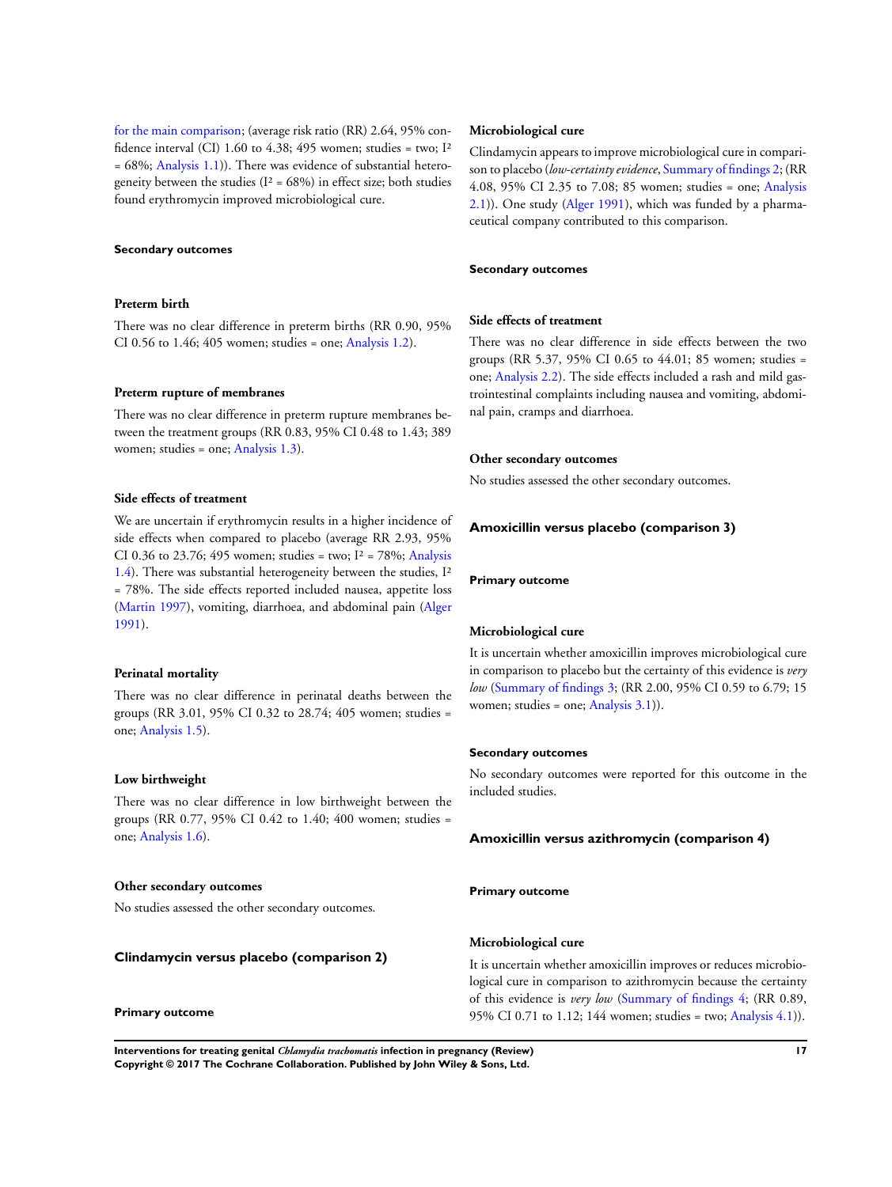for the main comparison; (average risk ratio (RR) 2.64, 95% confidence interval (CI) 1.60 to 4.38; 495 women; studies = two; $I^2 = 68\%$; Analysis 1.1)). There was evidence of substantial heterogeneity between the studies ($I^2 = 68\%$) in effect size; both studies found erythromycin improved microbiological cure.

#### Secondary outcomes

##### Preterm birth

There was no clear difference in preterm births (RR 0.90, 95% CI 0.56 to 1.46; 405 women; studies = one; Analysis 1.2).

##### Preterm rupture of membranes

There was no clear difference in preterm rupture membranes between the treatment groups (RR 0.83, 95% CI 0.48 to 1.43; 389 women; studies = one; Analysis 1.3).

##### Side effects of treatment

We are uncertain if erythromycin results in a higher incidence of side effects when compared to placebo (average RR 2.93, 95% CI 0.36 to 23.76; 495 women; studies = two; $I^2 = 78\%$; Analysis 1.4). There was substantial heterogeneity between the studies, $I^2 = 78\%$. The side effects reported included nausea, appetite loss (Martin 1997), vomiting, diarrhoea, and abdominal pain (Alger 1991).

##### Perinatal mortality

There was no clear difference in perinatal deaths between the groups (RR 3.01, 95% CI 0.32 to 28.74; 405 women; studies = one; Analysis 1.5).

##### Low birthweight

There was no clear difference in low birthweight between the groups (RR 0.77, 95% CI 0.42 to 1.40; 400 women; studies = one; Analysis 1.6).

##### Other secondary outcomes

No studies assessed the other secondary outcomes.

### Clindamycin versus placebo (comparison 2)

#### Primary outcome

##### Microbiological cure

Clindamycin appears to improve microbiological cure in comparison to placebo (*low-certainty evidence*, Summary of findings 2; (RR 4.08, 95% CI 2.35 to 7.08; 85 women; studies = one; Analysis 2.1)). One study (Alger 1991), which was funded by a pharmaceutical company contributed to this comparison.

#### Secondary outcomes

##### Side effects of treatment

There was no clear difference in side effects between the two groups (RR 5.37, 95% CI 0.65 to 44.01; 85 women; studies = one; Analysis 2.2). The side effects included a rash and mild gastrointestinal complaints including nausea and vomiting, abdominal pain, cramps and diarrhoea.

##### Other secondary outcomes

No studies assessed the other secondary outcomes.

### Amoxicillin versus placebo (comparison 3)

#### Primary outcome

##### Microbiological cure

It is uncertain whether amoxicillin improves microbiological cure in comparison to placebo but the certainty of this evidence is *very low* (Summary of findings 3; (RR 2.00, 95% CI 0.59 to 6.79; 15 women; studies = one; Analysis 3.1)).

#### Secondary outcomes

No secondary outcomes were reported for this outcome in the included studies.

### Amoxicillin versus azithromycin (comparison 4)

#### Primary outcome

##### Microbiological cure

It is uncertain whether amoxicillin improves or reduces microbiological cure in comparison to azithromycin because the certainty of this evidence is *very low* (Summary of findings 4; (RR 0.89, 95% CI 0.71 to 1.12; 144 women; studies = two; Analysis 4.1)).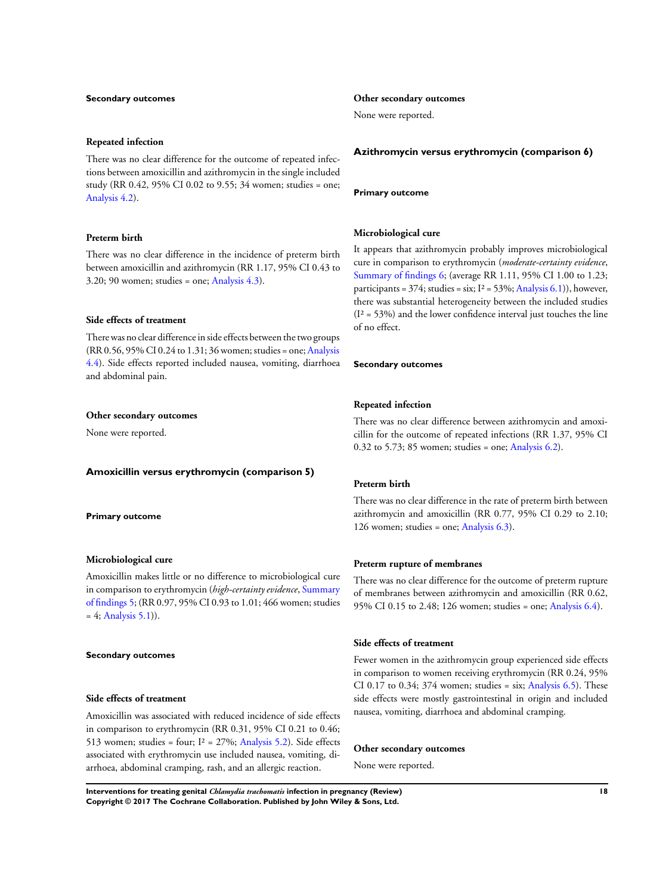#### Secondary outcomes

##### Repeated infection

There was no clear difference for the outcome of repeated infections between amoxicillin and azithromycin in the single included study (RR 0.42, 95% CI 0.02 to 9.55; 34 women; studies = one; Analysis 4.2).

##### Preterm birth

There was no clear difference in the incidence of preterm birth between amoxicillin and azithromycin (RR 1.17, 95% CI 0.43 to 3.20; 90 women; studies = one; Analysis 4.3).

##### Side effects of treatment

There was no clear difference in side effects between the two groups (RR 0.56, 95% CI 0.24 to 1.31; 36 women; studies = one; Analysis 4.4). Side effects reported included nausea, vomiting, diarrhoea and abdominal pain.

##### Other secondary outcomes

None were reported.

### Amoxicillin versus erythromycin (comparison 5)

#### Primary outcome

##### Microbiological cure

Amoxicillin makes little or no difference to microbiological cure in comparison to erythromycin (*high-certainty evidence*, Summary of findings 5; (RR 0.97, 95% CI 0.93 to 1.01; 466 women; studies = 4; Analysis 5.1)).

#### Secondary outcomes

##### Side effects of treatment

Amoxicillin was associated with reduced incidence of side effects in comparison to erythromycin (RR 0.31, 95% CI 0.21 to 0.46; 513 women; studies = four; $I^2$ = 27%; Analysis 5.2). Side effects associated with erythromycin use included nausea, vomiting, diarrhoea, abdominal cramping, rash, and an allergic reaction.

##### Other secondary outcomes

None were reported.

### Azithromycin versus erythromycin (comparison 6)

#### Primary outcome

##### Microbiological cure

It appears that azithromycin probably improves microbiological cure in comparison to erythromycin (*moderate-certainty evidence*, Summary of findings 6; (average RR 1.11, 95% CI 1.00 to 1.23; participants = 374; studies = six; $I^2$ = 53%; Analysis 6.1)), however, there was substantial heterogeneity between the included studies ($I^2$ = 53%) and the lower confidence interval just touches the line of no effect.

#### Secondary outcomes

##### Repeated infection

There was no clear difference between azithromycin and amoxicillin for the outcome of repeated infections (RR 1.37, 95% CI 0.32 to 5.73; 85 women; studies = one; Analysis 6.2).

##### Preterm birth

There was no clear difference in the rate of preterm birth between azithromycin and amoxicillin (RR 0.77, 95% CI 0.29 to 2.10; 126 women; studies = one; Analysis 6.3).

##### Preterm rupture of membranes

There was no clear difference for the outcome of preterm rupture of membranes between azithromycin and amoxicillin (RR 0.62, 95% CI 0.15 to 2.48; 126 women; studies = one; Analysis 6.4).

##### Side effects of treatment

Fewer women in the azithromycin group experienced side effects in comparison to women receiving erythromycin (RR 0.24, 95% CI 0.17 to 0.34; 374 women; studies = six; Analysis 6.5). These side effects were mostly gastrointestinal in origin and included nausea, vomiting, diarrhoea and abdominal cramping.

##### Other secondary outcomes

None were reported.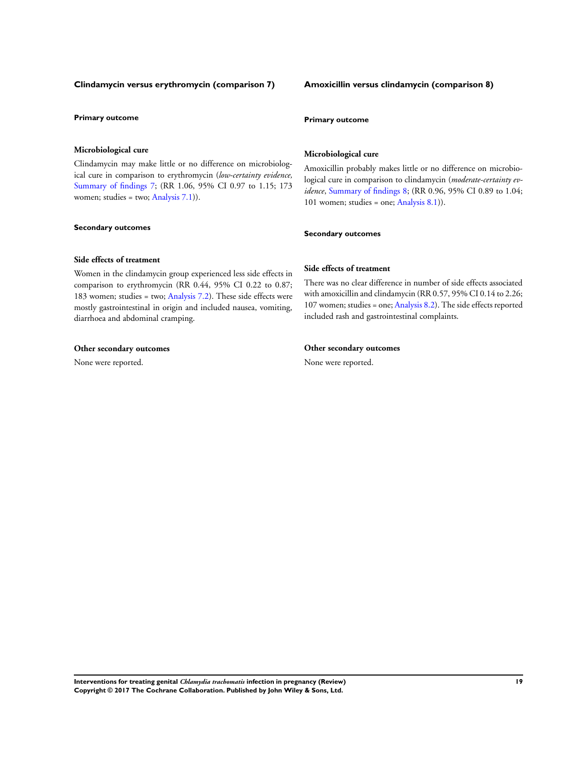### Clindamycin versus erythromycin (comparison 7)

#### Primary outcome

##### Microbiological cure

Clindamycin may make little or no difference on microbiological cure in comparison to erythromycin (*low-certainty evidence,* Summary of findings 7; (RR 1.06, 95% CI 0.97 to 1.15; 173 women; studies = two; Analysis 7.1)).

#### Secondary outcomes

##### Side effects of treatment

Women in the clindamycin group experienced less side effects in comparison to erythromycin (RR 0.44, 95% CI 0.22 to 0.87; 183 women; studies = two; Analysis 7.2). These side effects were mostly gastrointestinal in origin and included nausea, vomiting, diarrhoea and abdominal cramping.

##### Other secondary outcomes

None were reported.

### Amoxicillin versus clindamycin (comparison 8)

#### Primary outcome

##### Microbiological cure

Amoxicillin probably makes little or no difference on microbiological cure in comparison to clindamycin (*moderate-certainty evidence*, Summary of findings 8; (RR 0.96, 95% CI 0.89 to 1.04; 101 women; studies = one; Analysis 8.1)).

#### Secondary outcomes

##### Side effects of treatment

There was no clear difference in number of side effects associated with amoxicillin and clindamycin (RR 0.57, 95% CI 0.14 to 2.26; 107 women; studies = one; Analysis 8.2). The side effects reported included rash and gastrointestinal complaints.

##### Other secondary outcomes

None were reported.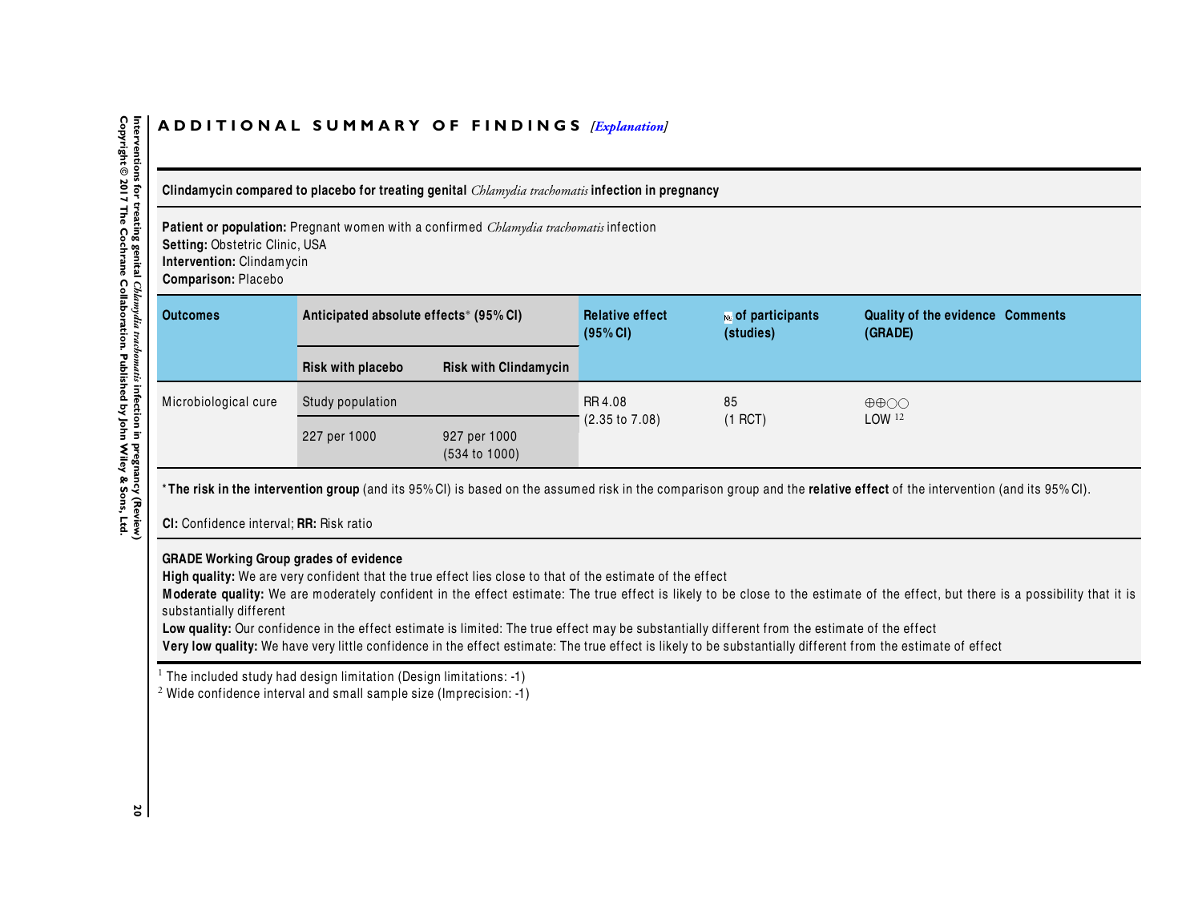# ADDITIONAL SUMMARY OF FINDINGS *[Explanation]*

**Clindamycin compared to placebo for treating genital *Chlamydia trachomatis* infection in pregnancy**

**Patient or population:** Pregnant women with a confirmed *Chlamydia trachomatis* infection
**Setting:** Obstetric Clinic, USA
**Intervention:** Clindamycin
**Comparison:** Placebo

| Outcomes | Anticipated absolute effects* (95% CI) | | Relative effect (95% CI) | № of participants (studies) | Quality of the evidence (GRADE) | Comments |
|---|---|---|---|---|---|---|
| | Risk with placebo | Risk with Clindamycin | | | | |
| Microbiological cure | Study population | | RR 4.08 (2.35 to 7.08) | 85 (1 RCT) | ⊕⊕○○ LOW [1,2] | |
| | 227 per 1000 | 927 per 1000 (534 to 1000) | | | | |

***The risk in the intervention group** (and its 95% CI) is based on the assumed risk in the comparison group and the **relative effect** of the intervention (and its 95% CI).

**CI:** Confidence interval; **RR:** Risk ratio

**GRADE Working Group grades of evidence**
**High quality:** We are very confident that the true effect lies close to that of the estimate of the effect
**Moderate quality:** We are moderately confident in the effect estimate: The true effect is likely to be close to the estimate of the effect, but there is a possibility that it is substantially different
**Low quality:** Our confidence in the effect estimate is limited: The true effect may be substantially different from the estimate of the effect
**Very low quality:** We have very little confidence in the effect estimate: The true effect is likely to be substantially different from the estimate of effect

[1] The included study had design limitation (Design limitations: -1)
[2] Wide confidence interval and small sample size (Imprecision: -1)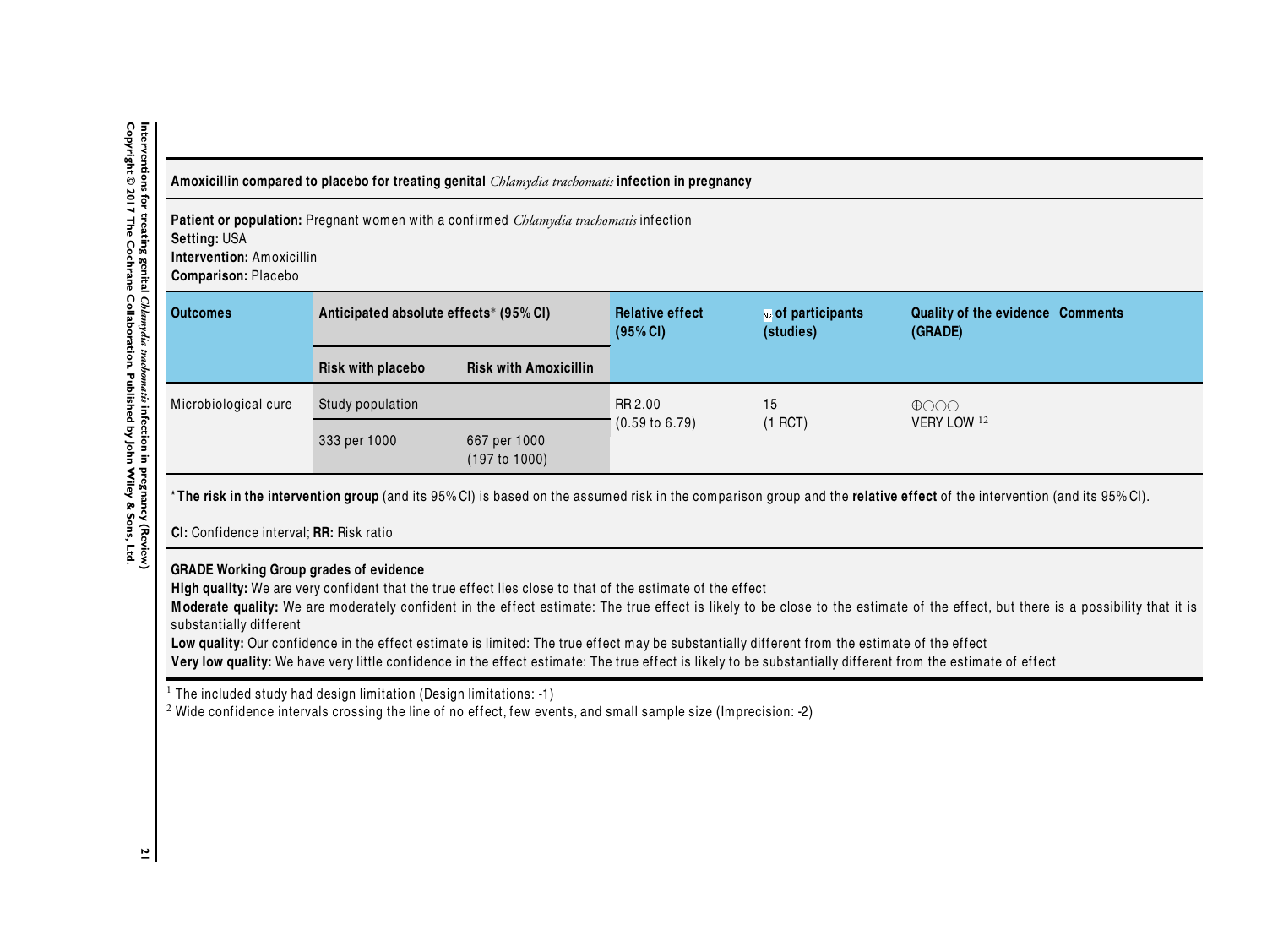**Amoxicillin compared to placebo for treating genital *Chlamydia trachomatis* infection in pregnancy**

**Patient or population:** Pregnant women with a confirmed *Chlamydia trachomatis* infection
**Setting:** USA
**Intervention:** Amoxicillin
**Comparison:** Placebo

| Outcomes | Anticipated absolute effects* (95% CI) | | Relative effect (95% CI) | № of participants (studies) | Quality of the evidence (GRADE) | Comments |
|---|---|---|---|---|---|---|
| | Risk with placebo | Risk with Amoxicillin | | | | |
| Microbiological cure | Study population | | RR 2.00 (0.59 to 6.79) | 15 (1 RCT) | ⊕○○○ VERY LOW [1,2] | |
| | 333 per 1000 | 667 per 1000 (197 to 1000) | | | | |

***The risk in the intervention group** (and its 95% CI) is based on the assumed risk in the comparison group and the **relative effect** of the intervention (and its 95% CI).

**CI:** Confidence interval; **RR:** Risk ratio

**GRADE Working Group grades of evidence**
**High quality:** We are very confident that the true effect lies close to that of the estimate of the effect
**Moderate quality:** We are moderately confident in the effect estimate: The true effect is likely to be close to the estimate of the effect, but there is a possibility that it is substantially different
**Low quality:** Our confidence in the effect estimate is limited: The true effect may be substantially different from the estimate of the effect
**Very low quality:** We have very little confidence in the effect estimate: The true effect is likely to be substantially different from the estimate of effect

[1] The included study had design limitation (Design limitations: -1)
[2] Wide confidence intervals crossing the line of no effect, few events, and small sample size (Imprecision: -2)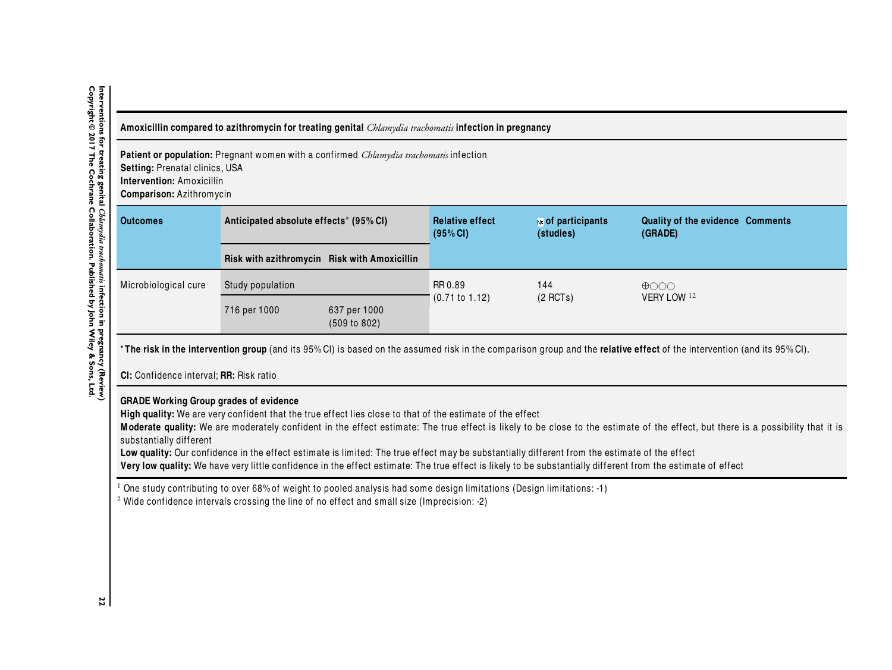**Amoxicillin compared to azithromycin for treating genital *Chlamydia trachomatis* infection in pregnancy**

**Patient or population:** Pregnant women with a confirmed *Chlamydia trachomatis* infection
**Setting:** Prenatal clinics, USA
**Intervention:** Amoxicillin
**Comparison:** Azithromycin

| Outcomes | Anticipated absolute effects* (95% CI) | | Relative effect (95% CI) | № of participants (studies) | Quality of the evidence (GRADE) | Comments |
|---|---|---|---|---|---|---|
| | Risk with azithromycin | Risk with Amoxicillin | | | | |
| Microbiological cure | Study population | | RR 0.89 (0.71 to 1.12) | 144 (2 RCTs) | ⊕○○○ VERY LOW [1,2] | |
| | 716 per 1000 | 637 per 1000 (509 to 802) | | | | |

***The risk in the intervention group** (and its 95% CI) is based on the assumed risk in the comparison group and the **relative effect** of the intervention (and its 95% CI).

**CI:** Confidence interval; **RR:** Risk ratio

**GRADE Working Group grades of evidence**
**High quality:** We are very confident that the true effect lies close to that of the estimate of the effect
**Moderate quality:** We are moderately confident in the effect estimate: The true effect is likely to be close to the estimate of the effect, but there is a possibility that it is substantially different
**Low quality:** Our confidence in the effect estimate is limited: The true effect may be substantially different from the estimate of the effect
**Very low quality:** We have very little confidence in the effect estimate: The true effect is likely to be substantially different from the estimate of effect

[1] One study contributing to over 68% of weight to pooled analysis had some design limitations (Design limitations: -1)
[2] Wide confidence intervals crossing the line of no effect and small size (Imprecision: -2)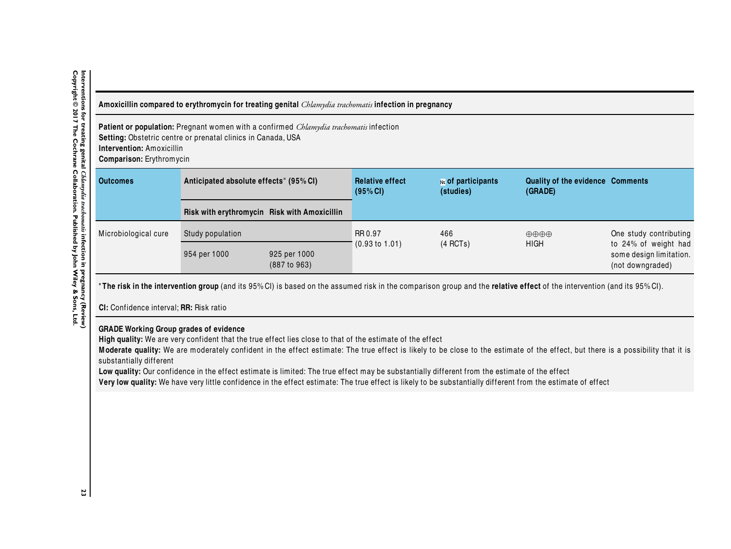**Amoxicillin compared to erythromycin for treating genital *Chlamydia trachomatis* infection in pregnancy**

**Patient or population:** Pregnant women with a confirmed *Chlamydia trachomatis* infection
**Setting:** Obstetric centre or prenatal clinics in Canada, USA
**Intervention:** Amoxicillin
**Comparison:** Erythromycin

| Outcomes | Anticipated absolute effects* (95% CI) | | Relative effect (95% CI) | № of participants (studies) | Quality of the evidence (GRADE) | Comments |
|---|---|---|---|---|---|---|
| | Risk with erythromycin | Risk with Amoxicillin | | | | |
| Microbiological cure | Study population | | RR 0.97 (0.93 to 1.01) | 466 (4 RCTs) | ⊕⊕⊕⊕ HIGH | One study contributing to 24% of weight had some design limitation. (not downgraded) |
| | 954 per 1000 | 925 per 1000 (887 to 963) | | | | |

***The risk in the intervention group** (and its 95% CI) is based on the assumed risk in the comparison group and the **relative effect** of the intervention (and its 95% CI).

**CI:** Confidence interval; **RR:** Risk ratio

**GRADE Working Group grades of evidence**
**High quality:** We are very confident that the true effect lies close to that of the estimate of the effect
**Moderate quality:** We are moderately confident in the effect estimate: The true effect is likely to be close to the estimate of the effect, but there is a possibility that it is substantially different
**Low quality:** Our confidence in the effect estimate is limited: The true effect may be substantially different from the estimate of the effect
**Very low quality:** We have very little confidence in the effect estimate: The true effect is likely to be substantially different from the estimate of effect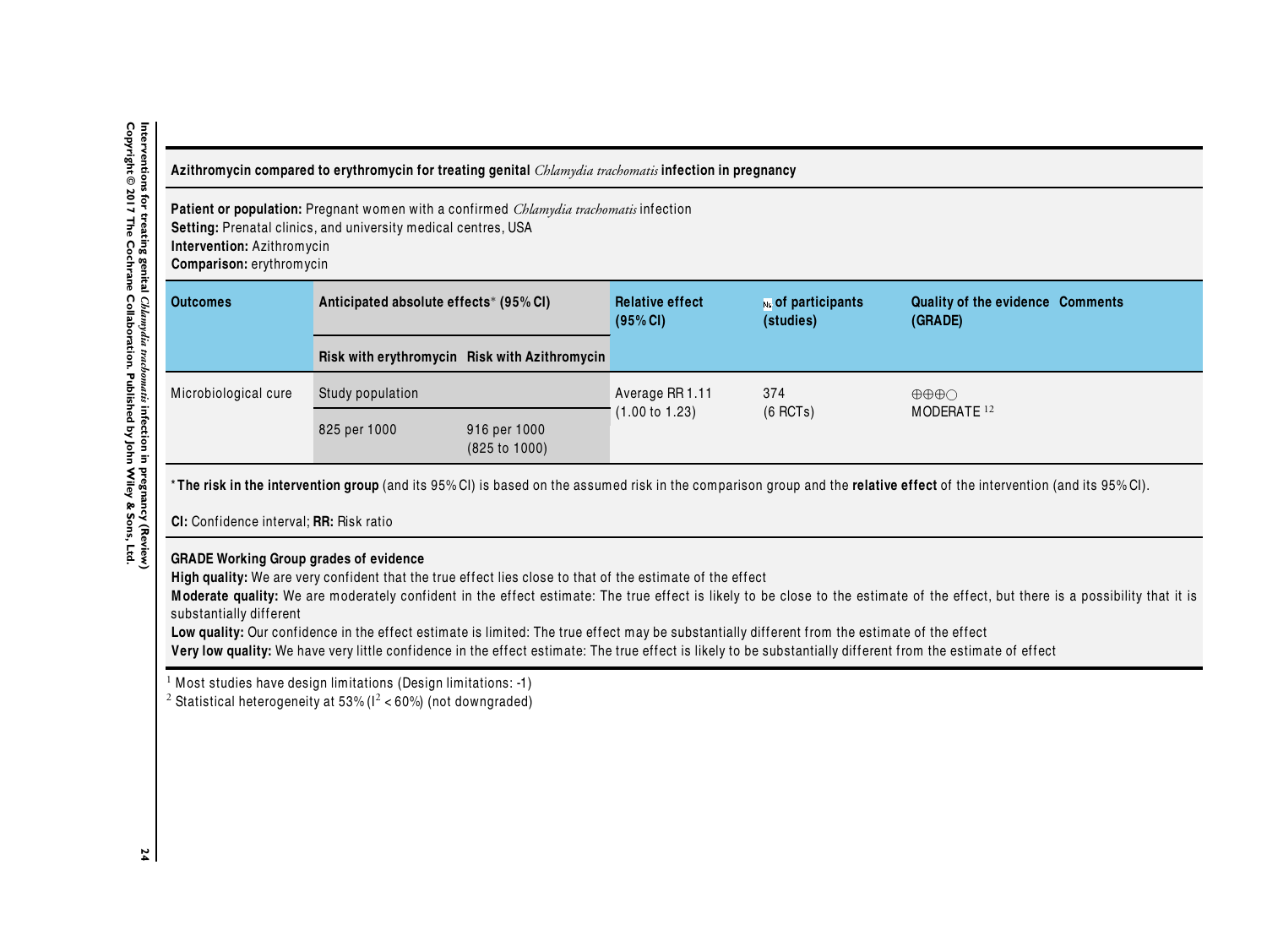**Azithromycin compared to erythromycin for treating genital *Chlamydia trachomatis* infection in pregnancy**

**Patient or population:** Pregnant women with a confirmed *Chlamydia trachomatis* infection
**Setting:** Prenatal clinics, and university medical centres, USA
**Intervention:** Azithromycin
**Comparison:** erythromycin

| Outcomes | Anticipated absolute effects* (95% CI) | | Relative effect (95% CI) | № of participants (studies) | Quality of the evidence (GRADE) | Comments |
|---|---|---|---|---|---|---|
| | Risk with erythromycin | Risk with Azithromycin | | | | |
| Microbiological cure | Study population | | Average RR 1.11 (1.00 to 1.23) | 374 (6 RCTs) | ⊕⊕⊕◯ MODERATE [1,2] | |
| | 825 per 1000 | 916 per 1000 (825 to 1000) | | | | |

***The risk in the intervention group** (and its 95% CI) is based on the assumed risk in the comparison group and the **relative effect** of the intervention (and its 95% CI).

**CI:** Confidence interval; **RR:** Risk ratio

**GRADE Working Group grades of evidence**
**High quality:** We are very confident that the true effect lies close to that of the estimate of the effect
**Moderate quality:** We are moderately confident in the effect estimate: The true effect is likely to be close to the estimate of the effect, but there is a possibility that it is substantially different
**Low quality:** Our confidence in the effect estimate is limited: The true effect may be substantially different from the estimate of the effect
**Very low quality:** We have very little confidence in the effect estimate: The true effect is likely to be substantially different from the estimate of effect

[1] Most studies have design limitations (Design limitations: -1)
[2] Statistical heterogeneity at 53% ($I^2 < 60\%$) (not downgraded)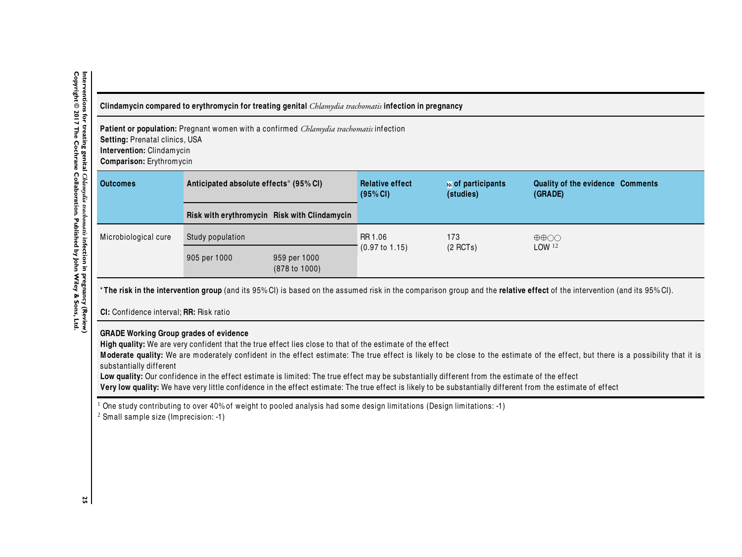**Clindamycin compared to erythromycin for treating genital *Chlamydia trachomatis* infection in pregnancy**

**Patient or population:** Pregnant women with a confirmed *Chlamydia trachomatis* infection
**Setting:** Prenatal clinics, USA
**Intervention:** Clindamycin
**Comparison:** Erythromycin

| Outcomes | Anticipated absolute effects* (95% CI) | | Relative effect (95% CI) | № of participants (studies) | Quality of the evidence (GRADE) | Comments |
|---|---|---|---|---|---|---|
| | Risk with erythromycin | Risk with Clindamycin | | | | |
| Microbiological cure | Study population | | RR 1.06 (0.97 to 1.15) | 173 (2 RCTs) | ⊕⊕○○ LOW [1,2] | |
| | 905 per 1000 | 959 per 1000 (878 to 1000) | | | | |

***The risk in the intervention group** (and its 95% CI) is based on the assumed risk in the comparison group and the **relative effect** of the intervention (and its 95% CI).

**CI:** Confidence interval; **RR:** Risk ratio

**GRADE Working Group grades of evidence**
**High quality:** We are very confident that the true effect lies close to that of the estimate of the effect
**Moderate quality:** We are moderately confident in the effect estimate: The true effect is likely to be close to the estimate of the effect, but there is a possibility that it is substantially different
**Low quality:** Our confidence in the effect estimate is limited: The true effect may be substantially different from the estimate of the effect
**Very low quality:** We have very little confidence in the effect estimate: The true effect is likely to be substantially different from the estimate of effect

[1] One study contributing to over 40% of weight to pooled analysis had some design limitations (Design limitations: -1)
[2] Small sample size (Imprecision: -1)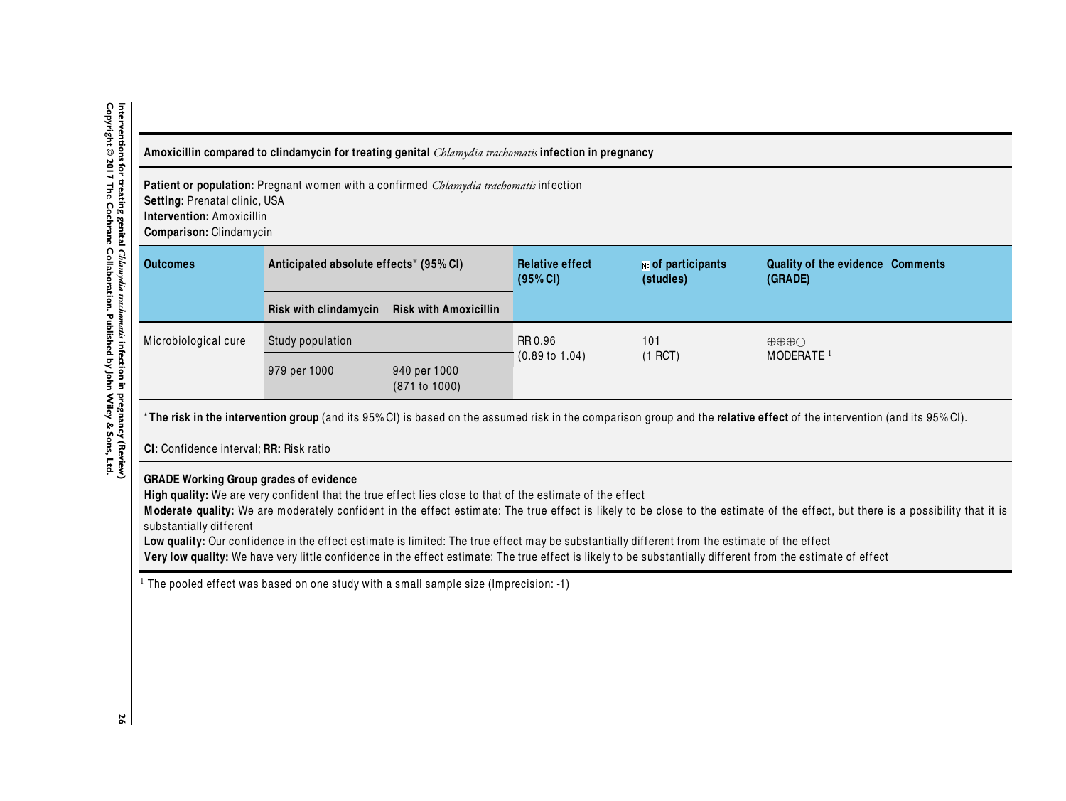**Amoxicillin compared to clindamycin for treating genital *Chlamydia trachomatis* infection in pregnancy**

**Patient or population:** Pregnant women with a confirmed *Chlamydia trachomatis* infection
**Setting:** Prenatal clinic, USA
**Intervention:** Amoxicillin
**Comparison:** Clindamycin

| Outcomes | Anticipated absolute effects* (95% CI) | | Relative effect (95% CI) | № of participants (studies) | Quality of the evidence (GRADE) | Comments |
|---|---|---|---|---|---|---|
| | Risk with clindamycin | Risk with Amoxicillin | | | | |
| Microbiological cure | Study population | | RR 0.96 (0.89 to 1.04) | 101 (1 RCT) | ⊕⊕⊕◯ MODERATE [1] | |
| | 979 per 1000 | 940 per 1000 (871 to 1000) | | | | |

***The risk in the intervention group** (and its 95% CI) is based on the assumed risk in the comparison group and the **relative effect** of the intervention (and its 95% CI).

**CI:** Confidence interval; **RR:** Risk ratio

**GRADE Working Group grades of evidence**
**High quality:** We are very confident that the true effect lies close to that of the estimate of the effect
**Moderate quality:** We are moderately confident in the effect estimate: The true effect is likely to be close to the estimate of the effect, but there is a possibility that it is substantially different
**Low quality:** Our confidence in the effect estimate is limited: The true effect may be substantially different from the estimate of the effect
**Very low quality:** We have very little confidence in the effect estimate: The true effect is likely to be substantially different from the estimate of effect

[1] The pooled effect was based on one study with a small sample size (Imprecision: -1)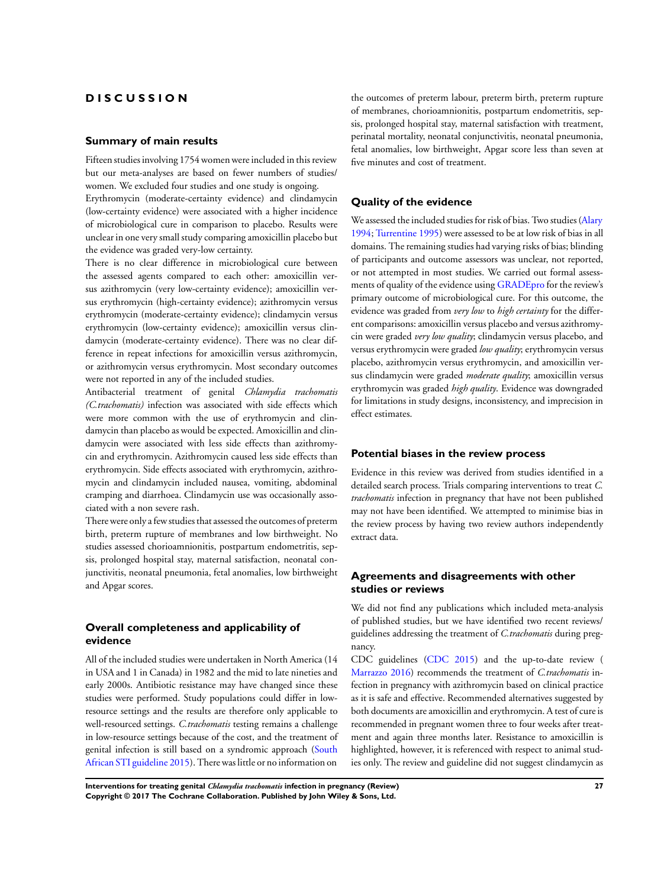# DISCUSSION

## Summary of main results

Fifteen studies involving 1754 women were included in this review but our meta-analyses are based on fewer numbers of studies/ women. We excluded four studies and one study is ongoing.

Erythromycin (moderate-certainty evidence) and clindamycin (low-certainty evidence) were associated with a higher incidence of microbiological cure in comparison to placebo. Results were unclear in one very small study comparing amoxicillin placebo but the evidence was graded very-low certainty.

There is no clear difference in microbiological cure between the assessed agents compared to each other: amoxicillin versus azithromycin (very low-certainty evidence); amoxicillin versus erythromycin (high-certainty evidence); azithromycin versus erythromycin (moderate-certainty evidence); clindamycin versus erythromycin (low-certainty evidence); amoxicillin versus clindamycin (moderate-certainty evidence). There was no clear difference in repeat infections for amoxicillin versus azithromycin, or azithromycin versus erythromycin. Most secondary outcomes were not reported in any of the included studies.

Antibacterial treatment of genital *Chlamydia trachomatis (C.trachomatis)* infection was associated with side effects which were more common with the use of erythromycin and clindamycin than placebo as would be expected. Amoxicillin and clindamycin were associated with less side effects than azithromycin and erythromycin. Azithromycin caused less side effects than erythromycin. Side effects associated with erythromycin, azithromycin and clindamycin included nausea, vomiting, abdominal cramping and diarrhoea. Clindamycin use was occasionally associated with a non severe rash.

There were only a few studies that assessed the outcomes of preterm birth, preterm rupture of membranes and low birthweight. No studies assessed chorioamnionitis, postpartum endometritis, sepsis, prolonged hospital stay, maternal satisfaction, neonatal conjunctivitis, neonatal pneumonia, fetal anomalies, low birthweight and Apgar scores.

## Overall completeness and applicability of evidence

All of the included studies were undertaken in North America (14 in USA and 1 in Canada) in 1982 and the mid to late nineties and early 2000s. Antibiotic resistance may have changed since these studies were performed. Study populations could differ in low-resource settings and the results are therefore only applicable to well-resourced settings. *C.trachomatis* testing remains a challenge in low-resource settings because of the cost, and the treatment of genital infection is still based on a syndromic approach (South African STI guideline 2015). There was little or no information on the outcomes of preterm labour, preterm birth, preterm rupture of membranes, chorioamnionitis, postpartum endometritis, sepsis, prolonged hospital stay, maternal satisfaction with treatment, perinatal mortality, neonatal conjunctivitis, neonatal pneumonia, fetal anomalies, low birthweight, Apgar score less than seven at five minutes and cost of treatment.

## Quality of the evidence

We assessed the included studies for risk of bias. Two studies (Alary 1994; Turrentine 1995) were assessed to be at low risk of bias in all domains. The remaining studies had varying risks of bias; blinding of participants and outcome assessors was unclear, not reported, or not attempted in most studies. We carried out formal assessments of quality of the evidence using GRADEpro for the review's primary outcome of microbiological cure. For this outcome, the evidence was graded from *very low* to *high certainty* for the different comparisons: amoxicillin versus placebo and versus azithromycin were graded *very low quality*; clindamycin versus placebo, and versus erythromycin were graded *low quality*; erythromycin versus placebo, azithromycin versus erythromycin, and amoxicillin versus clindamycin were graded *moderate quality*; amoxicillin versus erythromycin was graded *high quality*. Evidence was downgraded for limitations in study designs, inconsistency, and imprecision in effect estimates.

## Potential biases in the review process

Evidence in this review was derived from studies identified in a detailed search process. Trials comparing interventions to treat *C. trachomatis* infection in pregnancy that have not been published may not have been identified. We attempted to minimise bias in the review process by having two review authors independently extract data.

## Agreements and disagreements with other studies or reviews

We did not find any publications which included meta-analysis of published studies, but we have identified two recent reviews/ guidelines addressing the treatment of *C.trachomatis* during pregnancy.

CDC guidelines (CDC 2015) and the up-to-date review ( Marrazzo 2016) recommends the treatment of *C.trachomatis* infection in pregnancy with azithromycin based on clinical practice as it is safe and effective. Recommended alternatives suggested by both documents are amoxicillin and erythromycin. A test of cure is recommended in pregnant women three to four weeks after treatment and again three months later. Resistance to amoxicillin is highlighted, however, it is referenced with respect to animal studies only. The review and guideline did not suggest clindamycin as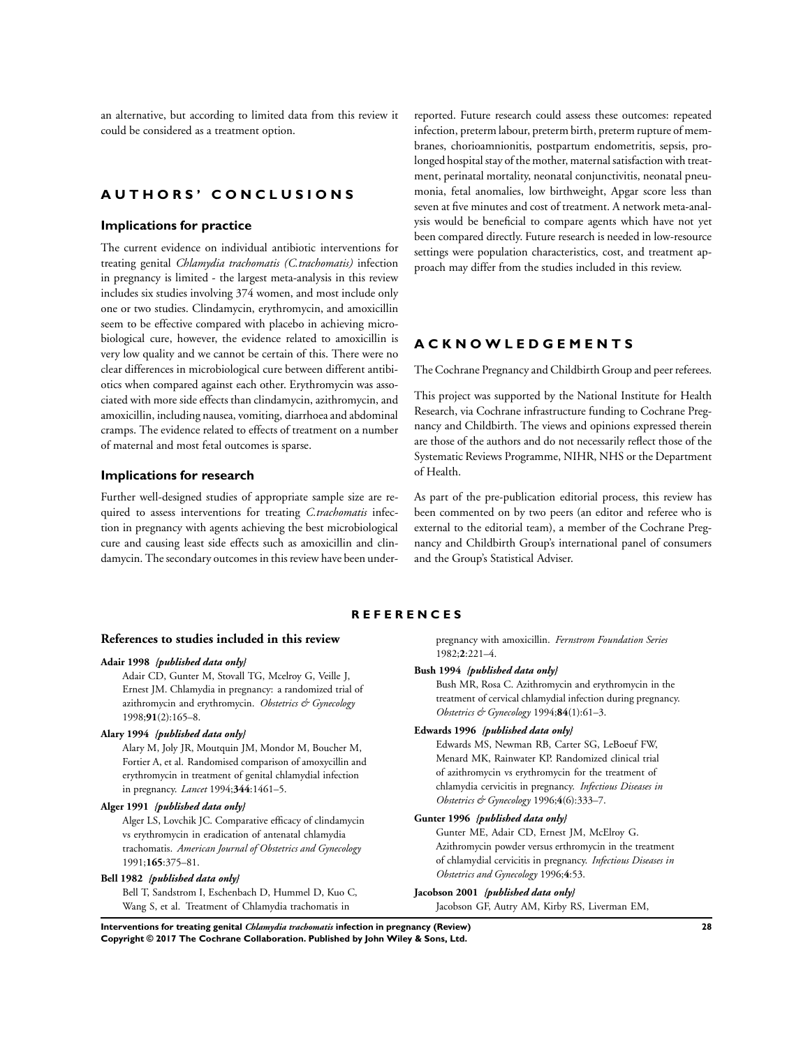an alternative, but according to limited data from this review it could be considered as a treatment option.

# AUTHORS' CONCLUSIONS

## Implications for practice

The current evidence on individual antibiotic interventions for treating genital *Chlamydia trachomatis (C.trachomatis)* infection in pregnancy is limited - the largest meta-analysis in this review includes six studies involving 374 women, and most include only one or two studies. Clindamycin, erythromycin, and amoxicillin seem to be effective compared with placebo in achieving microbiological cure, however, the evidence related to amoxicillin is very low quality and we cannot be certain of this. There were no clear differences in microbiological cure between different antibiotics when compared against each other. Erythromycin was associated with more side effects than clindamycin, azithromycin, and amoxicillin, including nausea, vomiting, diarrhoea and abdominal cramps. The evidence related to effects of treatment on a number of maternal and most fetal outcomes is sparse.

## Implications for research

Further well-designed studies of appropriate sample size are required to assess interventions for treating *C.trachomatis* infection in pregnancy with agents achieving the best microbiological cure and causing least side effects such as amoxicillin and clindamycin. The secondary outcomes in this review have been under-reported. Future research could assess these outcomes: repeated infection, preterm labour, preterm birth, preterm rupture of membranes, chorioamnionitis, postpartum endometritis, sepsis, prolonged hospital stay of the mother, maternal satisfaction with treatment, perinatal mortality, neonatal conjunctivitis, neonatal pneumonia, fetal anomalies, low birthweight, Apgar score less than seven at five minutes and cost of treatment. A network meta-analysis would be beneficial to compare agents which have not yet been compared directly. Future research is needed in low-resource settings were population characteristics, cost, and treatment approach may differ from the studies included in this review.

# ACKNOWLEDGEMENTS

The Cochrane Pregnancy and Childbirth Group and peer referees.

This project was supported by the National Institute for Health Research, via Cochrane infrastructure funding to Cochrane Pregnancy and Childbirth. The views and opinions expressed therein are those of the authors and do not necessarily reflect those of the Systematic Reviews Programme, NIHR, NHS or the Department of Health.

As part of the pre-publication editorial process, this review has been commented on by two peers (an editor and referee who is external to the editorial team), a member of the Cochrane Pregnancy and Childbirth Group's international panel of consumers and the Group's Statistical Adviser.

# REFERENCES

## References to studies included in this review

**Adair 1998** *{published data only}*

Adair CD, Gunter M, Stovall TG, Mcelroy G, Veille J, Ernest JM. Chlamydia in pregnancy: a randomized trial of azithromycin and erythromycin. *Obstetrics & Gynecology* 1998;**91**(2):165–8.

**Alary 1994** *{published data only}*

Alary M, Joly JR, Moutquin JM, Mondor M, Boucher M, Fortier A, et al. Randomised comparison of amoxycillin and erythromycin in treatment of genital chlamydial infection in pregnancy. *Lancet* 1994;**344**:1461–5.

**Alger 1991** *{published data only}*

Alger LS, Lovchik JC. Comparative efficacy of clindamycin vs erythromycin in eradication of antenatal chlamydia trachomatis. *American Journal of Obstetrics and Gynecology* 1991;**165**:375–81.

**Bell 1982** *{published data only}*

Bell T, Sandstrom I, Eschenbach D, Hummel D, Kuo C, Wang S, et al. Treatment of Chlamydia trachomatis in pregnancy with amoxicillin. *Fernstrom Foundation Series* 1982;**2**:221–4.

**Bush 1994** *{published data only}*

Bush MR, Rosa C. Azithromycin and erythromycin in the treatment of cervical chlamydial infection during pregnancy. *Obstetrics & Gynecology* 1994;**84**(1):61–3.

**Edwards 1996** *{published data only}*

Edwards MS, Newman RB, Carter SG, LeBoeuf FW, Menard MK, Rainwater KP. Randomized clinical trial of azithromycin vs erythromycin for the treatment of chlamydia cervicitis in pregnancy. *Infectious Diseases in Obstetrics & Gynecology* 1996;**4**(6):333–7.

**Gunter 1996** *{published data only}*

Gunter ME, Adair CD, Ernest JM, McElroy G. Azithromycin powder versus erthromycin in the treatment of chlamydial cervicitis in pregnancy. *Infectious Diseases in Obstetrics and Gynecology* 1996;**4**:53.

**Jacobson 2001** *{published data only}*

Jacobson GF, Autry AM, Kirby RS, Liverman EM,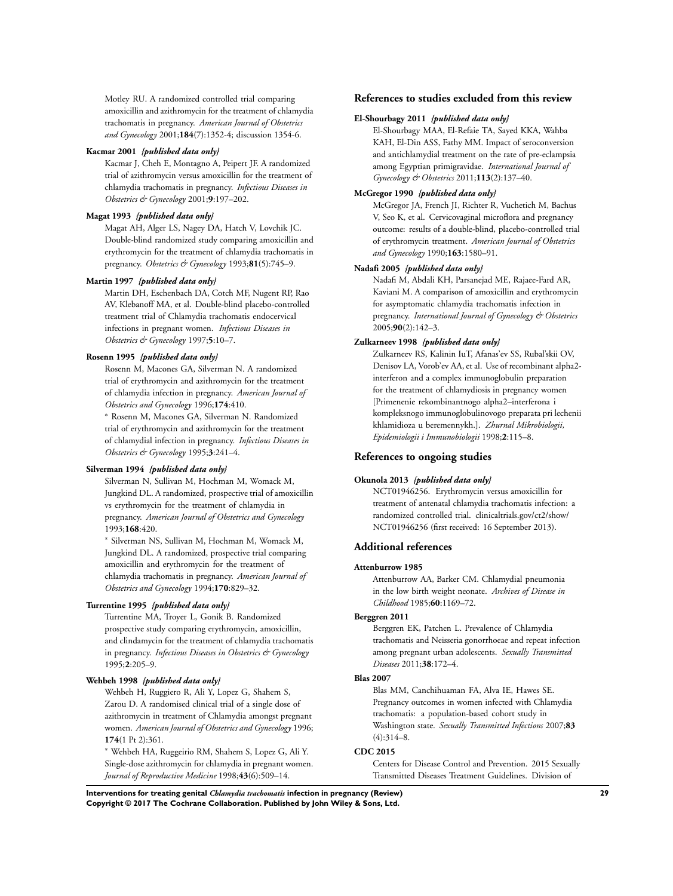Motley RU. A randomized controlled trial comparing amoxicillin and azithromycin for the treatment of chlamydia trachomatis in pregnancy. *American Journal of Obstetrics and Gynecology* 2001;**184**(7):1352-4; discussion 1354-6.

**Kacmar 2001** *{published data only}*

Kacmar J, Cheh E, Montagno A, Peipert JF. A randomized trial of azithromycin versus amoxicillin for the treatment of chlamydia trachomatis in pregnancy. *Infectious Diseases in Obstetrics & Gynecology* 2001;**9**:197–202.

**Magat 1993** *{published data only}*

Magat AH, Alger LS, Nagey DA, Hatch V, Lovchik JC. Double-blind randomized study comparing amoxicillin and erythromycin for the treatment of chlamydia trachomatis in pregnancy. *Obstetrics & Gynecology* 1993;**81**(5):745–9.

**Martin 1997** *{published data only}*

Martin DH, Eschenbach DA, Cotch MF, Nugent RP, Rao AV, Klebanoff MA, et al. Double-blind placebo-controlled treatment trial of Chlamydia trachomatis endocervical infections in pregnant women. *Infectious Diseases in Obstetrics & Gynecology* 1997;**5**:10–7.

**Rosenn 1995** *{published data only}*

Rosenn M, Macones GA, Silverman N. A randomized trial of erythromycin and azithromycin for the treatment of chlamydia infection in pregnancy. *American Journal of Obstetrics and Gynecology* 1996;**174**:410.

* Rosenn M, Macones GA, Silverman N. Randomized trial of erythromycin and azithromycin for the treatment of chlamydial infection in pregnancy. *Infectious Diseases in Obstetrics & Gynecology* 1995;**3**:241–4.

**Silverman 1994** *{published data only}*

Silverman N, Sullivan M, Hochman M, Womack M, Jungkind DL. A randomized, prospective trial of amoxicillin vs erythromycin for the treatment of chlamydia in pregnancy. *American Journal of Obstetrics and Gynecology* 1993;**168**:420.

* Silverman NS, Sullivan M, Hochman M, Womack M, Jungkind DL. A randomized, prospective trial comparing amoxicillin and erythromycin for the treatment of chlamydia trachomatis in pregnancy. *American Journal of Obstetrics and Gynecology* 1994;**170**:829–32.

**Turrentine 1995** *{published data only}*

Turrentine MA, Troyer L, Gonik B. Randomized prospective study comparing erythromycin, amoxicillin, and clindamycin for the treatment of chlamydia trachomatis in pregnancy. *Infectious Diseases in Obstetrics & Gynecology* 1995;**2**:205–9.

**Wehbeh 1998** *{published data only}*

Wehbeh H, Ruggiero R, Ali Y, Lopez G, Shahem S, Zarou D. A randomised clinical trial of a single dose of azithromycin in treatment of Chlamydia amongst pregnant women. *American Journal of Obstetrics and Gynecology* 1996; **174**(1 Pt 2):361.

* Wehbeh HA, Ruggeirio RM, Shahem S, Lopez G, Ali Y. Single-dose azithromycin for chlamydia in pregnant women. *Journal of Reproductive Medicine* 1998;**43**(6):509–14.

## References to studies excluded from this review

**El-Shourbagy 2011** *{published data only}*

El-Shourbagy MAA, El-Refaie TA, Sayed KKA, Wahba KAH, El-Din ASS, Fathy MM. Impact of seroconversion and antichlamydial treatment on the rate of pre-eclampsia among Egyptian primigravidae. *International Journal of Gynecology & Obstetrics* 2011;**113**(2):137–40.

**McGregor 1990** *{published data only}*

McGregor JA, French JI, Richter R, Vuchetich M, Bachus V, Seo K, et al. Cervicovaginal microflora and pregnancy outcome: results of a double-blind, placebo-controlled trial of erythromycin treatment. *American Journal of Obstetrics and Gynecology* 1990;**163**:1580–91.

**Nadafi 2005** *{published data only}*

Nadafi M, Abdali KH, Parsanejad ME, Rajaee-Fard AR, Kaviani M. A comparison of amoxicillin and erythromycin for asymptomatic chlamydia trachomatis infection in pregnancy. *International Journal of Gynecology & Obstetrics* 2005;**90**(2):142–3.

**Zulkarneev 1998** *{published data only}*

Zulkarneev RS, Kalinin IuT, Afanas'ev SS, Rubal'skii OV, Denisov LA, Vorob'ev AA, et al. Use of recombinant alpha2-interferon and a complex immunoglobulin preparation for the treatment of chlamydiosis in pregnancy women [Primenenie rekombinantnogo alpha2–interferona i kompleksnogo immunoglobulinovogo preparata pri lechenii khlamidioza u beremennykh.]. *Zhurnal Mikrobiologii, Epidemiologii i Immunobiologii* 1998;**2**:115–8.

## References to ongoing studies

**Okunola 2013** *{published data only}*

NCT01946256. Erythromycin versus amoxicillin for treatment of antenatal chlamydia trachomatis infection: a randomized controlled trial. clinicaltrials.gov/ct2/show/NCT01946256 (first received: 16 September 2013).

## Additional references

**Attenburrow 1985**

Attenburrow AA, Barker CM. Chlamydial pneumonia in the low birth weight neonate. *Archives of Disease in Childhood* 1985;**60**:1169–72.

**Berggren 2011**

Berggren EK, Patchen L. Prevalence of Chlamydia trachomatis and Neisseria gonorrhoeae and repeat infection among pregnant urban adolescents. *Sexually Transmitted Diseases* 2011;**38**:172–4.

**Blas 2007**

Blas MM, Canchihuaman FA, Alva IE, Hawes SE. Pregnancy outcomes in women infected with Chlamydia trachomatis: a population-based cohort study in Washington state. *Sexually Transmitted Infections* 2007;**83**(4):314–8.

**CDC 2015**

Centers for Disease Control and Prevention. 2015 Sexually Transmitted Diseases Treatment Guidelines. Division of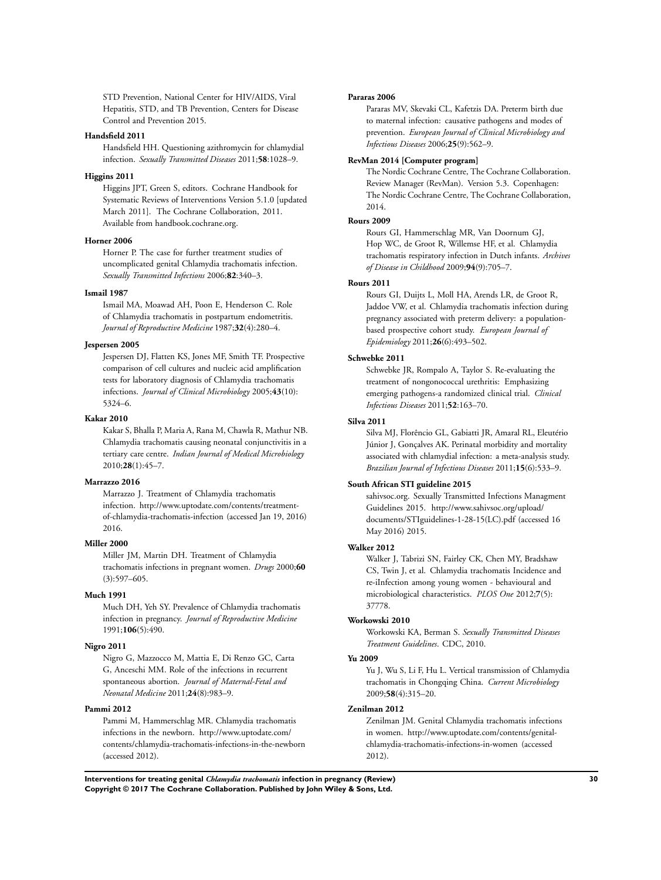STD Prevention, National Center for HIV/AIDS, Viral Hepatitis, STD, and TB Prevention, Centers for Disease Control and Prevention 2015.

**Handsfield 2011**

Handsfield HH. Questioning azithromycin for chlamydial infection. *Sexually Transmitted Diseases* 2011;**58**:1028–9.

**Higgins 2011**

Higgins JPT, Green S, editors. Cochrane Handbook for Systematic Reviews of Interventions Version 5.1.0 [updated March 2011]. The Cochrane Collaboration, 2011. Available from handbook.cochrane.org.

**Horner 2006**

Horner P. The case for further treatment studies of uncomplicated genital Chlamydia trachomatis infection. *Sexually Transmitted Infections* 2006;**82**:340–3.

**Ismail 1987**

Ismail MA, Moawad AH, Poon E, Henderson C. Role of Chlamydia trachomatis in postpartum endometritis. *Journal of Reproductive Medicine* 1987;**32**(4):280–4.

**Jespersen 2005**

Jespersen DJ, Flatten KS, Jones MF, Smith TF. Prospective comparison of cell cultures and nucleic acid amplification tests for laboratory diagnosis of Chlamydia trachomatis infections. *Journal of Clinical Microbiology* 2005;**43**(10):5324–6.

**Kakar 2010**

Kakar S, Bhalla P, Maria A, Rana M, Chawla R, Mathur NB. Chlamydia trachomatis causing neonatal conjunctivitis in a tertiary care centre. *Indian Journal of Medical Microbiology* 2010;**28**(1):45–7.

**Marrazzo 2016**

Marrazzo J. Treatment of Chlamydia trachomatis infection. http://www.uptodate.com/contents/treatment-of-chlamydia-trachomatis-infection (accessed Jan 19, 2016) 2016.

**Miller 2000**

Miller JM, Martin DH. Treatment of Chlamydia trachomatis infections in pregnant women. *Drugs* 2000;**60**(3):597–605.

**Much 1991**

Much DH, Yeh SY. Prevalence of Chlamydia trachomatis infection in pregnancy. *Journal of Reproductive Medicine* 1991;**106**(5):490.

**Nigro 2011**

Nigro G, Mazzocco M, Mattia E, Di Renzo GC, Carta G, Anceschi MM. Role of the infections in recurrent spontaneous abortion. *Journal of Maternal-Fetal and Neonatal Medicine* 2011;**24**(8):983–9.

**Pammi 2012**

Pammi M, Hammerschlag MR. Chlamydia trachomatis infections in the newborn. http://www.uptodate.com/contents/chlamydia-trachomatis-infections-in-the-newborn (accessed 2012).

**Pararas 2006**

Pararas MV, Skevaki CL, Kafetzis DA. Preterm birth due to maternal infection: causative pathogens and modes of prevention. *European Journal of Clinical Microbiology and Infectious Diseases* 2006;**25**(9):562–9.

**RevMan 2014 [Computer program]**

The Nordic Cochrane Centre, The Cochrane Collaboration. Review Manager (RevMan). Version 5.3. Copenhagen: The Nordic Cochrane Centre, The Cochrane Collaboration, 2014.

**Rours 2009**

Rours GI, Hammerschlag MR, Van Doornum GJ, Hop WC, de Groot R, Willemse HF, et al. Chlamydia trachomatis respiratory infection in Dutch infants. *Archives of Disease in Childhood* 2009;**94**(9):705–7.

**Rours 2011**

Rours GI, Duijts L, Moll HA, Arends LR, de Groot R, Jaddoe VW, et al. Chlamydia trachomatis infection during pregnancy associated with preterm delivery: a population-based prospective cohort study. *European Journal of Epidemiology* 2011;**26**(6):493–502.

**Schwebke 2011**

Schwebke JR, Rompalo A, Taylor S. Re-evaluating the treatment of nongonococcal urethritis: Emphasizing emerging pathogens-a randomized clinical trial. *Clinical Infectious Diseases* 2011;**52**:163–70.

**Silva 2011**

Silva MJ, Florêncio GL, Gabiatti JR, Amaral RL, Eleutério Júnior J, Gonçalves AK. Perinatal morbidity and mortality associated with chlamydial infection: a meta-analysis study. *Brazilian Journal of Infectious Diseases* 2011;**15**(6):533–9.

**South African STI guideline 2015**

sahivsoc.org. Sexually Transmitted Infections Managment Guidelines 2015. http://www.sahivsoc.org/upload/documents/STIguidelines-1-28-15(LC).pdf (accessed 16 May 2016) 2015.

**Walker 2012**

Walker J, Tabrizi SN, Fairley CK, Chen MY, Bradshaw CS, Twin J, et al. Chlamydia trachomatis Incidence and re-iInfection among young women - behavioural and microbiological characteristics. *PLOS One* 2012;**7**(5):37778.

**Workowski 2010**

Workowski KA, Berman S. *Sexually Transmitted Diseases Treatment Guidelines*. CDC, 2010.

**Yu 2009**

Yu J, Wu S, Li F, Hu L. Vertical transmission of Chlamydia trachomatis in Chongqing China. *Current Microbiology* 2009;**58**(4):315–20.

**Zenilman 2012**

Zenilman JM. Genital Chlamydia trachomatis infections in women. http://www.uptodate.com/contents/genital-chlamydia-trachomatis-infections-in-women (accessed 2012).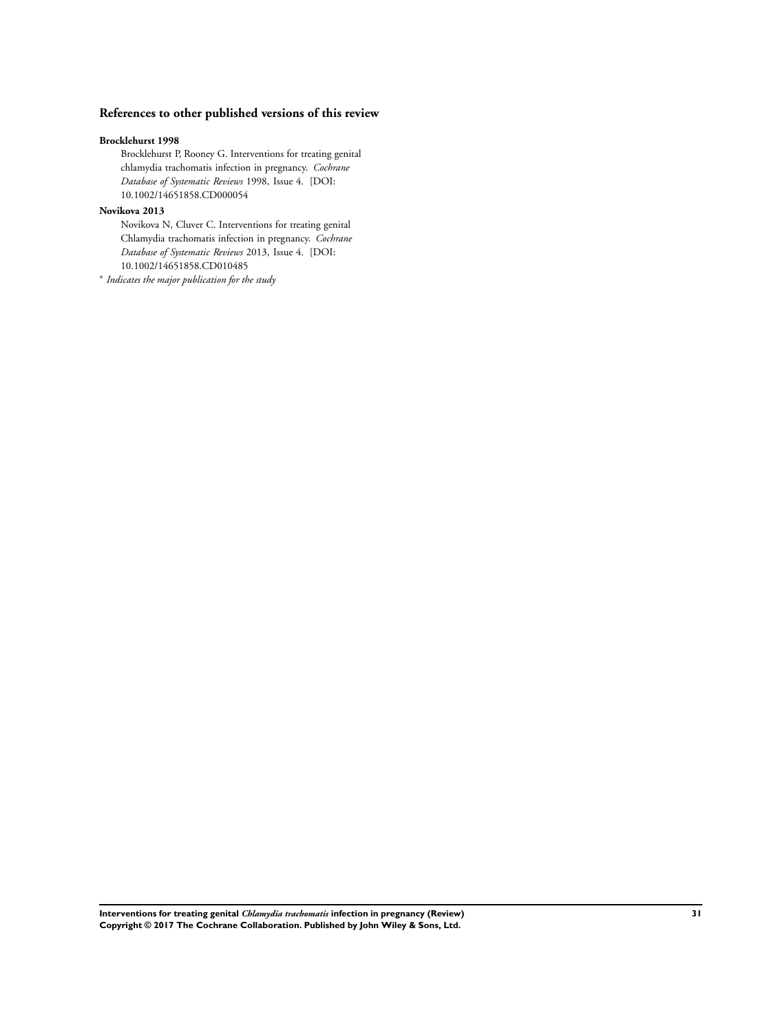## References to other published versions of this review

**Brocklehurst 1998**

Brocklehurst P, Rooney G. Interventions for treating genital chlamydia trachomatis infection in pregnancy. *Cochrane Database of Systematic Reviews* 1998, Issue 4. [DOI: 10.1002/14651858.CD000054

**Novikova 2013**

Novikova N, Cluver C. Interventions for treating genital Chlamydia trachomatis infection in pregnancy. *Cochrane Database of Systematic Reviews* 2013, Issue 4. [DOI: 10.1002/14651858.CD010485

* *Indicates the major publication for the study*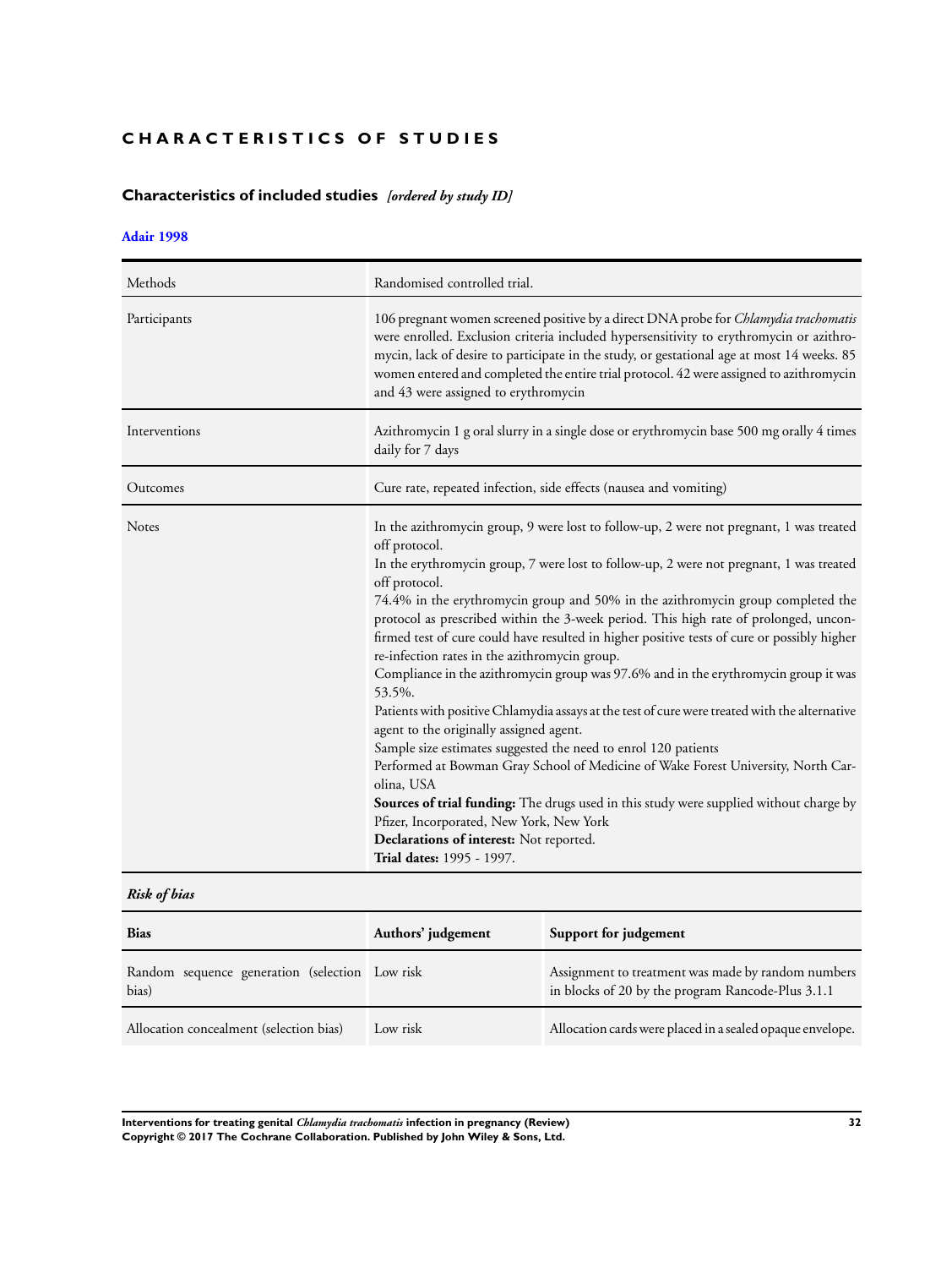# CHARACTERISTICS OF STUDIES

## Characteristics of included studies *[ordered by study ID]*

### Adair 1998

| | |
|---|---|
| Methods | Randomised controlled trial. |
| Participants | 106 pregnant women screened positive by a direct DNA probe for *Chlamydia trachomatis* were enrolled. Exclusion criteria included hypersensitivity to erythromycin or azithromycin, lack of desire to participate in the study, or gestational age at most 14 weeks. 85 women entered and completed the entire trial protocol. 42 were assigned to azithromycin and 43 were assigned to erythromycin |
| Interventions | Azithromycin 1 g oral slurry in a single dose or erythromycin base 500 mg orally 4 times daily for 7 days |
| Outcomes | Cure rate, repeated infection, side effects (nausea and vomiting) |
| Notes | In the azithromycin group, 9 were lost to follow-up, 2 were not pregnant, 1 was treated off protocol.<br>In the erythromycin group, 7 were lost to follow-up, 2 were not pregnant, 1 was treated off protocol.<br>74.4% in the erythromycin group and 50% in the azithromycin group completed the protocol as prescribed within the 3-week period. This high rate of prolonged, unconfirmed test of cure could have resulted in higher positive tests of cure or possibly higher re-infection rates in the azithromycin group.<br>Compliance in the azithromycin group was 97.6% and in the erythromycin group it was 53.5%.<br>Patients with positive Chlamydia assays at the test of cure were treated with the alternative agent to the originally assigned agent.<br>Sample size estimates suggested the need to enrol 120 patients<br>Performed at Bowman Gray School of Medicine of Wake Forest University, North Carolina, USA<br>**Sources of trial funding:** The drugs used in this study were supplied without charge by Pfizer, Incorporated, New York, New York<br>**Declarations of interest:** Not reported.<br>**Trial dates:** 1995 - 1997. |

***Risk of bias***

| Bias | Authors' judgement | Support for judgement |
|---|---|---|
| Random sequence generation (selection bias) | Low risk | Assignment to treatment was made by random numbers in blocks of 20 by the program Rancode-Plus 3.1.1 |
| Allocation concealment (selection bias) | Low risk | Allocation cards were placed in a sealed opaque envelope. |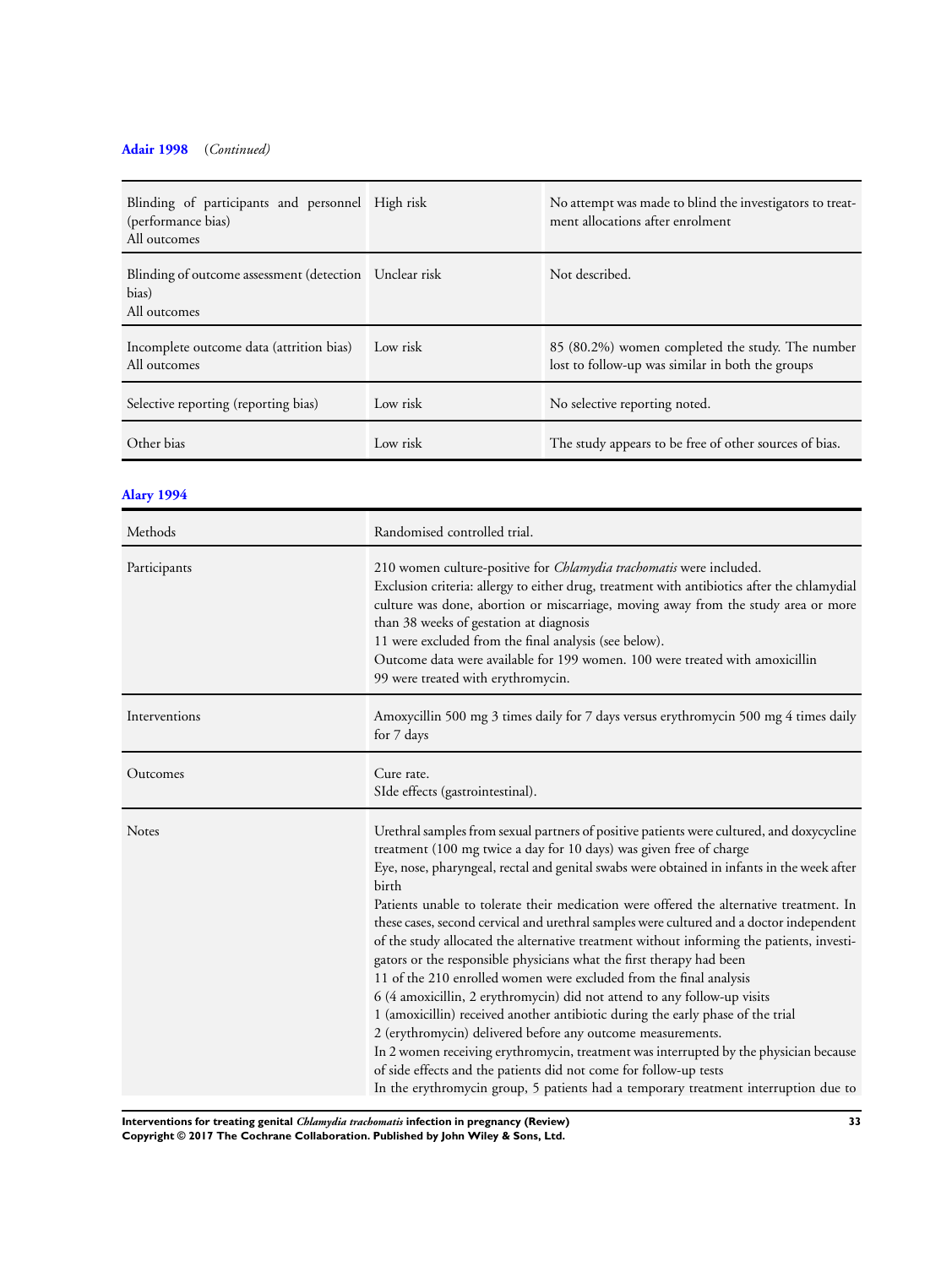**Adair 1998** (*Continued*)

| | | |
|---|---|---|
| Blinding of participants and personnel (performance bias)<br>All outcomes | High risk | No attempt was made to blind the investigators to treatment allocations after enrolment |
| Blinding of outcome assessment (detection bias)<br>All outcomes | Unclear risk | Not described. |
| Incomplete outcome data (attrition bias)<br>All outcomes | Low risk | 85 (80.2%) women completed the study. The number lost to follow-up was similar in both the groups |
| Selective reporting (reporting bias) | Low risk | No selective reporting noted. |
| Other bias | Low risk | The study appears to be free of other sources of bias. |

**Alary 1994**

| | |
|---|---|
| Methods | Randomised controlled trial. |
| Participants | 210 women culture-positive for *Chlamydia trachomatis* were included.<br>Exclusion criteria: allergy to either drug, treatment with antibiotics after the chlamydial culture was done, abortion or miscarriage, moving away from the study area or more than 38 weeks of gestation at diagnosis<br>11 were excluded from the final analysis (see below).<br>Outcome data were available for 199 women. 100 were treated with amoxicillin<br>99 were treated with erythromycin. |
| Interventions | Amoxycillin 500 mg 3 times daily for 7 days versus erythromycin 500 mg 4 times daily for 7 days |
| Outcomes | Cure rate.<br>SIde effects (gastrointestinal). |
| Notes | Urethral samples from sexual partners of positive patients were cultured, and doxycycline treatment (100 mg twice a day for 10 days) was given free of charge<br>Eye, nose, pharyngeal, rectal and genital swabs were obtained in infants in the week after birth<br>Patients unable to tolerate their medication were offered the alternative treatment. In these cases, second cervical and urethral samples were cultured and a doctor independent of the study allocated the alternative treatment without informing the patients, investigators or the responsible physicians what the first therapy had been<br>11 of the 210 enrolled women were excluded from the final analysis<br>6 (4 amoxicillin, 2 erythromycin) did not attend to any follow-up visits<br>1 (amoxicillin) received another antibiotic during the early phase of the trial<br>2 (erythromycin) delivered before any outcome measurements.<br>In 2 women receiving erythromycin, treatment was interrupted by the physician because of side effects and the patients did not come for follow-up tests<br>In the erythromycin group, 5 patients had a temporary treatment interruption due to |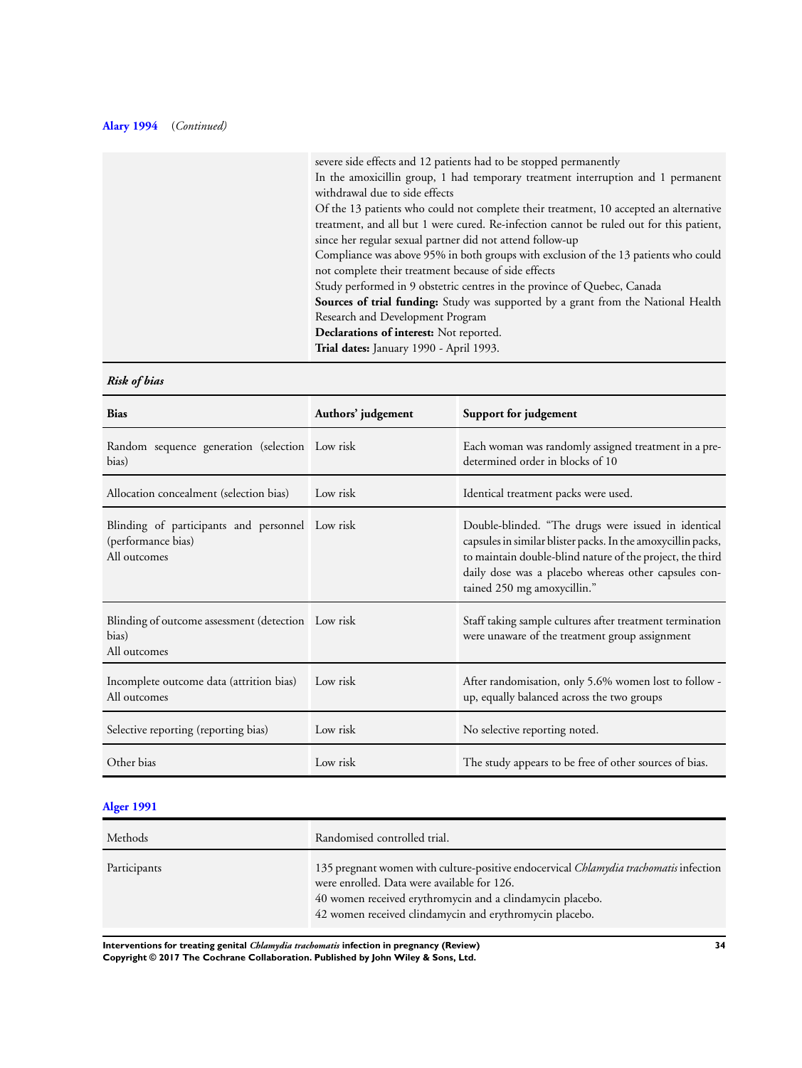**Alary 1994** (*Continued*)

| | |
|---|---|
| | severe side effects and 12 patients had to be stopped permanently<br>In the amoxicillin group, 1 had temporary treatment interruption and 1 permanent withdrawal due to side effects<br>Of the 13 patients who could not complete their treatment, 10 accepted an alternative treatment, and all but 1 were cured. Re-infection cannot be ruled out for this patient, since her regular sexual partner did not attend follow-up<br>Compliance was above 95% in both groups with exclusion of the 13 patients who could not complete their treatment because of side effects<br>Study performed in 9 obstetric centres in the province of Quebec, Canada<br>**Sources of trial funding:** Study was supported by a grant from the National Health Research and Development Program<br>**Declarations of interest:** Not reported.<br>**Trial dates:** January 1990 - April 1993. |

***Risk of bias***

| Bias | Authors' judgement | Support for judgement |
|---|---|---|
| Random sequence generation (selection bias) | Low risk | Each woman was randomly assigned treatment in a predetermined order in blocks of 10 |
| Allocation concealment (selection bias) | Low risk | Identical treatment packs were used. |
| Blinding of participants and personnel (performance bias)<br>All outcomes | Low risk | Double-blinded. "The drugs were issued in identical capsules in similar blister packs. In the amoxycillin packs, to maintain double-blind nature of the project, the third daily dose was a placebo whereas other capsules contained 250 mg amoxycillin." |
| Blinding of outcome assessment (detection bias)<br>All outcomes | Low risk | Staff taking sample cultures after treatment termination were unaware of the treatment group assignment |
| Incomplete outcome data (attrition bias)<br>All outcomes | Low risk | After randomisation, only 5.6% women lost to follow - up, equally balanced across the two groups |
| Selective reporting (reporting bias) | Low risk | No selective reporting noted. |
| Other bias | Low risk | The study appears to be free of other sources of bias. |

**Alger 1991**

| | |
|---|---|
| Methods | Randomised controlled trial. |
| Participants | 135 pregnant women with culture-positive endocervical *Chlamydia trachomatis* infection were enrolled. Data were available for 126.<br>40 women received erythromycin and a clindamycin placebo.<br>42 women received clindamycin and erythromycin placebo. |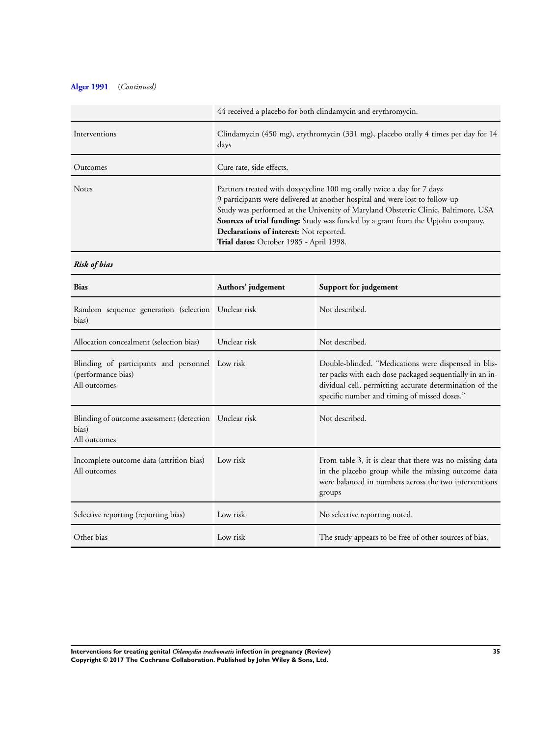**Alger 1991** (*Continued*)

| | |
|---|---|
| | 44 received a placebo for both clindamycin and erythromycin. |
| Interventions | Clindamycin (450 mg), erythromycin (331 mg), placebo orally 4 times per day for 14 days |
| Outcomes | Cure rate, side effects. |
| Notes | Partners treated with doxycycline 100 mg orally twice a day for 7 days<br>9 participants were delivered at another hospital and were lost to follow-up<br>Study was performed at the University of Maryland Obstetric Clinic, Baltimore, USA<br>**Sources of trial funding:** Study was funded by a grant from the Upjohn company.<br>**Declarations of interest:** Not reported.<br>**Trial dates:** October 1985 - April 1998. |

***Risk of bias***

| Bias | Authors' judgement | Support for judgement |
|---|---|---|
| Random sequence generation (selection bias) | Unclear risk | Not described. |
| Allocation concealment (selection bias) | Unclear risk | Not described. |
| Blinding of participants and personnel (performance bias)<br>All outcomes | Low risk | Double-blinded. "Medications were dispensed in blister packs with each dose packaged sequentially in an individual cell, permitting accurate determination of the specific number and timing of missed doses." |
| Blinding of outcome assessment (detection bias)<br>All outcomes | Unclear risk | Not described. |
| Incomplete outcome data (attrition bias)<br>All outcomes | Low risk | From table 3, it is clear that there was no missing data in the placebo group while the missing outcome data were balanced in numbers across the two interventions groups |
| Selective reporting (reporting bias) | Low risk | No selective reporting noted. |
| Other bias | Low risk | The study appears to be free of other sources of bias. |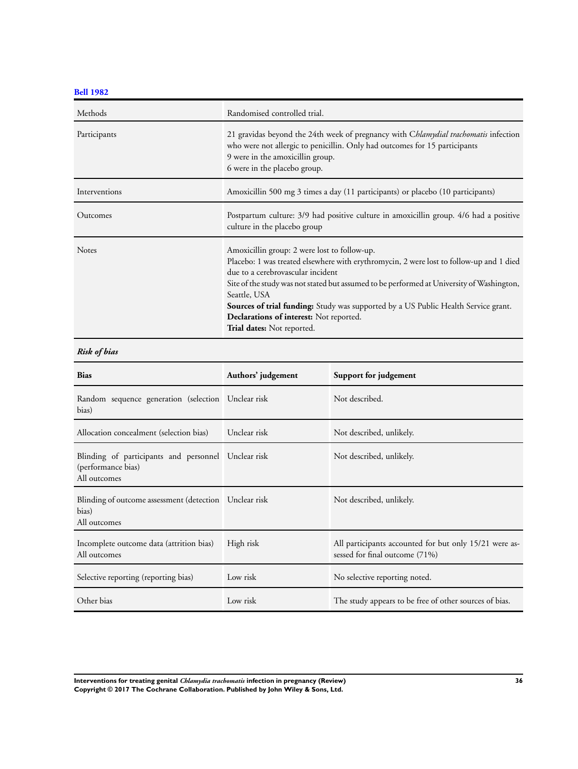**Bell 1982**

| | |
|---|---|
| Methods | Randomised controlled trial. |
| Participants | 21 gravidas beyond the 24th week of pregnancy with C*hlamydial trachomatis* infection who were not allergic to penicillin. Only had outcomes for 15 participants<br>9 were in the amoxicillin group.<br>6 were in the placebo group. |
| Interventions | Amoxicillin 500 mg 3 times a day (11 participants) or placebo (10 participants) |
| Outcomes | Postpartum culture: 3/9 had positive culture in amoxicillin group. 4/6 had a positive culture in the placebo group |
| Notes | Amoxicillin group: 2 were lost to follow-up.<br>Placebo: 1 was treated elsewhere with erythromycin, 2 were lost to follow-up and 1 died due to a cerebrovascular incident<br>Site of the study was not stated but assumed to be performed at University of Washington, Seattle, USA<br>**Sources of trial funding:** Study was supported by a US Public Health Service grant.<br>**Declarations of interest:** Not reported.<br>**Trial dates:** Not reported. |

***Risk of bias***

| Bias | Authors' judgement | Support for judgement |
|---|---|---|
| Random sequence generation (selection bias) | Unclear risk | Not described. |
| Allocation concealment (selection bias) | Unclear risk | Not described, unlikely. |
| Blinding of participants and personnel (performance bias)<br>All outcomes | Unclear risk | Not described, unlikely. |
| Blinding of outcome assessment (detection bias)<br>All outcomes | Unclear risk | Not described, unlikely. |
| Incomplete outcome data (attrition bias)<br>All outcomes | High risk | All participants accounted for but only 15/21 were assessed for final outcome (71%) |
| Selective reporting (reporting bias) | Low risk | No selective reporting noted. |
| Other bias | Low risk | The study appears to be free of other sources of bias. |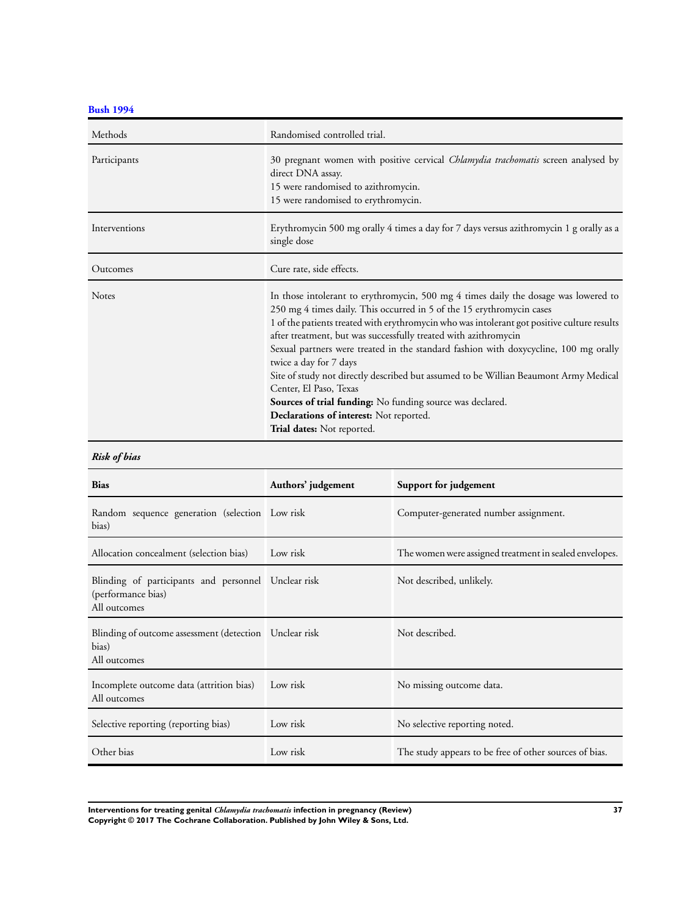### Bush 1994

| Methods | Randomised controlled trial. |
|---|---|
| Participants | 30 pregnant women with positive cervical *Chlamydia trachomatis* screen analysed by direct DNA assay.<br>15 were randomised to azithromycin.<br>15 were randomised to erythromycin. |
| Interventions | Erythromycin 500 mg orally 4 times a day for 7 days versus azithromycin 1 g orally as a single dose |
| Outcomes | Cure rate, side effects. |
| Notes | In those intolerant to erythromycin, 500 mg 4 times daily the dosage was lowered to 250 mg 4 times daily. This occurred in 5 of the 15 erythromycin cases<br>1 of the patients treated with erythromycin who was intolerant got positive culture results after treatment, but was successfully treated with azithromycin<br>Sexual partners were treated in the standard fashion with doxycycline, 100 mg orally twice a day for 7 days<br>Site of study not directly described but assumed to be Willian Beaumont Army Medical Center, El Paso, Texas<br>**Sources of trial funding:** No funding source was declared.<br>**Declarations of interest:** Not reported.<br>**Trial dates:** Not reported. |

***Risk of bias***

| Bias | Authors' judgement | Support for judgement |
|---|---|---|
| Random sequence generation (selection bias) | Low risk | Computer-generated number assignment. |
| Allocation concealment (selection bias) | Low risk | The women were assigned treatment in sealed envelopes. |
| Blinding of participants and personnel (performance bias)<br>All outcomes | Unclear risk | Not described, unlikely. |
| Blinding of outcome assessment (detection bias)<br>All outcomes | Unclear risk | Not described. |
| Incomplete outcome data (attrition bias)<br>All outcomes | Low risk | No missing outcome data. |
| Selective reporting (reporting bias) | Low risk | No selective reporting noted. |
| Other bias | Low risk | The study appears to be free of other sources of bias. |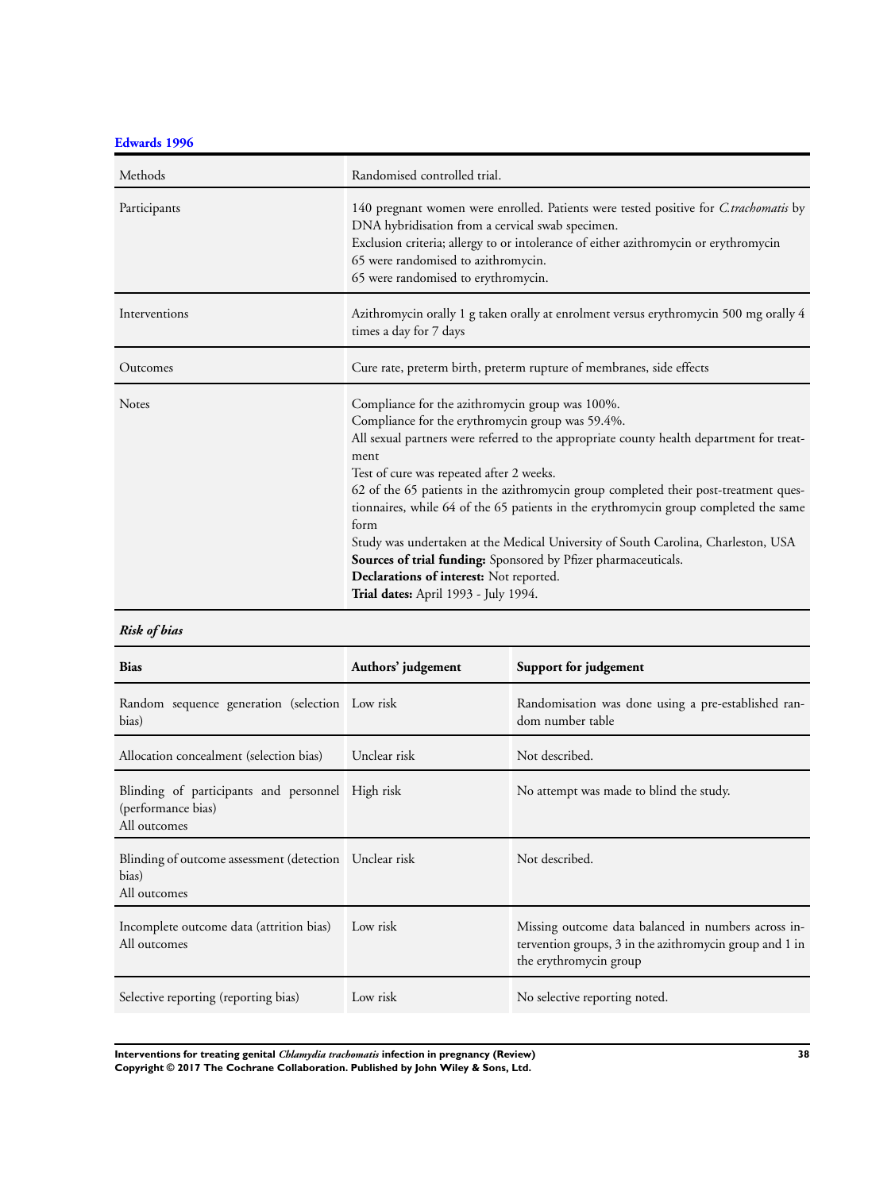### Edwards 1996

| | |
|---|---|
| Methods | Randomised controlled trial. |
| Participants | 140 pregnant women were enrolled. Patients were tested positive for *C.trachomatis* by DNA hybridisation from a cervical swab specimen.<br>Exclusion criteria; allergy to or intolerance of either azithromycin or erythromycin<br>65 were randomised to azithromycin.<br>65 were randomised to erythromycin. |
| Interventions | Azithromycin orally 1 g taken orally at enrolment versus erythromycin 500 mg orally 4 times a day for 7 days |
| Outcomes | Cure rate, preterm birth, preterm rupture of membranes, side effects |
| Notes | Compliance for the azithromycin group was 100%.<br>Compliance for the erythromycin group was 59.4%.<br>All sexual partners were referred to the appropriate county health department for treatment<br>Test of cure was repeated after 2 weeks.<br>62 of the 65 patients in the azithromycin group completed their post-treatment questionnaires, while 64 of the 65 patients in the erythromycin group completed the same form<br>Study was undertaken at the Medical University of South Carolina, Charleston, USA<br>**Sources of trial funding:** Sponsored by Pfizer pharmaceuticals.<br>**Declarations of interest:** Not reported.<br>**Trial dates:** April 1993 - July 1994. |

*Risk of bias*

| Bias | Authors' judgement | Support for judgement |
|---|---|---|
| Random sequence generation (selection bias) | Low risk | Randomisation was done using a pre-established random number table |
| Allocation concealment (selection bias) | Unclear risk | Not described. |
| Blinding of participants and personnel (performance bias)<br>All outcomes | High risk | No attempt was made to blind the study. |
| Blinding of outcome assessment (detection bias)<br>All outcomes | Unclear risk | Not described. |
| Incomplete outcome data (attrition bias)<br>All outcomes | Low risk | Missing outcome data balanced in numbers across intervention groups, 3 in the azithromycin group and 1 in the erythromycin group |
| Selective reporting (reporting bias) | Low risk | No selective reporting noted. |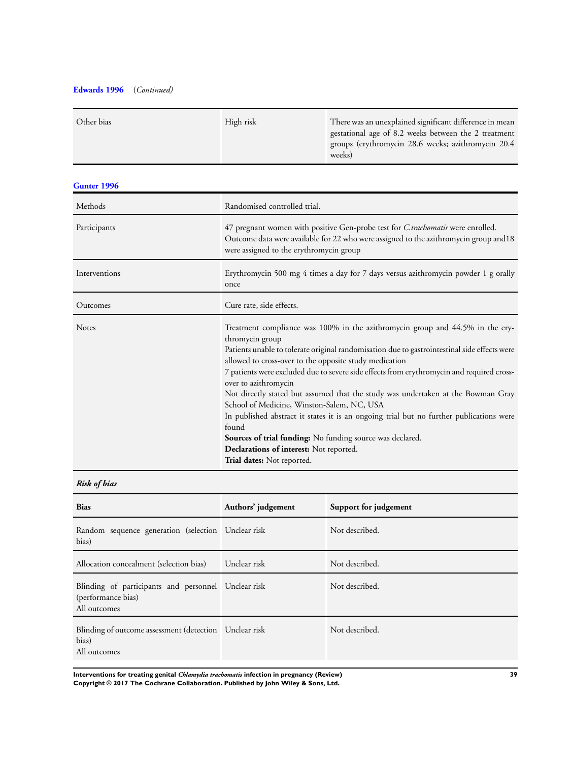**Edwards 1996** (*Continued*)

| | | |
|---|---|---|
| Other bias | High risk | There was an unexplained significant difference in mean gestational age of 8.2 weeks between the 2 treatment groups (erythromycin 28.6 weeks; azithromycin 20.4 weeks) |

**Gunter 1996**

| | |
|---|---|
| Methods | Randomised controlled trial. |
| Participants | 47 pregnant women with positive Gen-probe test for *C.trachomatis* were enrolled. Outcome data were available for 22 who were assigned to the azithromycin group and18 were assigned to the erythromycin group |
| Interventions | Erythromycin 500 mg 4 times a day for 7 days versus azithromycin powder 1 g orally once |
| Outcomes | Cure rate, side effects. |
| Notes | Treatment compliance was 100% in the azithromycin group and 44.5% in the erythromycin group<br>Patients unable to tolerate original randomisation due to gastrointestinal side effects were allowed to cross-over to the opposite study medication<br>7 patients were excluded due to severe side effects from erythromycin and required cross-over to azithromycin<br>Not directly stated but assumed that the study was undertaken at the Bowman Gray School of Medicine, Winston-Salem, NC, USA<br>In published abstract it states it is an ongoing trial but no further publications were found<br>**Sources of trial funding:** No funding source was declared.<br>**Declarations of interest:** Not reported.<br>**Trial dates:** Not reported. |

***Risk of bias***

| Bias | Authors' judgement | Support for judgement |
|---|---|---|
| Random sequence generation (selection bias) | Unclear risk | Not described. |
| Allocation concealment (selection bias) | Unclear risk | Not described. |
| Blinding of participants and personnel (performance bias)<br>All outcomes | Unclear risk | Not described. |
| Blinding of outcome assessment (detection bias)<br>All outcomes | Unclear risk | Not described. |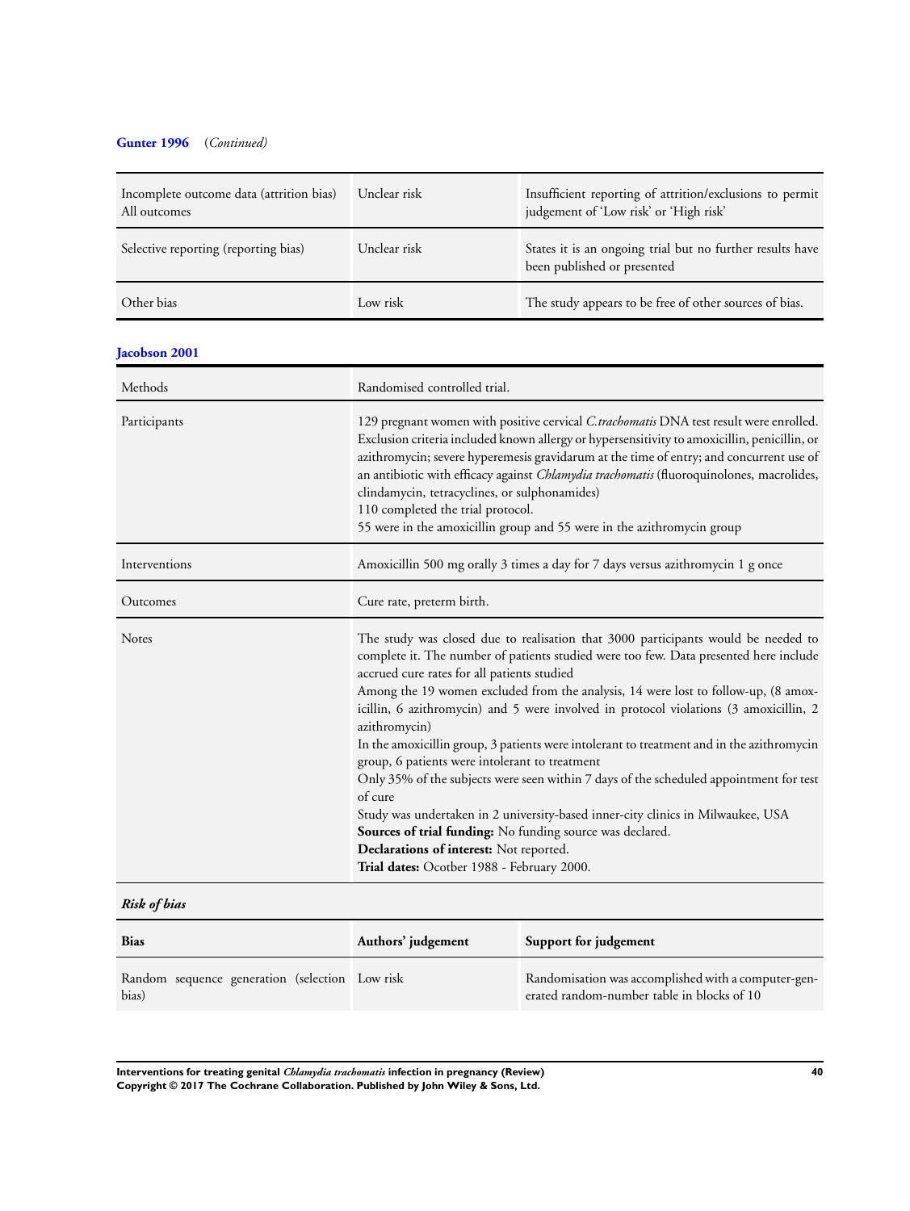**Gunter 1996** (*Continued*)

| | | |
|---|---|---|
| Incomplete outcome data (attrition bias) All outcomes | Unclear risk | Insufficient reporting of attrition/exclusions to permit judgement of 'Low risk' or 'High risk' |
| Selective reporting (reporting bias) | Unclear risk | States it is an ongoing trial but no further results have been published or presented |
| Other bias | Low risk | The study appears to be free of other sources of bias. |

**Jacobson 2001**

| | |
|---|---|
| Methods | Randomised controlled trial. |
| Participants | 129 pregnant women with positive cervical *C.trachomatis* DNA test result were enrolled. Exclusion criteria included known allergy or hypersensitivity to amoxicillin, penicillin, or azithromycin; severe hyperemesis gravidarum at the time of entry; and concurrent use of an antibiotic with efficacy against *Chlamydia trachomatis* (fluoroquinolones, macrolides, clindamycin, tetracyclines, or sulphonamides)<br>110 completed the trial protocol.<br>55 were in the amoxicillin group and 55 were in the azithromycin group |
| Interventions | Amoxicillin 500 mg orally 3 times a day for 7 days versus azithromycin 1 g once |
| Outcomes | Cure rate, preterm birth. |
| Notes | The study was closed due to realisation that 3000 participants would be needed to complete it. The number of patients studied were too few. Data presented here include accrued cure rates for all patients studied<br>Among the 19 women excluded from the analysis, 14 were lost to follow-up, (8 amoxicillin, 6 azithromycin) and 5 were involved in protocol violations (3 amoxicillin, 2 azithromycin)<br>In the amoxicillin group, 3 patients were intolerant to treatment and in the azithromycin group, 6 patients were intolerant to treatment<br>Only 35% of the subjects were seen within 7 days of the scheduled appointment for test of cure<br>Study was undertaken in 2 university-based inner-city clinics in Milwaukee, USA<br>**Sources of trial funding:** No funding source was declared.<br>**Declarations of interest:** Not reported.<br>**Trial dates:** Ocotber 1988 - February 2000. |

***Risk of bias***

| Bias | Authors' judgement | Support for judgement |
|---|---|---|
| Random sequence generation (selection bias) | Low risk | Randomisation was accomplished with a computer-generated random-number table in blocks of 10 |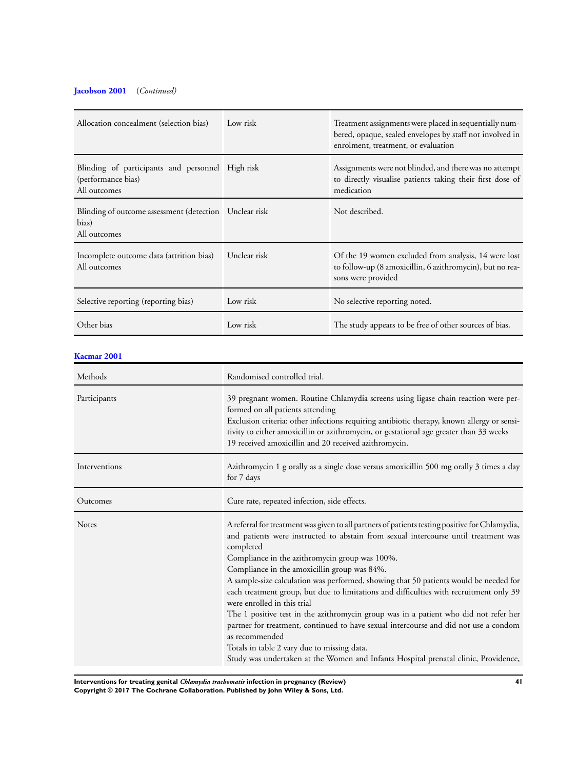**Jacobson 2001** (*Continued*)

| | | |
|---|---|---|
| Allocation concealment (selection bias) | Low risk | Treatment assignments were placed in sequentially numbered, opaque, sealed envelopes by staff not involved in enrolment, treatment, or evaluation |
| Blinding of participants and personnel (performance bias)<br>All outcomes | High risk | Assignments were not blinded, and there was no attempt to directly visualise patients taking their first dose of medication |
| Blinding of outcome assessment (detection bias)<br>All outcomes | Unclear risk | Not described. |
| Incomplete outcome data (attrition bias)<br>All outcomes | Unclear risk | Of the 19 women excluded from analysis, 14 were lost to follow-up (8 amoxicillin, 6 azithromycin), but no reasons were provided |
| Selective reporting (reporting bias) | Low risk | No selective reporting noted. |
| Other bias | Low risk | The study appears to be free of other sources of bias. |

**Kacmar 2001**

| | |
|---|---|
| Methods | Randomised controlled trial. |
| Participants | 39 pregnant women. Routine Chlamydia screens using ligase chain reaction were performed on all patients attending<br>Exclusion criteria: other infections requiring antibiotic therapy, known allergy or sensitivity to either amoxicillin or azithromycin, or gestational age greater than 33 weeks<br>19 received amoxicillin and 20 received azithromycin. |
| Interventions | Azithromycin 1 g orally as a single dose versus amoxicillin 500 mg orally 3 times a day for 7 days |
| Outcomes | Cure rate, repeated infection, side effects. |
| Notes | A referral for treatment was given to all partners of patients testing positive for Chlamydia, and patients were instructed to abstain from sexual intercourse until treatment was completed<br>Compliance in the azithromycin group was 100%.<br>Compliance in the amoxicillin group was 84%.<br>A sample-size calculation was performed, showing that 50 patients would be needed for each treatment group, but due to limitations and difficulties with recruitment only 39 were enrolled in this trial<br>The 1 positive test in the azithromycin group was in a patient who did not refer her partner for treatment, continued to have sexual intercourse and did not use a condom as recommended<br>Totals in table 2 vary due to missing data.<br>Study was undertaken at the Women and Infants Hospital prenatal clinic, Providence, |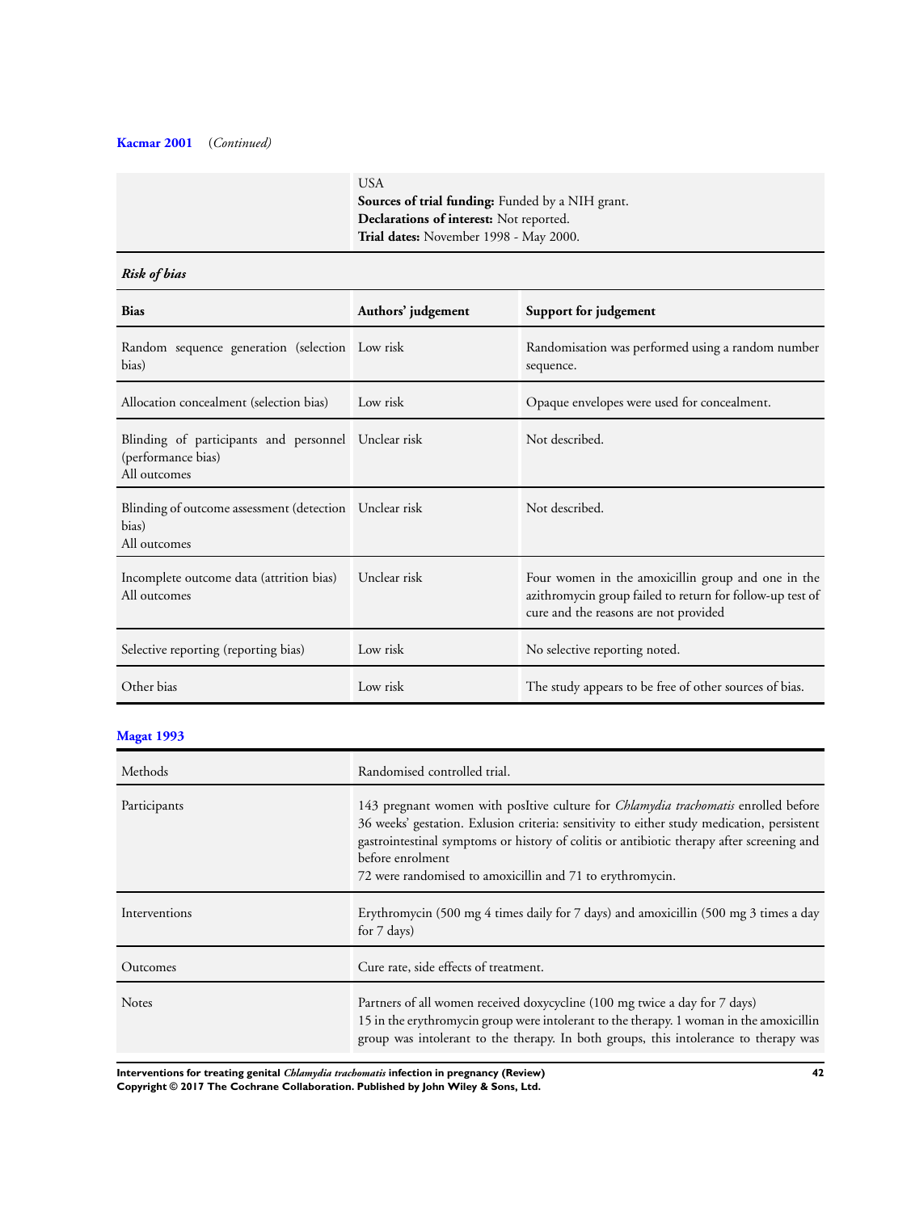**Kacmar 2001** (*Continued*)

| | |
|---|---|
| | USA<br>**Sources of trial funding:** Funded by a NIH grant.<br>**Declarations of interest:** Not reported.<br>**Trial dates:** November 1998 - May 2000. |

*Risk of bias*

| Bias | Authors' judgement | Support for judgement |
|---|---|---|
| Random sequence generation (selection bias) | Low risk | Randomisation was performed using a random number sequence. |
| Allocation concealment (selection bias) | Low risk | Opaque envelopes were used for concealment. |
| Blinding of participants and personnel (performance bias)<br>All outcomes | Unclear risk | Not described. |
| Blinding of outcome assessment (detection bias)<br>All outcomes | Unclear risk | Not described. |
| Incomplete outcome data (attrition bias)<br>All outcomes | Unclear risk | Four women in the amoxicillin group and one in the azithromycin group failed to return for follow-up test of cure and the reasons are not provided |
| Selective reporting (reporting bias) | Low risk | No selective reporting noted. |
| Other bias | Low risk | The study appears to be free of other sources of bias. |

**Magat 1993**

| | |
|---|---|
| Methods | Randomised controlled trial. |
| Participants | 143 pregnant women with posItive culture for *Chlamydia trachomatis* enrolled before 36 weeks' gestation. Exlusion criteria: sensitivity to either study medication, persistent gastrointestinal symptoms or history of colitis or antibiotic therapy after screening and before enrolment<br>72 were randomised to amoxicillin and 71 to erythromycin. |
| Interventions | Erythromycin (500 mg 4 times daily for 7 days) and amoxicillin (500 mg 3 times a day for 7 days) |
| Outcomes | Cure rate, side effects of treatment. |
| Notes | Partners of all women received doxycycline (100 mg twice a day for 7 days)<br>15 in the erythromycin group were intolerant to the therapy. 1 woman in the amoxicillin group was intolerant to the therapy. In both groups, this intolerance to therapy was |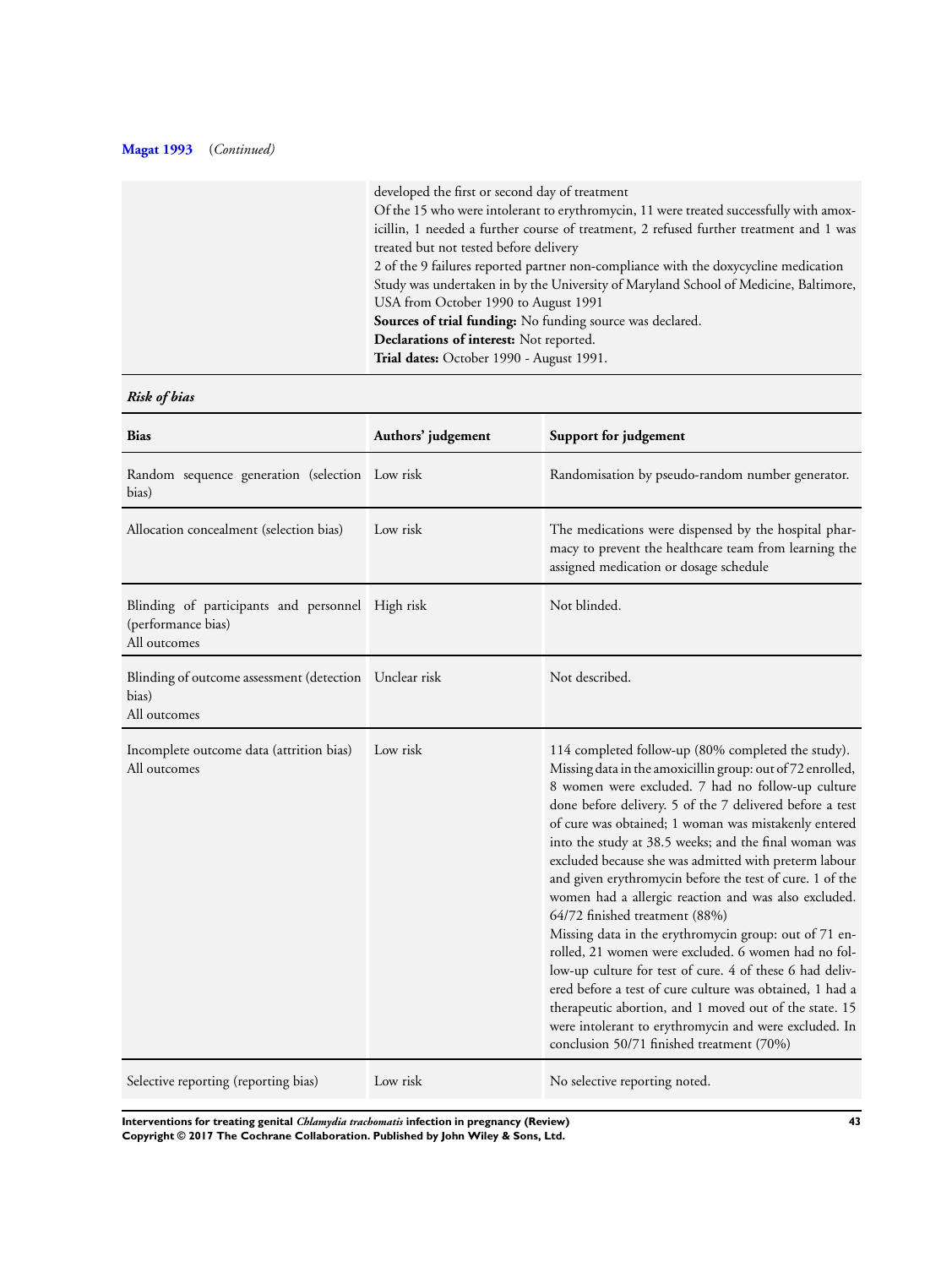**Magat 1993** (*Continued*)

| | |
|---|---|
| | developed the first or second day of treatment<br>Of the 15 who were intolerant to erythromycin, 11 were treated successfully with amoxicillin, 1 needed a further course of treatment, 2 refused further treatment and 1 was treated but not tested before delivery<br>2 of the 9 failures reported partner non-compliance with the doxycycline medication<br>Study was undertaken in by the University of Maryland School of Medicine, Baltimore, USA from October 1990 to August 1991<br>**Sources of trial funding:** No funding source was declared.<br>**Declarations of interest:** Not reported.<br>**Trial dates:** October 1990 - August 1991. |

***Risk of bias***

| Bias | Authors' judgement | Support for judgement |
|---|---|---|
| Random sequence generation (selection bias) | Low risk | Randomisation by pseudo-random number generator. |
| Allocation concealment (selection bias) | Low risk | The medications were dispensed by the hospital pharmacy to prevent the healthcare team from learning the assigned medication or dosage schedule |
| Blinding of participants and personnel (performance bias)<br>All outcomes | High risk | Not blinded. |
| Blinding of outcome assessment (detection bias)<br>All outcomes | Unclear risk | Not described. |
| Incomplete outcome data (attrition bias)<br>All outcomes | Low risk | 114 completed follow-up (80% completed the study).<br>Missing data in the amoxicillin group: out of 72 enrolled, 8 women were excluded. 7 had no follow-up culture done before delivery. 5 of the 7 delivered before a test of cure was obtained; 1 woman was mistakenly entered into the study at 38.5 weeks; and the final woman was excluded because she was admitted with preterm labour and given erythromycin before the test of cure. 1 of the women had a allergic reaction and was also excluded. 64/72 finished treatment (88%)<br>Missing data in the erythromycin group: out of 71 enrolled, 21 women were excluded. 6 women had no follow-up culture for test of cure. 4 of these 6 had delivered before a test of cure culture was obtained, 1 had a therapeutic abortion, and 1 moved out of the state. 15 were intolerant to erythromycin and were excluded. In conclusion 50/71 finished treatment (70%) |
| Selective reporting (reporting bias) | Low risk | No selective reporting noted. |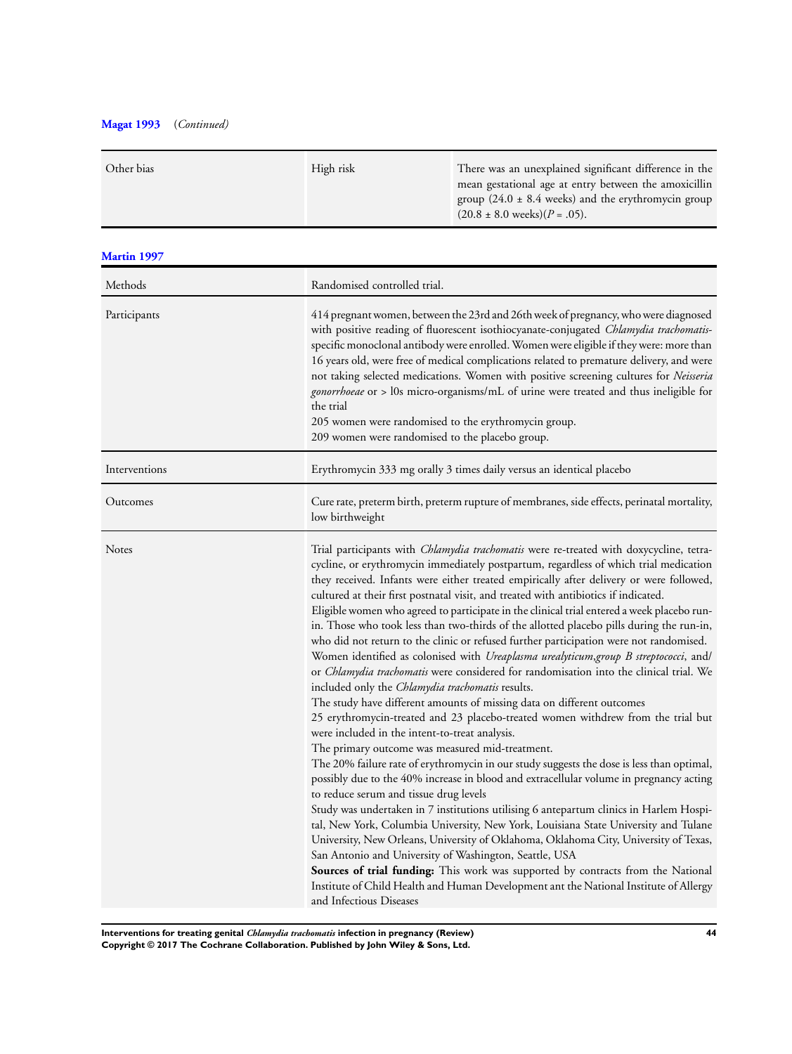**Magat 1993** (*Continued*)

| | | |
|---|---|---|
| Other bias | High risk | There was an unexplained significant difference in the mean gestational age at entry between the amoxicillin group (24.0 ± 8.4 weeks) and the erythromycin group (20.8 ± 8.0 weeks)(*P* = .05). |

**Martin 1997**

| | |
|---|---|
| Methods | Randomised controlled trial. |
| Participants | 414 pregnant women, between the 23rd and 26th week of pregnancy, who were diagnosed with positive reading of fluorescent isothiocyanate-conjugated *Chlamydia trachomatis*-specific monoclonal antibody were enrolled. Women were eligible if they were: more than 16 years old, were free of medical complications related to premature delivery, and were not taking selected medications. Women with positive screening cultures for *Neisseria gonorrhoeae* or > l0s micro-organisms/mL of urine were treated and thus ineligible for the trial<br>205 women were randomised to the erythromycin group.<br>209 women were randomised to the placebo group. |
| Interventions | Erythromycin 333 mg orally 3 times daily versus an identical placebo |
| Outcomes | Cure rate, preterm birth, preterm rupture of membranes, side effects, perinatal mortality, low birthweight |
| Notes | Trial participants with *Chlamydia trachomatis* were re-treated with doxycycline, tetracycline, or erythromycin immediately postpartum, regardless of which trial medication they received. Infants were either treated empirically after delivery or were followed, cultured at their first postnatal visit, and treated with antibiotics if indicated.<br>Eligible women who agreed to participate in the clinical trial entered a week placebo run-in. Those who took less than two-thirds of the allotted placebo pills during the run-in, who did not return to the clinic or refused further participation were not randomised.<br>Women identified as colonised with *Ureaplasma urealyticum*,*group B streptococci*, and/or *Chlamydia trachomatis* were considered for randomisation into the clinical trial. We included only the *Chlamydia trachomatis* results.<br>The study have different amounts of missing data on different outcomes<br>25 erythromycin-treated and 23 placebo-treated women withdrew from the trial but were included in the intent-to-treat analysis.<br>The primary outcome was measured mid-treatment.<br>The 20% failure rate of erythromycin in our study suggests the dose is less than optimal, possibly due to the 40% increase in blood and extracellular volume in pregnancy acting to reduce serum and tissue drug levels<br>Study was undertaken in 7 institutions utilising 6 antepartum clinics in Harlem Hospital, New York, Columbia University, New York, Louisiana State University and Tulane University, New Orleans, University of Oklahoma, Oklahoma City, University of Texas, San Antonio and University of Washington, Seattle, USA<br>**Sources of trial funding:** This work was supported by contracts from the National Institute of Child Health and Human Development ant the National Institute of Allergy and Infectious Diseases |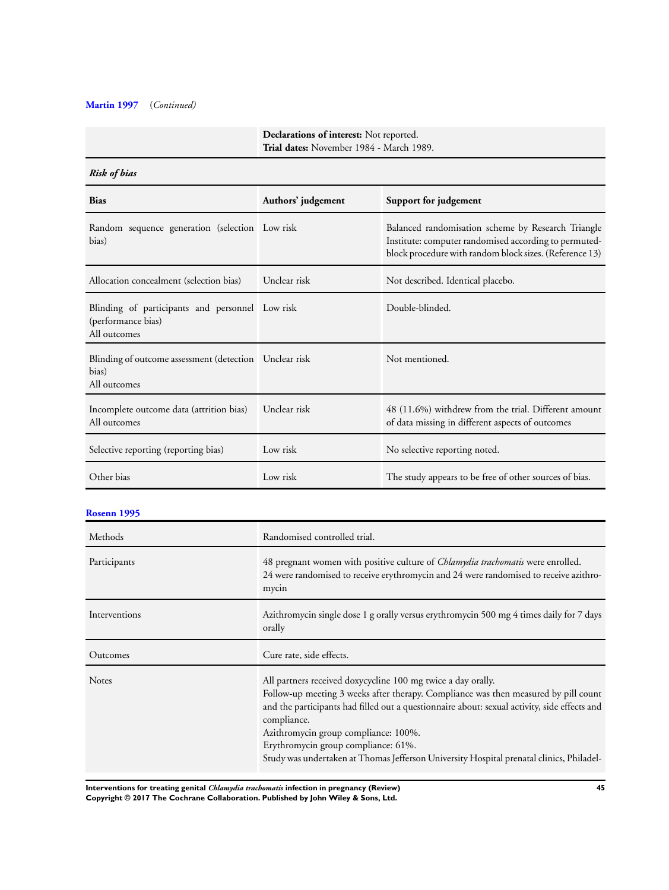**Martin 1997** *(Continued)*

| | |
|---|---|
| | **Declarations of interest:** Not reported.<br>**Trial dates:** November 1984 - March 1989. |

***Risk of bias***

| Bias | Authors' judgement | Support for judgement |
|---|---|---|
| Random sequence generation (selection bias) | Low risk | Balanced randomisation scheme by Research Triangle Institute: computer randomised according to permuted-block procedure with random block sizes. (Reference 13) |
| Allocation concealment (selection bias) | Unclear risk | Not described. Identical placebo. |
| Blinding of participants and personnel (performance bias)<br>All outcomes | Low risk | Double-blinded. |
| Blinding of outcome assessment (detection bias)<br>All outcomes | Unclear risk | Not mentioned. |
| Incomplete outcome data (attrition bias)<br>All outcomes | Unclear risk | 48 (11.6%) withdrew from the trial. Different amount of data missing in different aspects of outcomes |
| Selective reporting (reporting bias) | Low risk | No selective reporting noted. |
| Other bias | Low risk | The study appears to be free of other sources of bias. |

**Rosenn 1995**

| | |
|---|---|
| Methods | Randomised controlled trial. |
| Participants | 48 pregnant women with positive culture of *Chlamydia trachomatis* were enrolled.<br>24 were randomised to receive erythromycin and 24 were randomised to receive azithromycin |
| Interventions | Azithromycin single dose 1 g orally versus erythromycin 500 mg 4 times daily for 7 days orally |
| Outcomes | Cure rate, side effects. |
| Notes | All partners received doxycycline 100 mg twice a day orally.<br>Follow-up meeting 3 weeks after therapy. Compliance was then measured by pill count and the participants had filled out a questionnaire about: sexual activity, side effects and compliance.<br>Azithromycin group compliance: 100%.<br>Erythromycin group compliance: 61%.<br>Study was undertaken at Thomas Jefferson University Hospital prenatal clinics, Philadel- |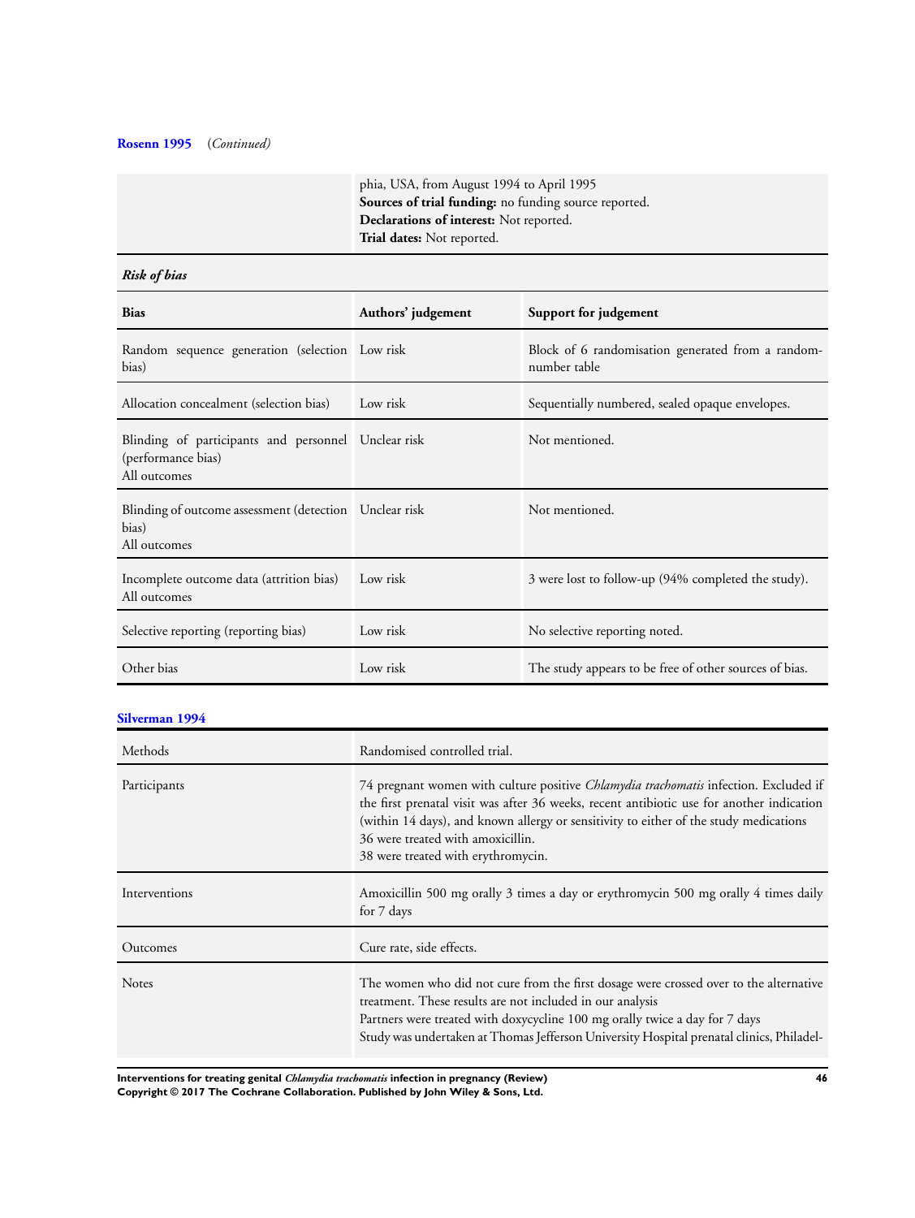**Rosenn 1995** (*Continued*)

| | |
|---|---|
| | phia, USA, from August 1994 to April 1995<br>**Sources of trial funding:** no funding source reported.<br>**Declarations of interest:** Not reported.<br>**Trial dates:** Not reported. |

***Risk of bias***

| Bias | Authors' judgement | Support for judgement |
|---|---|---|
| Random sequence generation (selection bias) | Low risk | Block of 6 randomisation generated from a random-number table |
| Allocation concealment (selection bias) | Low risk | Sequentially numbered, sealed opaque envelopes. |
| Blinding of participants and personnel (performance bias)<br>All outcomes | Unclear risk | Not mentioned. |
| Blinding of outcome assessment (detection bias)<br>All outcomes | Unclear risk | Not mentioned. |
| Incomplete outcome data (attrition bias)<br>All outcomes | Low risk | 3 were lost to follow-up (94% completed the study). |
| Selective reporting (reporting bias) | Low risk | No selective reporting noted. |
| Other bias | Low risk | The study appears to be free of other sources of bias. |

**Silverman 1994**

| | |
|---|---|
| Methods | Randomised controlled trial. |
| Participants | 74 pregnant women with culture positive *Chlamydia trachomatis* infection. Excluded if the first prenatal visit was after 36 weeks, recent antibiotic use for another indication (within 14 days), and known allergy or sensitivity to either of the study medications<br>36 were treated with amoxicillin.<br>38 were treated with erythromycin. |
| Interventions | Amoxicillin 500 mg orally 3 times a day or erythromycin 500 mg orally 4 times daily for 7 days |
| Outcomes | Cure rate, side effects. |
| Notes | The women who did not cure from the first dosage were crossed over to the alternative treatment. These results are not included in our analysis<br>Partners were treated with doxycycline 100 mg orally twice a day for 7 days<br>Study was undertaken at Thomas Jefferson University Hospital prenatal clinics, Philadel- |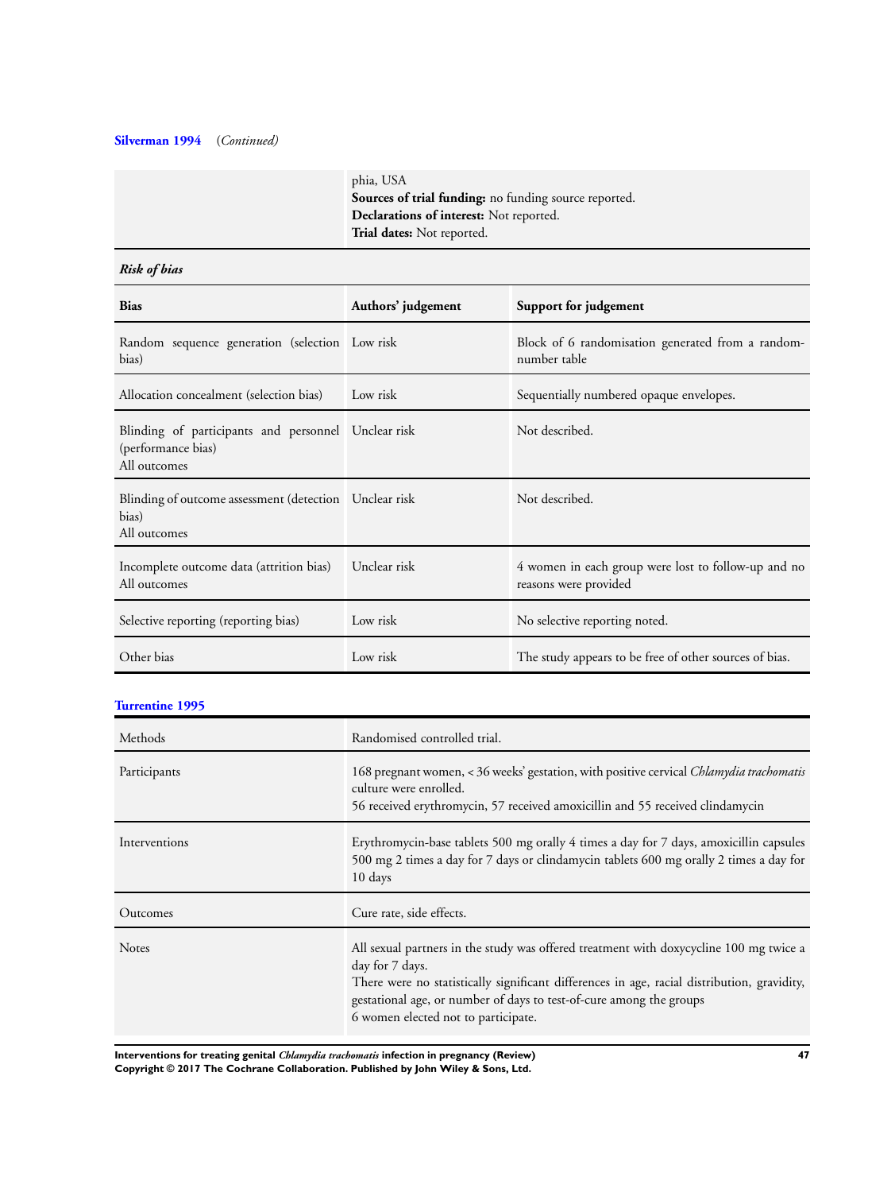**Silverman 1994** (*Continued*)

| | |
|---|---|
| | phia, USA<br>**Sources of trial funding:** no funding source reported.<br>**Declarations of interest:** Not reported.<br>**Trial dates:** Not reported. |

***Risk of bias***

| Bias | Authors' judgement | Support for judgement |
|---|---|---|
| Random sequence generation (selection bias) | Low risk | Block of 6 randomisation generated from a random-number table |
| Allocation concealment (selection bias) | Low risk | Sequentially numbered opaque envelopes. |
| Blinding of participants and personnel (performance bias)<br>All outcomes | Unclear risk | Not described. |
| Blinding of outcome assessment (detection bias)<br>All outcomes | Unclear risk | Not described. |
| Incomplete outcome data (attrition bias)<br>All outcomes | Unclear risk | 4 women in each group were lost to follow-up and no reasons were provided |
| Selective reporting (reporting bias) | Low risk | No selective reporting noted. |
| Other bias | Low risk | The study appears to be free of other sources of bias. |

**Turrentine 1995**

| | |
|---|---|
| Methods | Randomised controlled trial. |
| Participants | 168 pregnant women, < 36 weeks' gestation, with positive cervical *Chlamydia trachomatis* culture were enrolled.<br>56 received erythromycin, 57 received amoxicillin and 55 received clindamycin |
| Interventions | Erythromycin-base tablets 500 mg orally 4 times a day for 7 days, amoxicillin capsules 500 mg 2 times a day for 7 days or clindamycin tablets 600 mg orally 2 times a day for 10 days |
| Outcomes | Cure rate, side effects. |
| Notes | All sexual partners in the study was offered treatment with doxycycline 100 mg twice a day for 7 days.<br>There were no statistically significant differences in age, racial distribution, gravidity, gestational age, or number of days to test-of-cure among the groups<br>6 women elected not to participate. |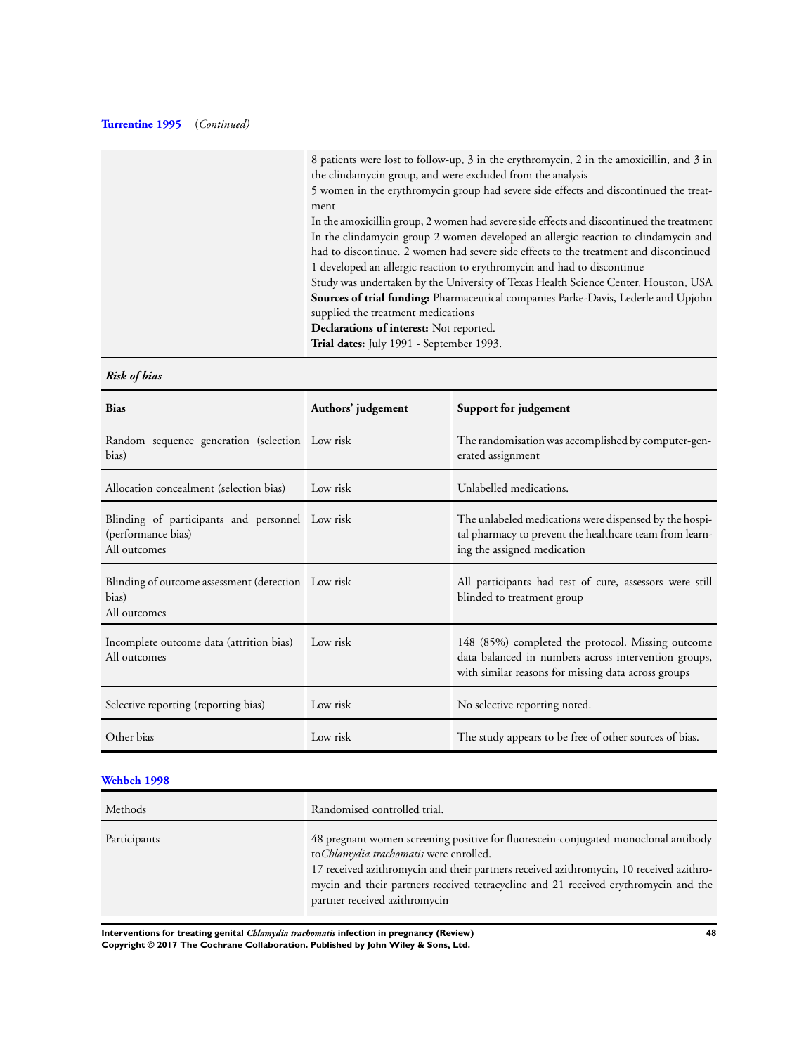**Turrentine 1995** (*Continued*)

| | |
|---|---|
| | 8 patients were lost to follow-up, 3 in the erythromycin, 2 in the amoxicillin, and 3 in the clindamycin group, and were excluded from the analysis<br>5 women in the erythromycin group had severe side effects and discontinued the treatment<br>In the amoxicillin group, 2 women had severe side effects and discontinued the treatment<br>In the clindamycin group 2 women developed an allergic reaction to clindamycin and had to discontinue. 2 women had severe side effects to the treatment and discontinued 1 developed an allergic reaction to erythromycin and had to discontinue<br>Study was undertaken by the University of Texas Health Science Center, Houston, USA<br>**Sources of trial funding:** Pharmaceutical companies Parke-Davis, Lederle and Upjohn supplied the treatment medications<br>**Declarations of interest:** Not reported.<br>**Trial dates:** July 1991 - September 1993. |

***Risk of bias***

| Bias | Authors' judgement | Support for judgement |
|---|---|---|
| Random sequence generation (selection bias) | Low risk | The randomisation was accomplished by computer-generated assignment |
| Allocation concealment (selection bias) | Low risk | Unlabelled medications. |
| Blinding of participants and personnel (performance bias)<br>All outcomes | Low risk | The unlabeled medications were dispensed by the hospital pharmacy to prevent the healthcare team from learning the assigned medication |
| Blinding of outcome assessment (detection bias)<br>All outcomes | Low risk | All participants had test of cure, assessors were still blinded to treatment group |
| Incomplete outcome data (attrition bias)<br>All outcomes | Low risk | 148 (85%) completed the protocol. Missing outcome data balanced in numbers across intervention groups, with similar reasons for missing data across groups |
| Selective reporting (reporting bias) | Low risk | No selective reporting noted. |
| Other bias | Low risk | The study appears to be free of other sources of bias. |

**Wehbeh 1998**

| | |
|---|---|
| Methods | Randomised controlled trial. |
| Participants | 48 pregnant women screening positive for fluorescein-conjugated monoclonal antibody to *Chlamydia trachomatis* were enrolled.<br>17 received azithromycin and their partners received azithromycin, 10 received azithromycin and their partners received tetracycline and 21 received erythromycin and the partner received azithromycin |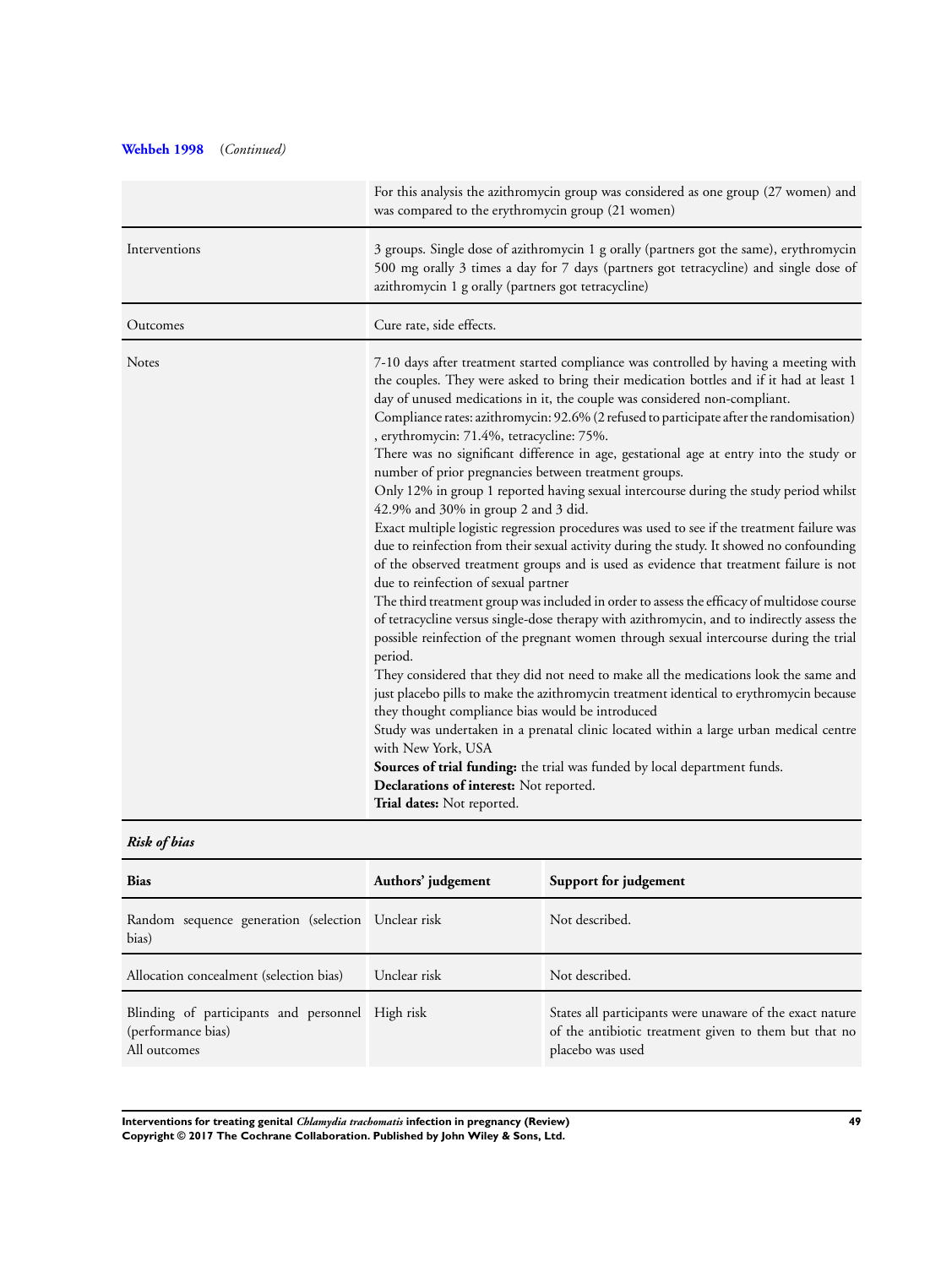**Wehbeh 1998** (*Continued*)

| | |
|---|---|
| | For this analysis the azithromycin group was considered as one group (27 women) and was compared to the erythromycin group (21 women) |
| Interventions | 3 groups. Single dose of azithromycin 1 g orally (partners got the same), erythromycin 500 mg orally 3 times a day for 7 days (partners got tetracycline) and single dose of azithromycin 1 g orally (partners got tetracycline) |
| Outcomes | Cure rate, side effects. |
| Notes | 7-10 days after treatment started compliance was controlled by having a meeting with the couples. They were asked to bring their medication bottles and if it had at least 1 day of unused medications in it, the couple was considered non-compliant.<br>Compliance rates: azithromycin: 92.6% (2 refused to participate after the randomisation) , erythromycin: 71.4%, tetracycline: 75%.<br>There was no significant difference in age, gestational age at entry into the study or number of prior pregnancies between treatment groups.<br>Only 12% in group 1 reported having sexual intercourse during the study period whilst 42.9% and 30% in group 2 and 3 did.<br>Exact multiple logistic regression procedures was used to see if the treatment failure was due to reinfection from their sexual activity during the study. It showed no confounding of the observed treatment groups and is used as evidence that treatment failure is not due to reinfection of sexual partner<br>The third treatment group was included in order to assess the efficacy of multidose course of tetracycline versus single-dose therapy with azithromycin, and to indirectly assess the possible reinfection of the pregnant women through sexual intercourse during the trial period.<br>They considered that they did not need to make all the medications look the same and just placebo pills to make the azithromycin treatment identical to erythromycin because they thought compliance bias would be introduced<br>Study was undertaken in a prenatal clinic located within a large urban medical centre with New York, USA<br>**Sources of trial funding:** the trial was funded by local department funds.<br>**Declarations of interest:** Not reported.<br>**Trial dates:** Not reported. |

***Risk of bias***

| Bias | Authors' judgement | Support for judgement |
|---|---|---|
| Random sequence generation (selection bias) | Unclear risk | Not described. |
| Allocation concealment (selection bias) | Unclear risk | Not described. |
| Blinding of participants and personnel (performance bias)<br>All outcomes | High risk | States all participants were unaware of the exact nature of the antibiotic treatment given to them but that no placebo was used |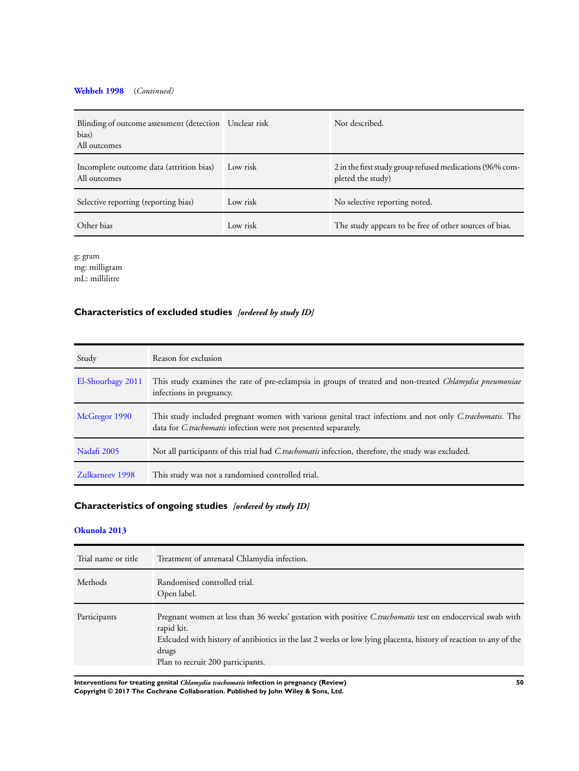**Wehbeh 1998** *(Continued)*

| | | |
|---|---|---|
| Blinding of outcome assessment (detection bias)<br>All outcomes | Unclear risk | Not described. |
| Incomplete outcome data (attrition bias)<br>All outcomes | Low risk | 2 in the first study group refused medications (96% completed the study) |
| Selective reporting (reporting bias) | Low risk | No selective reporting noted. |
| Other bias | Low risk | The study appears to be free of other sources of bias. |

g: gram
mg: milligram
mL: millilitre

## Characteristics of excluded studies *[ordered by study ID]*

| Study | Reason for exclusion |
|---|---|
| El-Shourbagy 2011 | This study examines the rate of pre-eclampsia in groups of treated and non-treated *Chlamydia pneumoniae* infections in pregnancy. |
| McGregor 1990 | This study included pregnant women with various genital tract infections and not only *C.trachomatis.* The data for *C.trachomatis* infection were not presented separately. |
| Nadafi 2005 | Not all participants of this trial had *C.trachomatis* infection, therefore, the study was excluded. |
| Zulkarneev 1998 | This study was not a randomised controlled trial. |

## Characteristics of ongoing studies *[ordered by study ID]*

### Okunola 2013

| | |
|---|---|
| Trial name or title | Treatment of antenatal Chlamydia infection. |
| Methods | Randomised controlled trial.<br>Open label. |
| Participants | Pregnant women at less than 36 weeks' gestation with positive *C.trachomatis* test on endocervical swab with rapid kit.<br>Exlcuded with history of antibiotics in the last 2 weeks or low lying placenta, history of reaction to any of the drugs<br>Plan to recruit 200 participants. |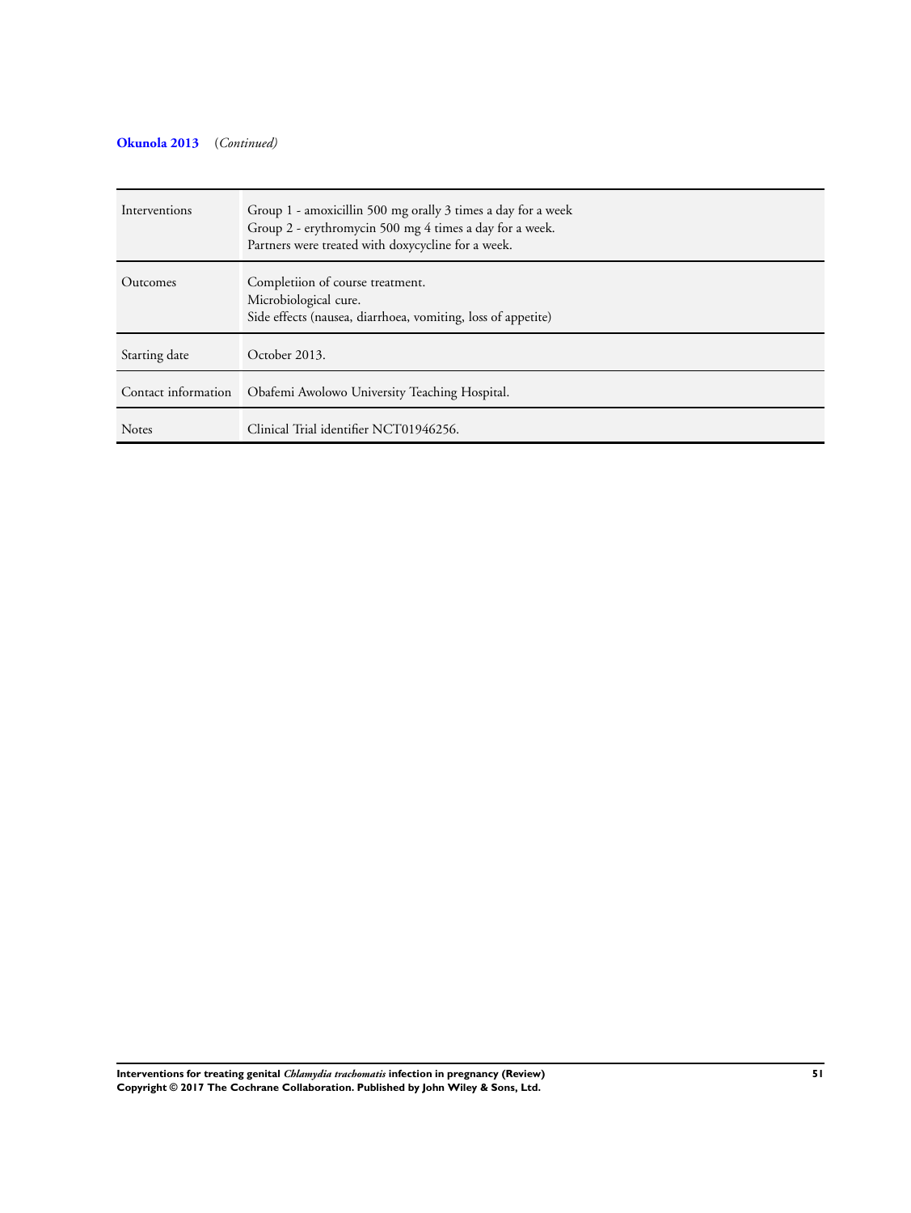**Okunola 2013** (*Continued*)

| | |
|---|---|
| Interventions | Group 1 - amoxicillin 500 mg orally 3 times a day for a week<br>Group 2 - erythromycin 500 mg 4 times a day for a week.<br>Partners were treated with doxycycline for a week. |
| Outcomes | Completiion of course treatment.<br>Microbiological cure.<br>Side effects (nausea, diarrhoea, vomiting, loss of appetite) |
| Starting date | October 2013. |
| Contact information | Obafemi Awolowo University Teaching Hospital. |
| Notes | Clinical Trial identifier NCT01946256. |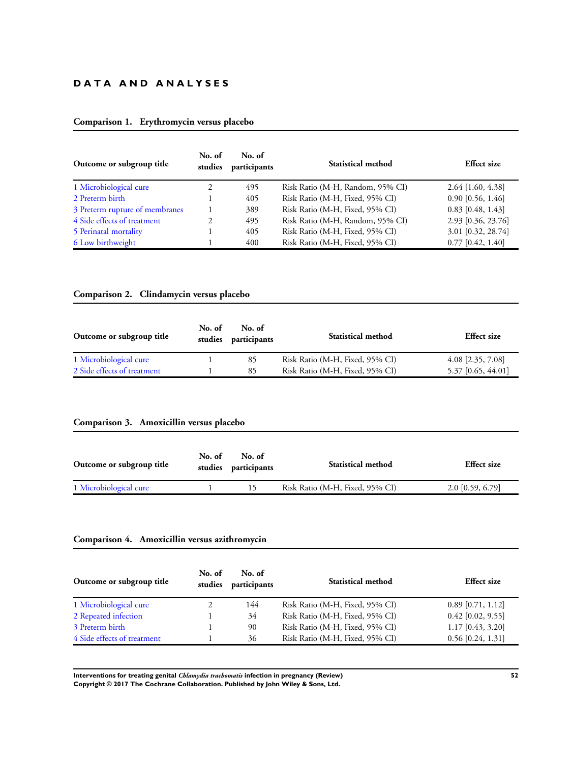# DATA AND ANALYSES

### Comparison 1. Erythromycin versus placebo

| Outcome or subgroup title | No. of studies | No. of participants | Statistical method | Effect size |
|---|---|---|---|---|
| 1 Microbiological cure | 2 | 495 | Risk Ratio (M-H, Random, 95% CI) | 2.64 [1.60, 4.38] |
| 2 Preterm birth | 1 | 405 | Risk Ratio (M-H, Fixed, 95% CI) | 0.90 [0.56, 1.46] |
| 3 Preterm rupture of membranes | 1 | 389 | Risk Ratio (M-H, Fixed, 95% CI) | 0.83 [0.48, 1.43] |
| 4 Side effects of treatment | 2 | 495 | Risk Ratio (M-H, Random, 95% CI) | 2.93 [0.36, 23.76] |
| 5 Perinatal mortality | 1 | 405 | Risk Ratio (M-H, Fixed, 95% CI) | 3.01 [0.32, 28.74] |
| 6 Low birthweight | 1 | 400 | Risk Ratio (M-H, Fixed, 95% CI) | 0.77 [0.42, 1.40] |

### Comparison 2. Clindamycin versus placebo

| Outcome or subgroup title | No. of studies | No. of participants | Statistical method | Effect size |
|---|---|---|---|---|
| 1 Microbiological cure | 1 | 85 | Risk Ratio (M-H, Fixed, 95% CI) | 4.08 [2.35, 7.08] |
| 2 Side effects of treatment | 1 | 85 | Risk Ratio (M-H, Fixed, 95% CI) | 5.37 [0.65, 44.01] |

### Comparison 3. Amoxicillin versus placebo

| Outcome or subgroup title | No. of studies | No. of participants | Statistical method | Effect size |
|---|---|---|---|---|
| 1 Microbiological cure | 1 | 15 | Risk Ratio (M-H, Fixed, 95% CI) | 2.0 [0.59, 6.79] |

### Comparison 4. Amoxicillin versus azithromycin

| Outcome or subgroup title | No. of studies | No. of participants | Statistical method | Effect size |
|---|---|---|---|---|
| 1 Microbiological cure | 2 | 144 | Risk Ratio (M-H, Fixed, 95% CI) | 0.89 [0.71, 1.12] |
| 2 Repeated infection | 1 | 34 | Risk Ratio (M-H, Fixed, 95% CI) | 0.42 [0.02, 9.55] |
| 3 Preterm birth | 1 | 90 | Risk Ratio (M-H, Fixed, 95% CI) | 1.17 [0.43, 3.20] |
| 4 Side effects of treatment | 1 | 36 | Risk Ratio (M-H, Fixed, 95% CI) | 0.56 [0.24, 1.31] |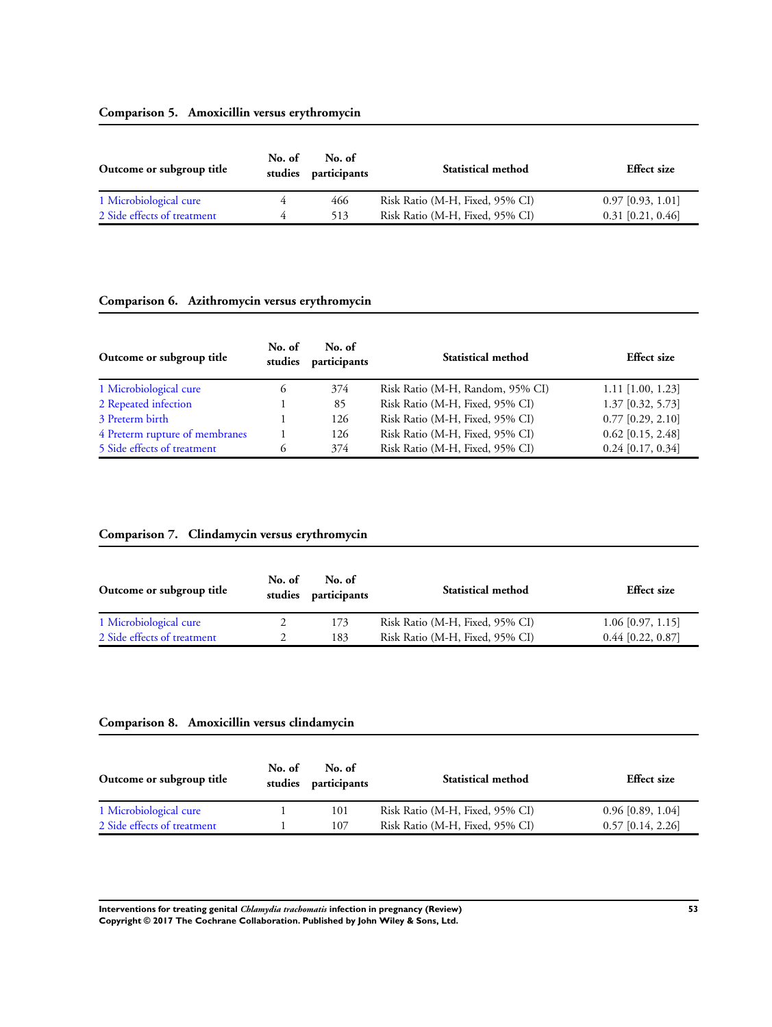### Comparison 5. Amoxicillin versus erythromycin

| Outcome or subgroup title | No. of studies | No. of participants | Statistical method | Effect size |
|---|---|---|---|---|
| 1 Microbiological cure | 4 | 466 | Risk Ratio (M-H, Fixed, 95% CI) | 0.97 [0.93, 1.01] |
| 2 Side effects of treatment | 4 | 513 | Risk Ratio (M-H, Fixed, 95% CI) | 0.31 [0.21, 0.46] |

### Comparison 6. Azithromycin versus erythromycin

| Outcome or subgroup title | No. of studies | No. of participants | Statistical method | Effect size |
|---|---|---|---|---|
| 1 Microbiological cure | 6 | 374 | Risk Ratio (M-H, Random, 95% CI) | 1.11 [1.00, 1.23] |
| 2 Repeated infection | 1 | 85 | Risk Ratio (M-H, Fixed, 95% CI) | 1.37 [0.32, 5.73] |
| 3 Preterm birth | 1 | 126 | Risk Ratio (M-H, Fixed, 95% CI) | 0.77 [0.29, 2.10] |
| 4 Preterm rupture of membranes | 1 | 126 | Risk Ratio (M-H, Fixed, 95% CI) | 0.62 [0.15, 2.48] |
| 5 Side effects of treatment | 6 | 374 | Risk Ratio (M-H, Fixed, 95% CI) | 0.24 [0.17, 0.34] |

### Comparison 7. Clindamycin versus erythromycin

| Outcome or subgroup title | No. of studies | No. of participants | Statistical method | Effect size |
|---|---|---|---|---|
| 1 Microbiological cure | 2 | 173 | Risk Ratio (M-H, Fixed, 95% CI) | 1.06 [0.97, 1.15] |
| 2 Side effects of treatment | 2 | 183 | Risk Ratio (M-H, Fixed, 95% CI) | 0.44 [0.22, 0.87] |

### Comparison 8. Amoxicillin versus clindamycin

| Outcome or subgroup title | No. of studies | No. of participants | Statistical method | Effect size |
|---|---|---|---|---|
| 1 Microbiological cure | 1 | 101 | Risk Ratio (M-H, Fixed, 95% CI) | 0.96 [0.89, 1.04] |
| 2 Side effects of treatment | 1 | 107 | Risk Ratio (M-H, Fixed, 95% CI) | 0.57 [0.14, 2.26] |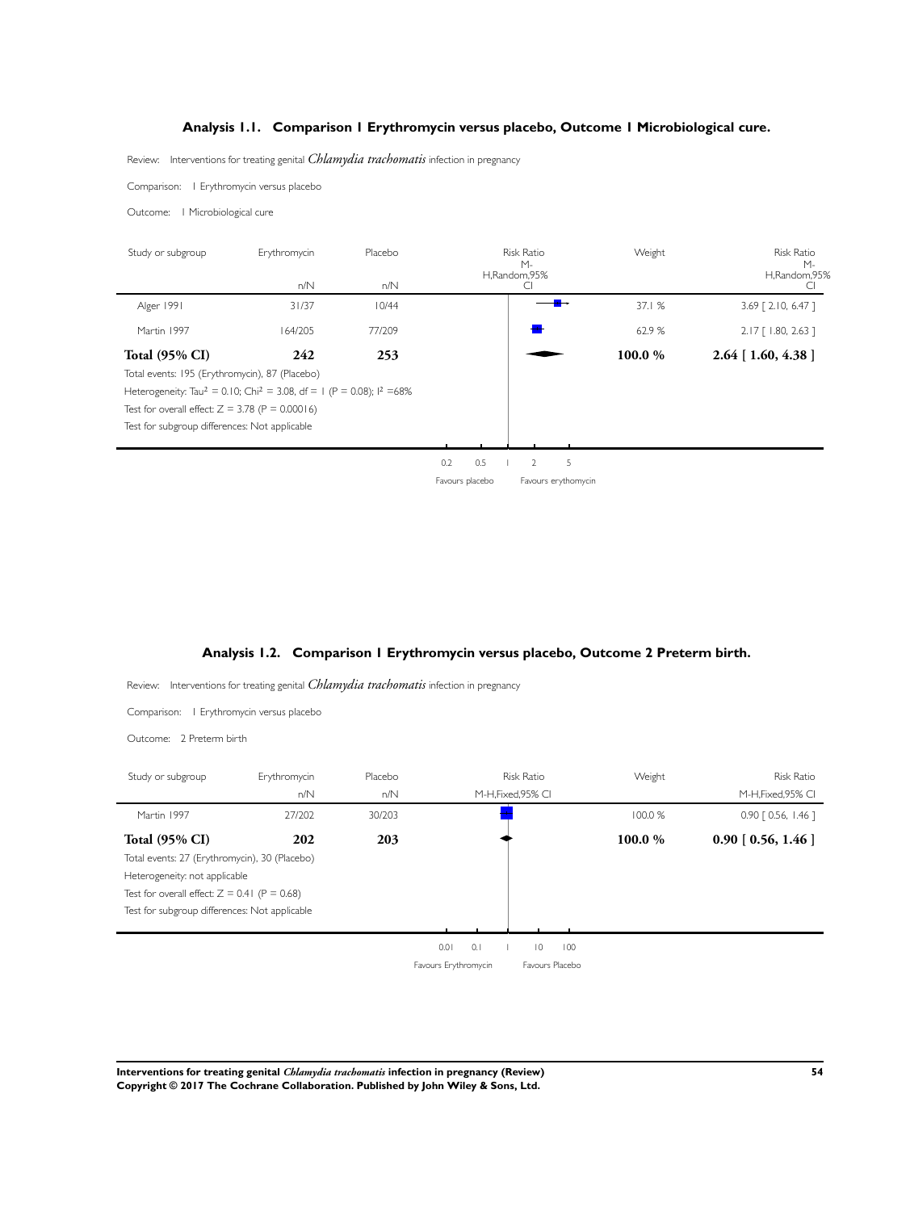## Analysis 1.1. Comparison 1 Erythromycin versus placebo, Outcome 1 Microbiological cure.

Review: Interventions for treating genital *Chlamydia trachomatis* infection in pregnancy

Comparison: 1 Erythromycin versus placebo

Outcome: 1 Microbiological cure

| Study or subgroup | Erythromycin n/N | Placebo n/N | Risk Ratio M-H,Random,95% CI | Weight | Risk Ratio M-H,Random,95% CI |
|---|---|---|---|---|---|
| Alger 1991 | 31/37 | 10/44 | | 37.1 % | 3.69 [ 2.10, 6.47 ] |
| Martin 1997 | 164/205 | 77/209 | | 62.9 % | 2.17 [ 1.80, 2.63 ] |
| **Total (95% CI)** | **242** | **253** | | **100.0 %** | **2.64 [ 1.60, 4.38 ]** |

Total events: 195 (Erythromycin), 87 (Placebo)

Heterogeneity: $Tau^2 = 0.10$; $Chi^2 = 3.08$, $df = 1$ ($P = 0.08$); $I^2 = 68\%$

Test for overall effect: $Z = 3.78$ ($P = 0.00016$)

Test for subgroup differences: Not applicable

0.2 0.5 1 2 5

Favours placebo Favours erythomycin

## Analysis 1.2. Comparison 1 Erythromycin versus placebo, Outcome 2 Preterm birth.

Review: Interventions for treating genital *Chlamydia trachomatis* infection in pregnancy

Comparison: 1 Erythromycin versus placebo

Outcome: 2 Preterm birth

| Study or subgroup | Erythromycin n/N | Placebo n/N | Risk Ratio M-H,Fixed,95% CI | Weight | Risk Ratio M-H,Fixed,95% CI |
|---|---|---|---|---|---|
| Martin 1997 | 27/202 | 30/203 | | 100.0 % | 0.90 [ 0.56, 1.46 ] |
| **Total (95% CI)** | **202** | **203** | | **100.0 %** | **0.90 [ 0.56, 1.46 ]** |

Total events: 27 (Erythromycin), 30 (Placebo)

Heterogeneity: not applicable

Test for overall effect: $Z = 0.41$ ($P = 0.68$)

Test for subgroup differences: Not applicable

0.01 0.1 1 10 100

Favours Erythromycin Favours Placebo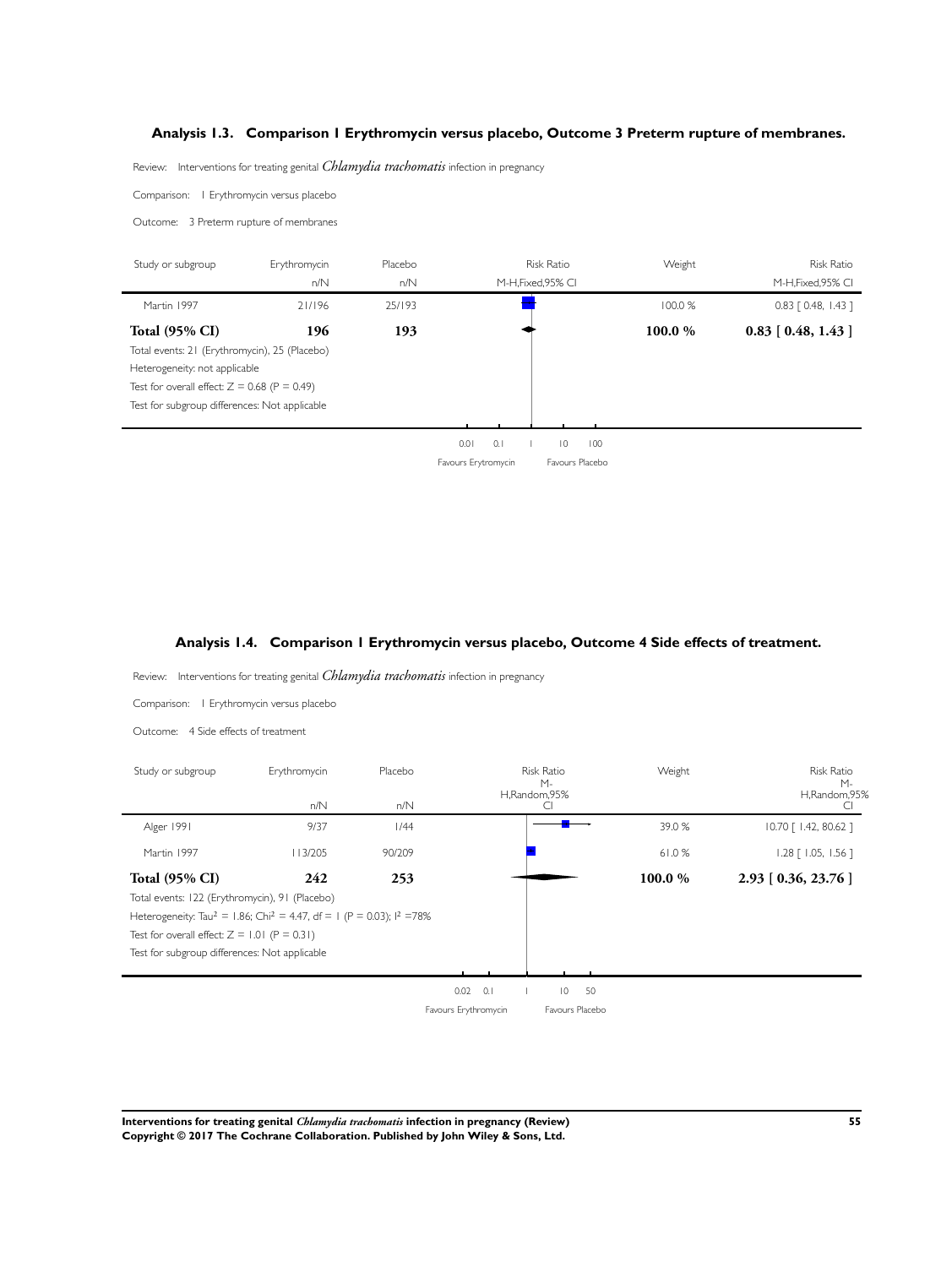### Analysis 1.3. Comparison 1 Erythromycin versus placebo, Outcome 3 Preterm rupture of membranes.

Review: Interventions for treating genital *Chlamydia trachomatis* infection in pregnancy

Comparison: 1 Erythromycin versus placebo

Outcome: 3 Preterm rupture of membranes

| Study or subgroup | Erythromycin n/N | Placebo n/N | Risk Ratio M-H,Fixed,95% CI | Weight | Risk Ratio M-H,Fixed,95% CI |
|---|---|---|---|---|---|
| Martin 1997 | 21/196 | 25/193 | | 100.0 % | 0.83 [ 0.48, 1.43 ] |
| **Total (95% CI)** | **196** | **193** | | **100.0 %** | **0.83 [ 0.48, 1.43 ]** |

Total events: 21 (Erythromycin), 25 (Placebo)

Heterogeneity: not applicable

Test for overall effect: $Z = 0.68$ ($P = 0.49$)

Test for subgroup differences: Not applicable

0.01 0.1 1 10 100

Favours Erytromycin | Favours Placebo

### Analysis 1.4. Comparison 1 Erythromycin versus placebo, Outcome 4 Side effects of treatment.

Review: Interventions for treating genital *Chlamydia trachomatis* infection in pregnancy

Comparison: 1 Erythromycin versus placebo

Outcome: 4 Side effects of treatment

| Study or subgroup | Erythromycin n/N | Placebo n/N | Risk Ratio M-H,Random,95% CI | Weight | Risk Ratio M-H,Random,95% CI |
|---|---|---|---|---|---|
| Alger 1991 | 9/37 | 1/44 | | 39.0 % | 10.70 [ 1.42, 80.62 ] |
| Martin 1997 | 113/205 | 90/209 | | 61.0 % | 1.28 [ 1.05, 1.56 ] |
| **Total (95% CI)** | **242** | **253** | | **100.0 %** | **2.93 [ 0.36, 23.76 ]** |

Total events: 122 (Erythromycin), 91 (Placebo)

Heterogeneity: $Tau^2 = 1.86$; $Chi^2 = 4.47$, $df = 1$ ($P = 0.03$); $I^2 = 78\%$

Test for overall effect: $Z = 1.01$ ($P = 0.31$)

Test for subgroup differences: Not applicable

0.02 0.1 1 10 50

Favours Erythromycin | Favours Placebo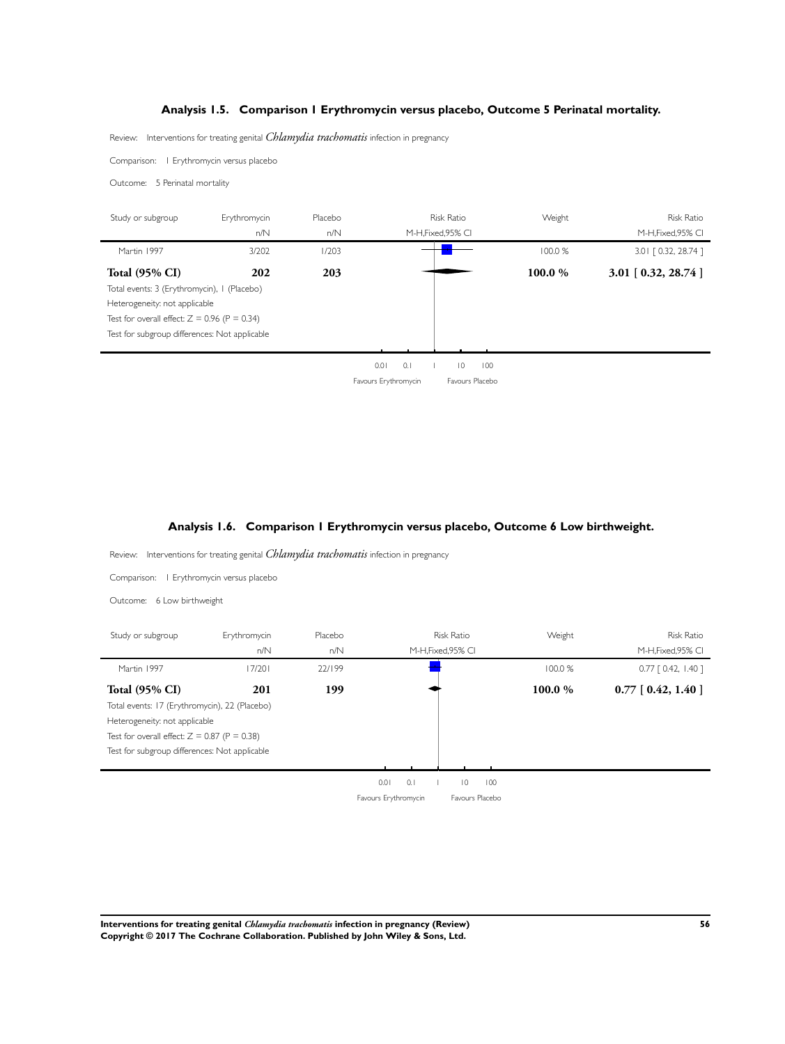### Analysis 1.5. Comparison 1 Erythromycin versus placebo, Outcome 5 Perinatal mortality.

Review: Interventions for treating genital *Chlamydia trachomatis* infection in pregnancy

Comparison: 1 Erythromycin versus placebo

Outcome: 5 Perinatal mortality

| Study or subgroup | Erythromycin n/N | Placebo n/N | Risk Ratio M-H,Fixed,95% CI | Weight | Risk Ratio M-H,Fixed,95% CI |
|---|---|---|---|---|---|
| Martin 1997 | 3/202 | 1/203 | | 100.0 % | 3.01 [ 0.32, 28.74 ] |
| **Total (95% CI)** | **202** | **203** | | **100.0 %** | **3.01 [ 0.32, 28.74 ]** |

Total events: 3 (Erythromycin), 1 (Placebo)
Heterogeneity: not applicable
Test for overall effect: Z = 0.96 (P = 0.34)
Test for subgroup differences: Not applicable

0.01 0.1 1 10 100

Favours Erythromycin Favours Placebo

### Analysis 1.6. Comparison 1 Erythromycin versus placebo, Outcome 6 Low birthweight.

Review: Interventions for treating genital *Chlamydia trachomatis* infection in pregnancy

Comparison: 1 Erythromycin versus placebo

Outcome: 6 Low birthweight

| Study or subgroup | Erythromycin n/N | Placebo n/N | Risk Ratio M-H,Fixed,95% CI | Weight | Risk Ratio M-H,Fixed,95% CI |
|---|---|---|---|---|---|
| Martin 1997 | 17/201 | 22/199 | | 100.0 % | 0.77 [ 0.42, 1.40 ] |
| **Total (95% CI)** | **201** | **199** | | **100.0 %** | **0.77 [ 0.42, 1.40 ]** |

Total events: 17 (Erythromycin), 22 (Placebo)
Heterogeneity: not applicable
Test for overall effect: Z = 0.87 (P = 0.38)
Test for subgroup differences: Not applicable

0.01 0.1 1 10 100

Favours Erythromycin Favours Placebo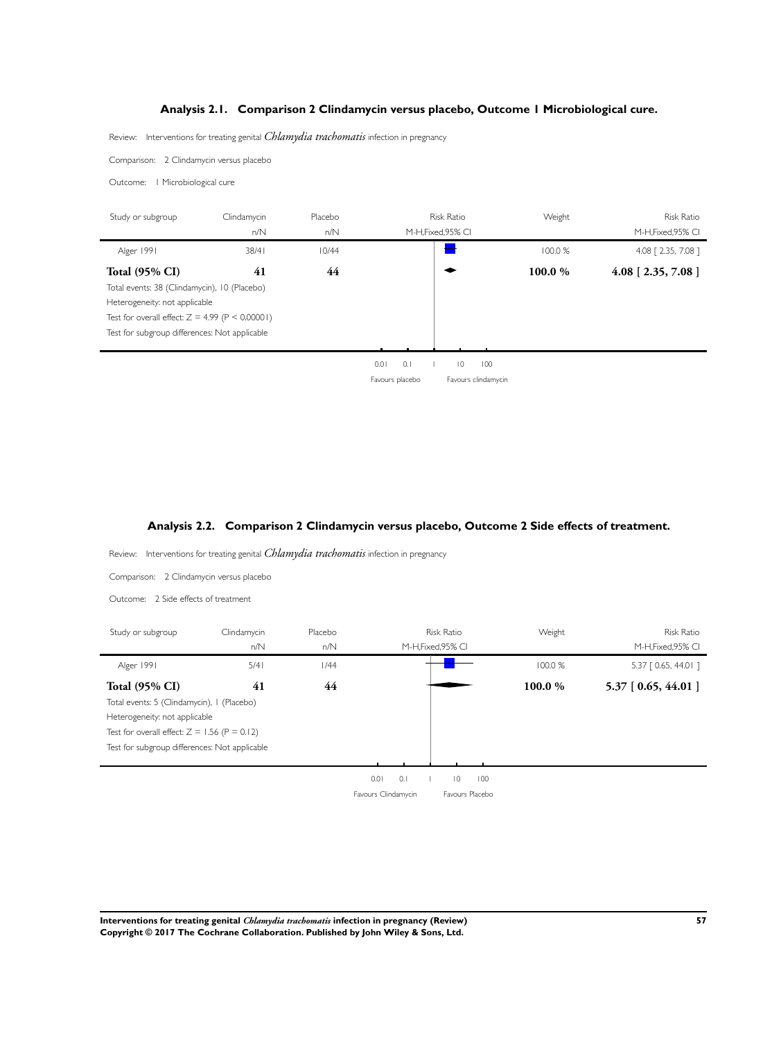### Analysis 2.1. Comparison 2 Clindamycin versus placebo, Outcome 1 Microbiological cure.

Review: Interventions for treating genital *Chlamydia trachomatis* infection in pregnancy

Comparison: 2 Clindamycin versus placebo

Outcome: 1 Microbiological cure

| Study or subgroup | Clindamycin n/N | Placebo n/N | Risk Ratio M-H,Fixed,95% CI | Weight | Risk Ratio M-H,Fixed,95% CI |
|---|---|---|---|---|---|
| Alger 1991 | 38/41 | 10/44 | | 100.0 % | 4.08 [ 2.35, 7.08 ] |
| **Total (95% CI)** | **41** | **44** | | **100.0 %** | **4.08 [ 2.35, 7.08 ]** |

Total events: 38 (Clindamycin), 10 (Placebo)

Heterogeneity: not applicable

Test for overall effect: $Z = 4.99$ ($P < 0.00001$)

Test for subgroup differences: Not applicable

0.01 0.1 1 10 100

Favours placebo Favours clindamycin

### Analysis 2.2. Comparison 2 Clindamycin versus placebo, Outcome 2 Side effects of treatment.

Review: Interventions for treating genital *Chlamydia trachomatis* infection in pregnancy

Comparison: 2 Clindamycin versus placebo

Outcome: 2 Side effects of treatment

| Study or subgroup | Clindamycin n/N | Placebo n/N | Risk Ratio M-H,Fixed,95% CI | Weight | Risk Ratio M-H,Fixed,95% CI |
|---|---|---|---|---|---|
| Alger 1991 | 5/41 | 1/44 | | 100.0 % | 5.37 [ 0.65, 44.01 ] |
| **Total (95% CI)** | **41** | **44** | | **100.0 %** | **5.37 [ 0.65, 44.01 ]** |

Total events: 5 (Clindamycin), 1 (Placebo)

Heterogeneity: not applicable

Test for overall effect: $Z = 1.56$ ($P = 0.12$)

Test for subgroup differences: Not applicable

0.01 0.1 1 10 100

Favours Clindamycin Favours Placebo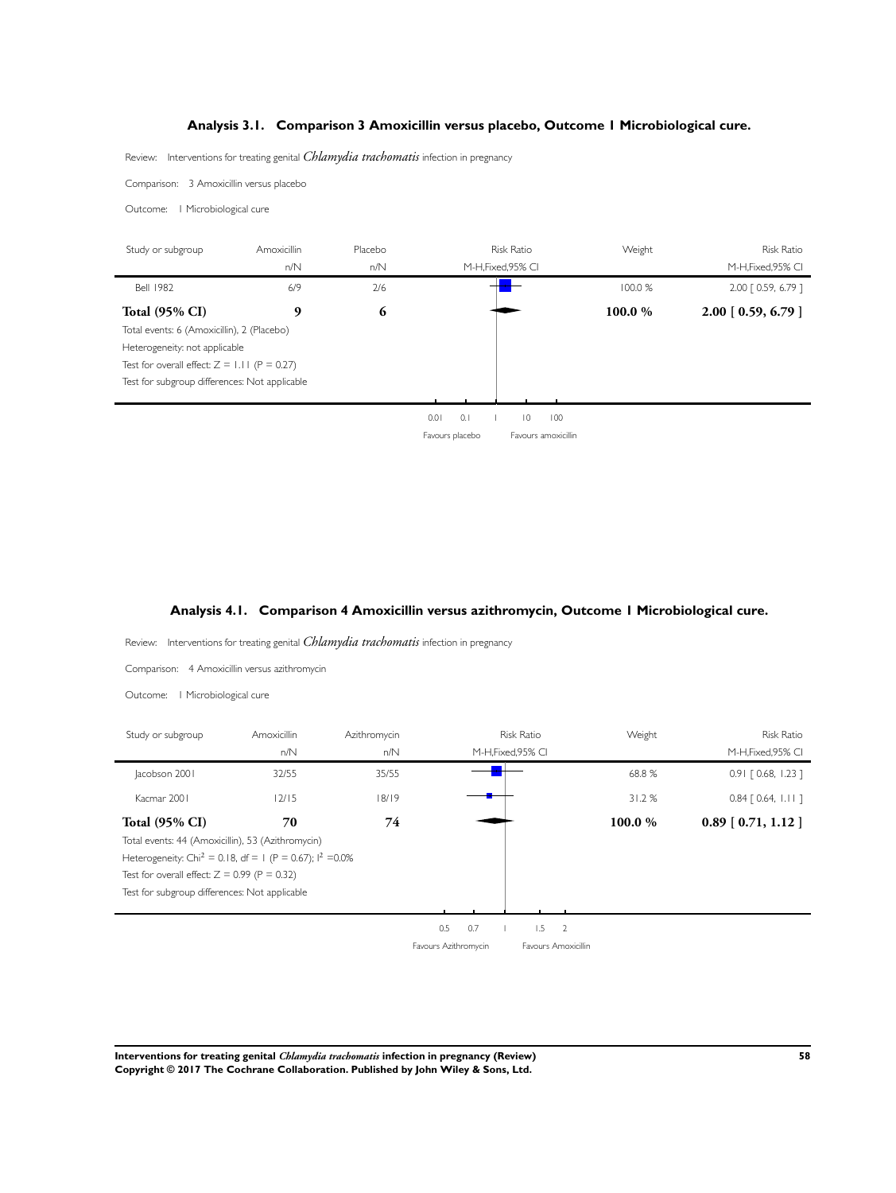### Analysis 3.1. Comparison 3 Amoxicillin versus placebo, Outcome 1 Microbiological cure.

Review: Interventions for treating genital *Chlamydia trachomatis* infection in pregnancy

Comparison: 3 Amoxicillin versus placebo

Outcome: 1 Microbiological cure

| Study or subgroup | Amoxicillin n/N | Placebo n/N | Risk Ratio M-H,Fixed,95% CI | Weight | Risk Ratio M-H,Fixed,95% CI |
|---|---|---|---|---|---|
| Bell 1982 | 6/9 | 2/6 | | 100.0 % | 2.00 [ 0.59, 6.79 ] |
| **Total (95% CI)** | **9** | **6** | | **100.0 %** | **2.00 [ 0.59, 6.79 ]** |

Total events: 6 (Amoxicillin), 2 (Placebo)

Heterogeneity: not applicable

Test for overall effect: Z = 1.11 (P = 0.27)

Test for subgroup differences: Not applicable

0.01 0.1 1 10 100

Favours placebo | Favours amoxicillin

### Analysis 4.1. Comparison 4 Amoxicillin versus azithromycin, Outcome 1 Microbiological cure.

Review: Interventions for treating genital *Chlamydia trachomatis* infection in pregnancy

Comparison: 4 Amoxicillin versus azithromycin

Outcome: 1 Microbiological cure

| Study or subgroup | Amoxicillin n/N | Azithromycin n/N | Risk Ratio M-H,Fixed,95% CI | Weight | Risk Ratio M-H,Fixed,95% CI |
|---|---|---|---|---|---|
| Jacobson 2001 | 32/55 | 35/55 | | 68.8 % | 0.91 [ 0.68, 1.23 ] |
| Kacmar 2001 | 12/15 | 18/19 | | 31.2 % | 0.84 [ 0.64, 1.11 ] |
| **Total (95% CI)** | **70** | **74** | | **100.0 %** | **0.89 [ 0.71, 1.12 ]** |

Total events: 44 (Amoxicillin), 53 (Azithromycin)

Heterogeneity: $Chi^2 = 0.18$, df = 1 (P = 0.67); $I^2 = 0.0\%$

Test for overall effect: Z = 0.99 (P = 0.32)

Test for subgroup differences: Not applicable

0.5 0.7 1 1.5 2

Favours Azithromycin | Favours Amoxicillin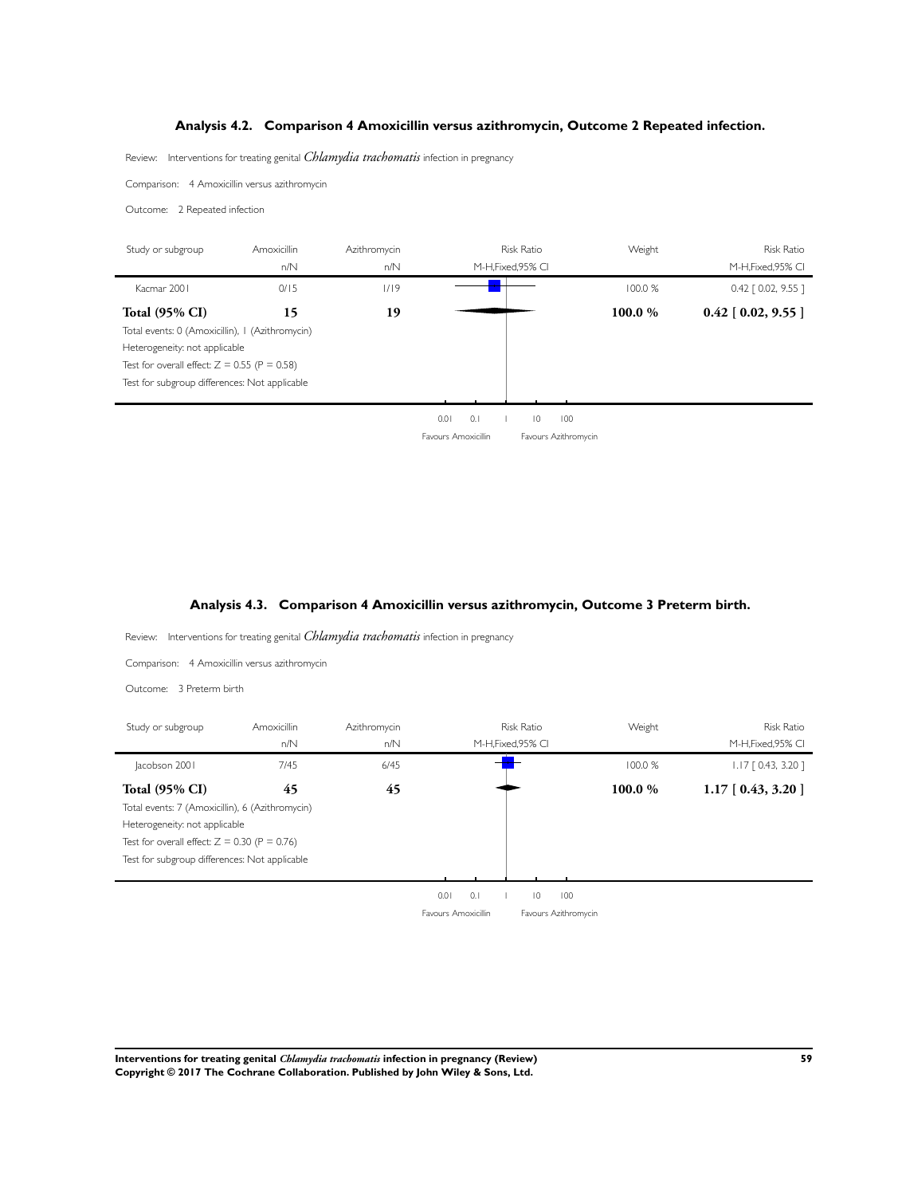### Analysis 4.2. Comparison 4 Amoxicillin versus azithromycin, Outcome 2 Repeated infection.

Review: Interventions for treating genital *Chlamydia trachomatis* infection in pregnancy

Comparison: 4 Amoxicillin versus azithromycin

Outcome: 2 Repeated infection

| Study or subgroup | Amoxicillin n/N | Azithromycin n/N | Risk Ratio M-H,Fixed,95% CI | Weight | Risk Ratio M-H,Fixed,95% CI |
|---|---|---|---|---|---|
| Kacmar 2001 | 0/15 | 1/19 | | 100.0 % | 0.42 [ 0.02, 9.55 ] |
| **Total (95% CI)** | **15** | **19** | | **100.0 %** | **0.42 [ 0.02, 9.55 ]** |

Total events: 0 (Amoxicillin), 1 (Azithromycin)

Heterogeneity: not applicable

Test for overall effect: $Z = 0.55$ ($P = 0.58$)

Test for subgroup differences: Not applicable

0.01 0.1 1 10 100

Favours Amoxicillin Favours Azithromycin

### Analysis 4.3. Comparison 4 Amoxicillin versus azithromycin, Outcome 3 Preterm birth.

Review: Interventions for treating genital *Chlamydia trachomatis* infection in pregnancy

Comparison: 4 Amoxicillin versus azithromycin

Outcome: 3 Preterm birth

| Study or subgroup | Amoxicillin n/N | Azithromycin n/N | Risk Ratio M-H,Fixed,95% CI | Weight | Risk Ratio M-H,Fixed,95% CI |
|---|---|---|---|---|---|
| Jacobson 2001 | 7/45 | 6/45 | | 100.0 % | 1.17 [ 0.43, 3.20 ] |
| **Total (95% CI)** | **45** | **45** | | **100.0 %** | **1.17 [ 0.43, 3.20 ]** |

Total events: 7 (Amoxicillin), 6 (Azithromycin)

Heterogeneity: not applicable

Test for overall effect: $Z = 0.30$ ($P = 0.76$)

Test for subgroup differences: Not applicable

0.01 0.1 1 10 100

Favours Amoxicillin Favours Azithromycin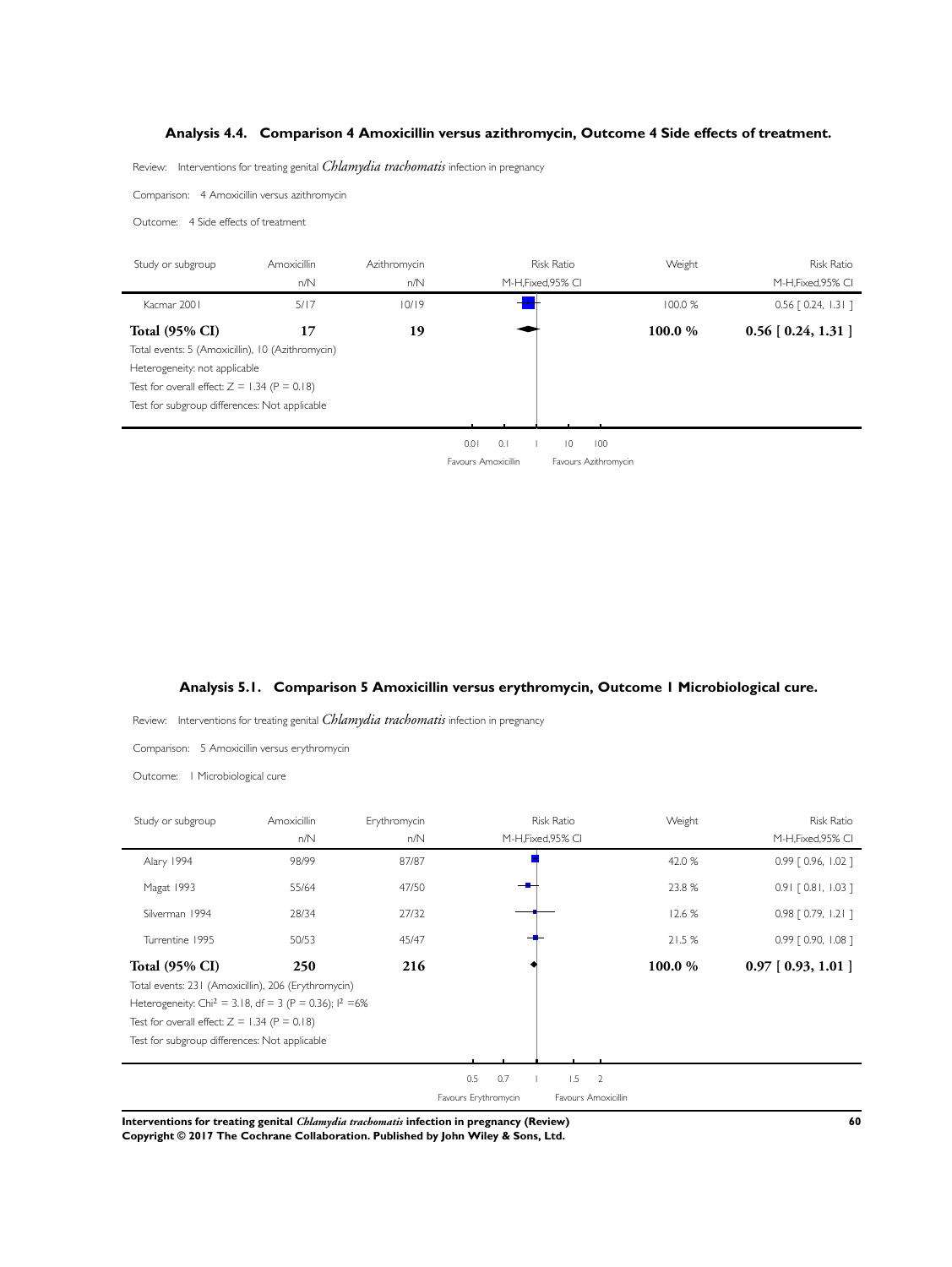### Analysis 4.4. Comparison 4 Amoxicillin versus azithromycin, Outcome 4 Side effects of treatment.

Review: Interventions for treating genital *Chlamydia trachomatis* infection in pregnancy

Comparison: 4 Amoxicillin versus azithromycin

Outcome: 4 Side effects of treatment

| Study or subgroup | Amoxicillin n/N | Azithromycin n/N | Risk Ratio M-H,Fixed,95% CI | Weight | Risk Ratio M-H,Fixed,95% CI |
|---|---|---|---|---|---|
| Kacmar 2001 | 5/17 | 10/19 | | 100.0 % | 0.56 [ 0.24, 1.31 ] |
| **Total (95% CI)** | **17** | **19** | | **100.0 %** | **0.56 [ 0.24, 1.31 ]** |

Total events: 5 (Amoxicillin), 10 (Azithromycin)

Heterogeneity: not applicable

Test for overall effect: Z = 1.34 (P = 0.18)

Test for subgroup differences: Not applicable

0.01 0.1 1 10 100

Favours Amoxicillin Favours Azithromycin

### Analysis 5.1. Comparison 5 Amoxicillin versus erythromycin, Outcome 1 Microbiological cure.

Review: Interventions for treating genital *Chlamydia trachomatis* infection in pregnancy

Comparison: 5 Amoxicillin versus erythromycin

Outcome: 1 Microbiological cure

| Study or subgroup | Amoxicillin n/N | Erythromycin n/N | Risk Ratio M-H,Fixed,95% CI | Weight | Risk Ratio M-H,Fixed,95% CI |
|---|---|---|---|---|---|
| Alary 1994 | 98/99 | 87/87 | | 42.0 % | 0.99 [ 0.96, 1.02 ] |
| Magat 1993 | 55/64 | 47/50 | | 23.8 % | 0.91 [ 0.81, 1.03 ] |
| Silverman 1994 | 28/34 | 27/32 | | 12.6 % | 0.98 [ 0.79, 1.21 ] |
| Turrentine 1995 | 50/53 | 45/47 | | 21.5 % | 0.99 [ 0.90, 1.08 ] |
| **Total (95% CI)** | **250** | **216** | | **100.0 %** | **0.97 [ 0.93, 1.01 ]** |

Total events: 231 (Amoxicillin), 206 (Erythromycin)

Heterogeneity: Chi$^2$ = 3.18, df = 3 (P = 0.36); I$^2$ =6%

Test for overall effect: Z = 1.34 (P = 0.18)

Test for subgroup differences: Not applicable

0.5 0.7 1 1.5 2

Favours Erythromycin Favours Amoxicillin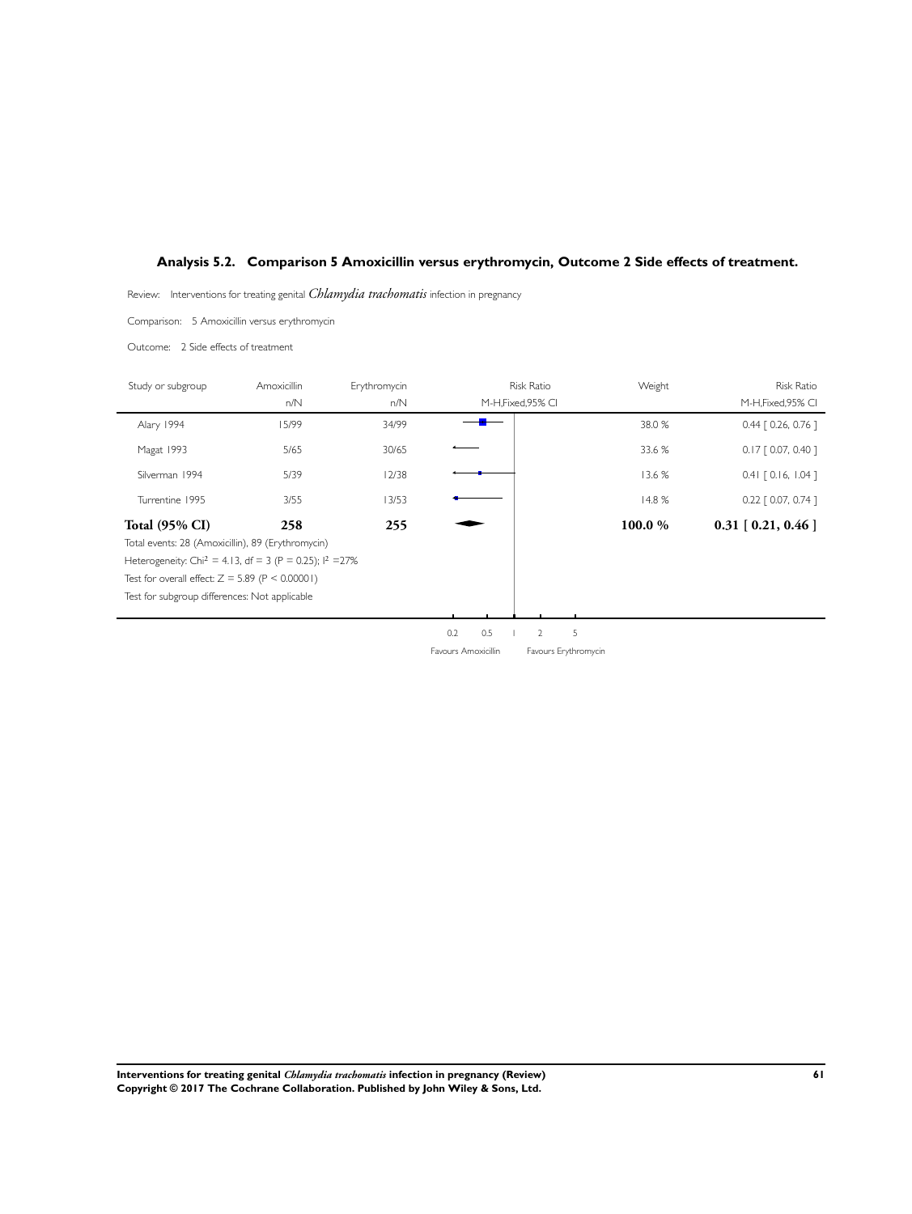## Analysis 5.2. Comparison 5 Amoxicillin versus erythromycin, Outcome 2 Side effects of treatment.

Review: Interventions for treating genital *Chlamydia trachomatis* infection in pregnancy

Comparison: 5 Amoxicillin versus erythromycin

Outcome: 2 Side effects of treatment

| Study or subgroup | Amoxicillin n/N | Erythromycin n/N | Risk Ratio M-H,Fixed,95% CI | Weight | Risk Ratio M-H,Fixed,95% CI |
|---|---|---|---|---|---|
| Alary 1994 | 15/99 | 34/99 | | 38.0 % | 0.44 [ 0.26, 0.76 ] |
| Magat 1993 | 5/65 | 30/65 | | 33.6 % | 0.17 [ 0.07, 0.40 ] |
| Silverman 1994 | 5/39 | 12/38 | | 13.6 % | 0.41 [ 0.16, 1.04 ] |
| Turrentine 1995 | 3/55 | 13/53 | | 14.8 % | 0.22 [ 0.07, 0.74 ] |
| **Total (95% CI)** | **258** | **255** | | **100.0 %** | **0.31 [ 0.21, 0.46 ]** |

Total events: 28 (Amoxicillin), 89 (Erythromycin)

Heterogeneity: $Chi^2 = 4.13$, df = 3 ($P = 0.25$); $I^2 = 27\%$

Test for overall effect: $Z = 5.89$ ($P < 0.00001$)

Test for subgroup differences: Not applicable

0.2 0.5 1 2 5

Favours Amoxicillin Favours Erythromycin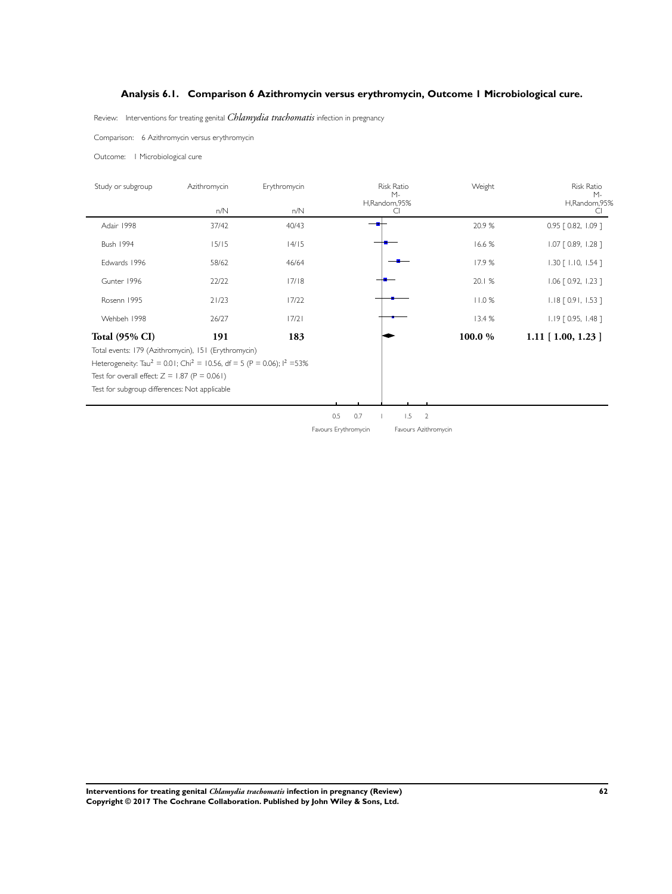### Analysis 6.1. Comparison 6 Azithromycin versus erythromycin, Outcome 1 Microbiological cure.

Review: Interventions for treating genital *Chlamydia trachomatis* infection in pregnancy

Comparison: 6 Azithromycin versus erythromycin

Outcome: 1 Microbiological cure

| Study or subgroup | Azithromycin n/N | Erythromycin n/N | Risk Ratio M-H,Random,95% CI | Weight | Risk Ratio M-H,Random,95% CI |
|---|---|---|---|---|---|
| Adair 1998 | 37/42 | 40/43 | | 20.9 % | 0.95 [ 0.82, 1.09 ] |
| Bush 1994 | 15/15 | 14/15 | | 16.6 % | 1.07 [ 0.89, 1.28 ] |
| Edwards 1996 | 58/62 | 46/64 | | 17.9 % | 1.30 [ 1.10, 1.54 ] |
| Gunter 1996 | 22/22 | 17/18 | | 20.1 % | 1.06 [ 0.92, 1.23 ] |
| Rosenn 1995 | 21/23 | 17/22 | | 11.0 % | 1.18 [ 0.91, 1.53 ] |
| Wehbeh 1998 | 26/27 | 17/21 | | 13.4 % | 1.19 [ 0.95, 1.48 ] |
| **Total (95% CI)** | **191** | **183** | | **100.0 %** | **1.11 [ 1.00, 1.23 ]** |

Total events: 179 (Azithromycin), 151 (Erythromycin)

Heterogeneity: $Tau^2 = 0.01$; $Chi^2 = 10.56$, df = 5 (P = 0.06); $I^2 = 53\%$

Test for overall effect: Z = 1.87 (P = 0.061)

Test for subgroup differences: Not applicable

0.5 0.7 1 1.5 2

Favours Erythromycin Favours Azithromycin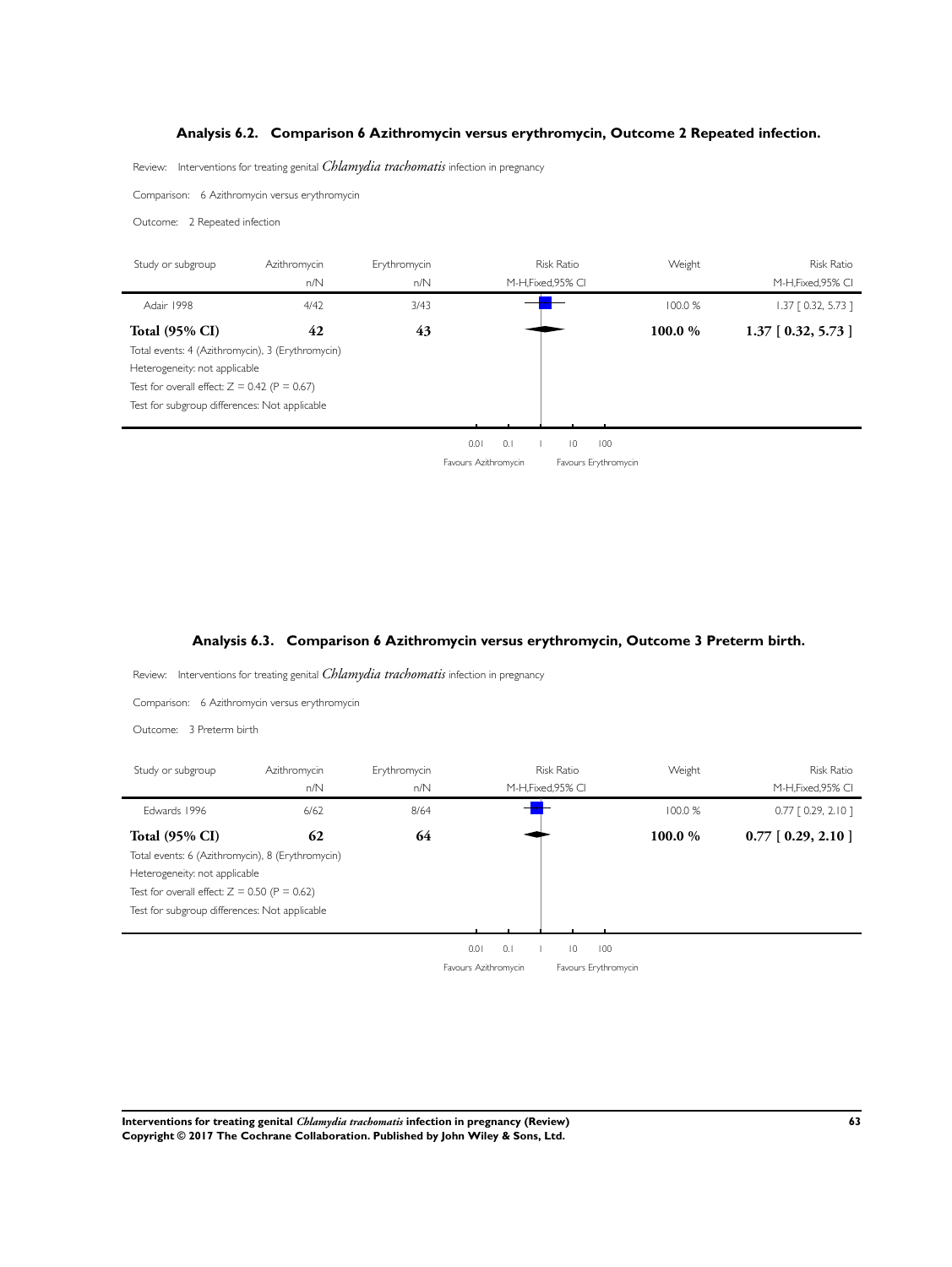### Analysis 6.2. Comparison 6 Azithromycin versus erythromycin, Outcome 2 Repeated infection.

Review: Interventions for treating genital *Chlamydia trachomatis* infection in pregnancy

Comparison: 6 Azithromycin versus erythromycin

Outcome: 2 Repeated infection

| Study or subgroup | Azithromycin n/N | Erythromycin n/N | Risk Ratio M-H,Fixed,95% CI | Weight | Risk Ratio M-H,Fixed,95% CI |
|---|---|---|---|---|---|
| Adair 1998 | 4/42 | 3/43 | | 100.0 % | 1.37 [ 0.32, 5.73 ] |
| **Total (95% CI)** | **42** | **43** | | **100.0 %** | **1.37 [ 0.32, 5.73 ]** |

Total events: 4 (Azithromycin), 3 (Erythromycin)
Heterogeneity: not applicable
Test for overall effect: Z = 0.42 (P = 0.67)
Test for subgroup differences: Not applicable

0.01 0.1 1 10 100
Favours Azithromycin Favours Erythromycin

### Analysis 6.3. Comparison 6 Azithromycin versus erythromycin, Outcome 3 Preterm birth.

Review: Interventions for treating genital *Chlamydia trachomatis* infection in pregnancy

Comparison: 6 Azithromycin versus erythromycin

Outcome: 3 Preterm birth

| Study or subgroup | Azithromycin n/N | Erythromycin n/N | Risk Ratio M-H,Fixed,95% CI | Weight | Risk Ratio M-H,Fixed,95% CI |
|---|---|---|---|---|---|
| Edwards 1996 | 6/62 | 8/64 | | 100.0 % | 0.77 [ 0.29, 2.10 ] |
| **Total (95% CI)** | **62** | **64** | | **100.0 %** | **0.77 [ 0.29, 2.10 ]** |

Total events: 6 (Azithromycin), 8 (Erythromycin)
Heterogeneity: not applicable
Test for overall effect: Z = 0.50 (P = 0.62)
Test for subgroup differences: Not applicable

0.01 0.1 1 10 100
Favours Azithromycin Favours Erythromycin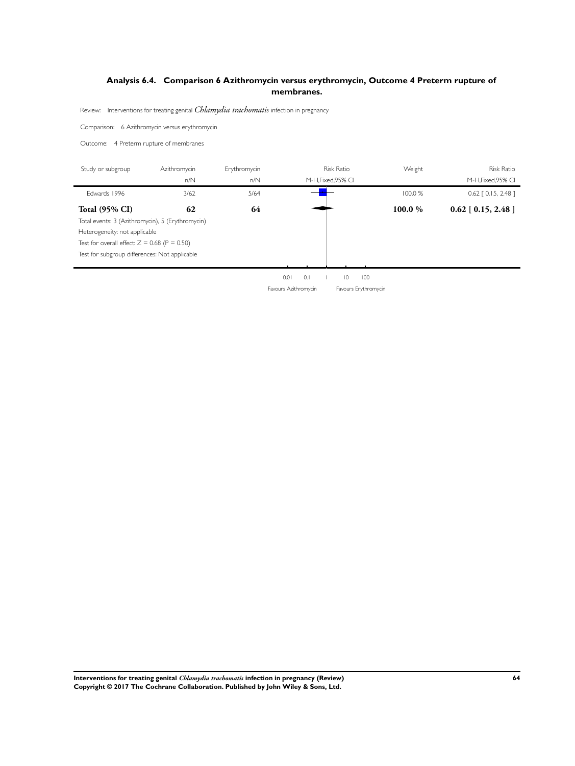## Analysis 6.4. Comparison 6 Azithromycin versus erythromycin, Outcome 4 Preterm rupture of membranes.

Review: Interventions for treating genital *Chlamydia trachomatis* infection in pregnancy

Comparison: 6 Azithromycin versus erythromycin

Outcome: 4 Preterm rupture of membranes

| Study or subgroup | Azithromycin n/N | Erythromycin n/N | Risk Ratio M-H,Fixed,95% CI | Weight | Risk Ratio M-H,Fixed,95% CI |
|---|---|---|---|---|---|
| Edwards 1996 | 3/62 | 5/64 | | 100.0 % | 0.62 [ 0.15, 2.48 ] |
| **Total (95% CI)** | **62** | **64** | | **100.0 %** | **0.62 [ 0.15, 2.48 ]** |

Total events: 3 (Azithromycin), 5 (Erythromycin)

Heterogeneity: not applicable

Test for overall effect: Z = 0.68 (P = 0.50)

Test for subgroup differences: Not applicable

0.01 0.1 1 10 100

Favours Azithromycin Favours Erythromycin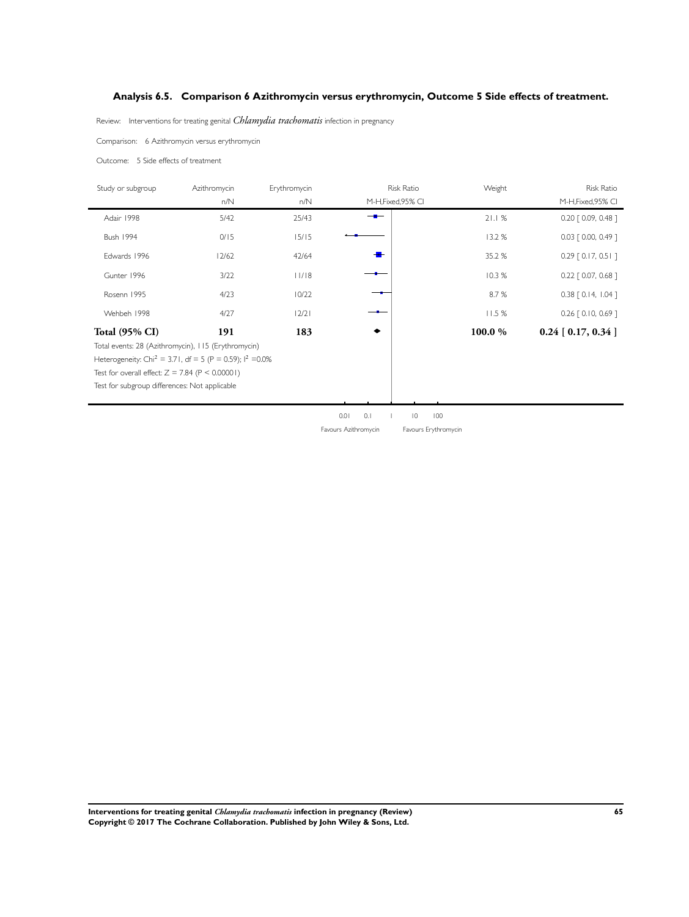### Analysis 6.5. Comparison 6 Azithromycin versus erythromycin, Outcome 5 Side effects of treatment.

Review: Interventions for treating genital *Chlamydia trachomatis* infection in pregnancy

Comparison: 6 Azithromycin versus erythromycin

Outcome: 5 Side effects of treatment

| Study or subgroup | Azithromycin n/N | Erythromycin n/N | Weight | Risk Ratio M-H,Fixed,95% CI |
|---|---|---|---|---|
| Adair 1998 | 5/42 | 25/43 | 21.1 % | 0.20 [ 0.09, 0.48 ] |
| Bush 1994 | 0/15 | 15/15 | 13.2 % | 0.03 [ 0.00, 0.49 ] |
| Edwards 1996 | 12/62 | 42/64 | 35.2 % | 0.29 [ 0.17, 0.51 ] |
| Gunter 1996 | 3/22 | 11/18 | 10.3 % | 0.22 [ 0.07, 0.68 ] |
| Rosenn 1995 | 4/23 | 10/22 | 8.7 % | 0.38 [ 0.14, 1.04 ] |
| Wehbeh 1998 | 4/27 | 12/21 | 11.5 % | 0.26 [ 0.10, 0.69 ] |
| **Total (95% CI)** | **191** | **183** | **100.0 %** | **0.24 [ 0.17, 0.34 ]** |

Total events: 28 (Azithromycin), 115 (Erythromycin)

Heterogeneity: $Chi^2 = 3.71$, df = 5 ($P = 0.59$); $I^2 = 0.0\%$

Test for overall effect: $Z = 7.84$ ($P < 0.00001$)

Test for subgroup differences: Not applicable

0.01 0.1 1 10 100

Favours Azithromycin Favours Erythromycin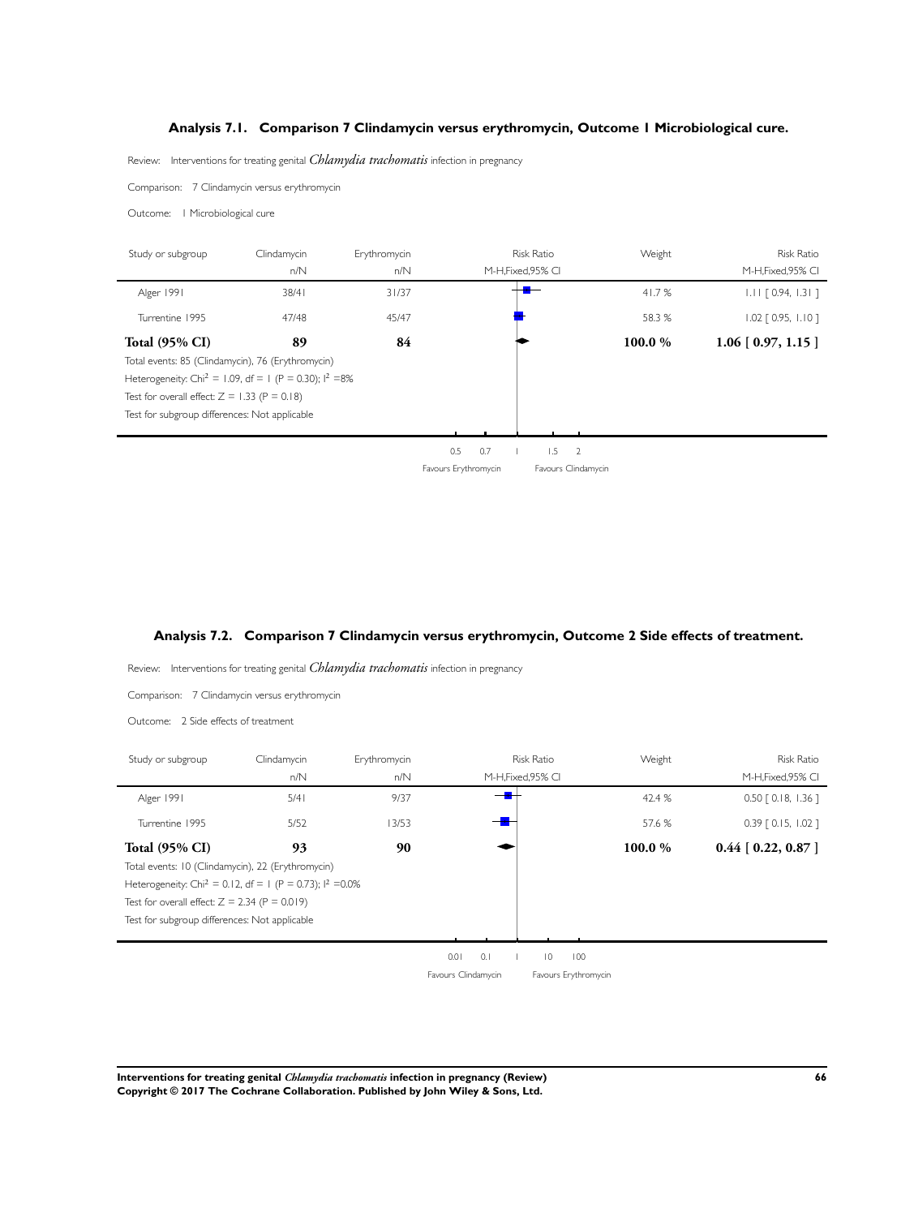### Analysis 7.1. Comparison 7 Clindamycin versus erythromycin, Outcome 1 Microbiological cure.

Review: Interventions for treating genital *Chlamydia trachomatis* infection in pregnancy

Comparison: 7 Clindamycin versus erythromycin

Outcome: 1 Microbiological cure

| Study or subgroup | Clindamycin n/N | Erythromycin n/N | Weight | Risk Ratio M-H,Fixed,95% CI |
|---|---|---|---|---|
| Alger 1991 | 38/41 | 31/37 | 41.7 % | 1.11 [ 0.94, 1.31 ] |
| Turrentine 1995 | 47/48 | 45/47 | 58.3 % | 1.02 [ 0.95, 1.10 ] |
| **Total (95% CI)** | **89** | **84** | **100.0 %** | **1.06 [ 0.97, 1.15 ]** |

Total events: 85 (Clindamycin), 76 (Erythromycin)

Heterogeneity: $Chi^2 = 1.09$, df = 1 (P = 0.30); $I^2$ =8%

Test for overall effect: Z = 1.33 (P = 0.18)

Test for subgroup differences: Not applicable

0.5 0.7 1 1.5 2

Favours Erythromycin Favours Clindamycin

### Analysis 7.2. Comparison 7 Clindamycin versus erythromycin, Outcome 2 Side effects of treatment.

Review: Interventions for treating genital *Chlamydia trachomatis* infection in pregnancy

Comparison: 7 Clindamycin versus erythromycin

Outcome: 2 Side effects of treatment

| Study or subgroup | Clindamycin n/N | Erythromycin n/N | Weight | Risk Ratio M-H,Fixed,95% CI |
|---|---|---|---|---|
| Alger 1991 | 5/41 | 9/37 | 42.4 % | 0.50 [ 0.18, 1.36 ] |
| Turrentine 1995 | 5/52 | 13/53 | 57.6 % | 0.39 [ 0.15, 1.02 ] |
| **Total (95% CI)** | **93** | **90** | **100.0 %** | **0.44 [ 0.22, 0.87 ]** |

Total events: 10 (Clindamycin), 22 (Erythromycin)

Heterogeneity: $Chi^2 = 0.12$, df = 1 (P = 0.73); $I^2$ =0.0%

Test for overall effect: Z = 2.34 (P = 0.019)

Test for subgroup differences: Not applicable

0.01 0.1 1 10 100

Favours Clindamycin Favours Erythromycin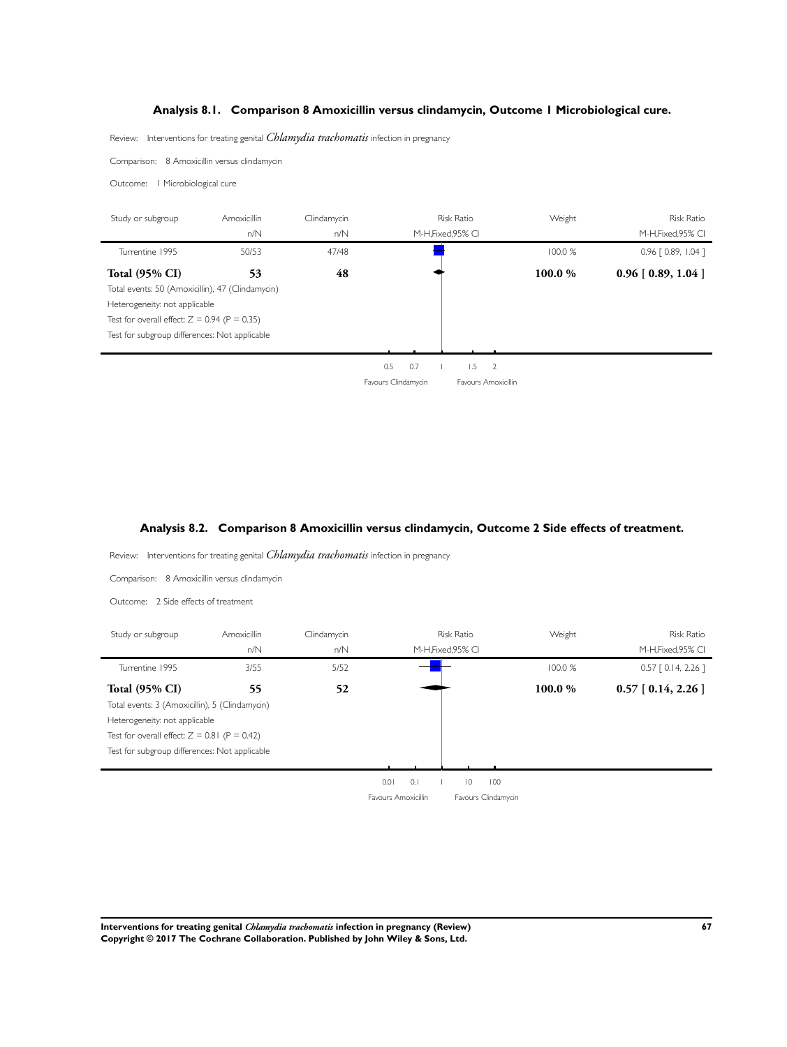### Analysis 8.1. Comparison 8 Amoxicillin versus clindamycin, Outcome 1 Microbiological cure.

Review: Interventions for treating genital *Chlamydia trachomatis* infection in pregnancy

Comparison: 8 Amoxicillin versus clindamycin

Outcome: 1 Microbiological cure

| Study or subgroup | Amoxicillin n/N | Clindamycin n/N | Risk Ratio M-H,Fixed,95% CI | Weight | Risk Ratio M-H,Fixed,95% CI |
|---|---|---|---|---|---|
| Turrentine 1995 | 50/53 | 47/48 | | 100.0 % | 0.96 [ 0.89, 1.04 ] |
| **Total (95% CI)** | **53** | **48** | | **100.0 %** | **0.96 [ 0.89, 1.04 ]** |

Total events: 50 (Amoxicillin), 47 (Clindamycin)
Heterogeneity: not applicable
Test for overall effect: Z = 0.94 (P = 0.35)
Test for subgroup differences: Not applicable

0.5 0.7 1 1.5 2

Favours Clindamycin Favours Amoxicillin

### Analysis 8.2. Comparison 8 Amoxicillin versus clindamycin, Outcome 2 Side effects of treatment.

Review: Interventions for treating genital *Chlamydia trachomatis* infection in pregnancy

Comparison: 8 Amoxicillin versus clindamycin

Outcome: 2 Side effects of treatment

| Study or subgroup | Amoxicillin n/N | Clindamycin n/N | Risk Ratio M-H,Fixed,95% CI | Weight | Risk Ratio M-H,Fixed,95% CI |
|---|---|---|---|---|---|
| Turrentine 1995 | 3/55 | 5/52 | | 100.0 % | 0.57 [ 0.14, 2.26 ] |
| **Total (95% CI)** | **55** | **52** | | **100.0 %** | **0.57 [ 0.14, 2.26 ]** |

Total events: 3 (Amoxicillin), 5 (Clindamycin)
Heterogeneity: not applicable
Test for overall effect: Z = 0.81 (P = 0.42)
Test for subgroup differences: Not applicable

0.01 0.1 1 10 100

Favours Amoxicillin Favours Clindamycin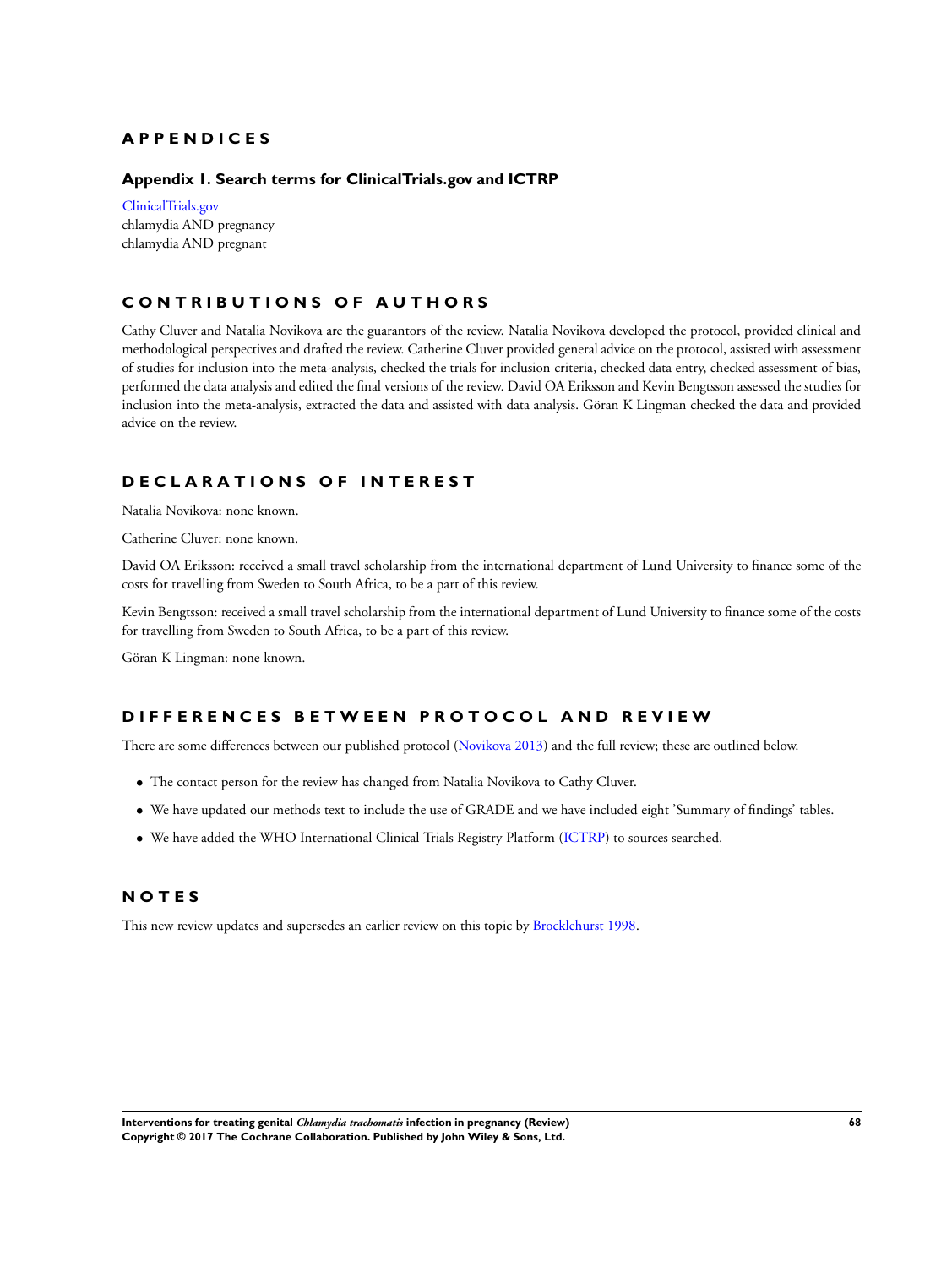# APPENDICES

## Appendix 1. Search terms for ClinicalTrials.gov and ICTRP

ClinicalTrials.gov
chlamydia AND pregnancy
chlamydia AND pregnant

# CONTRIBUTIONS OF AUTHORS

Cathy Cluver and Natalia Novikova are the guarantors of the review. Natalia Novikova developed the protocol, provided clinical and methodological perspectives and drafted the review. Catherine Cluver provided general advice on the protocol, assisted with assessment of studies for inclusion into the meta-analysis, checked the trials for inclusion criteria, checked data entry, checked assessment of bias, performed the data analysis and edited the final versions of the review. David OA Eriksson and Kevin Bengtsson assessed the studies for inclusion into the meta-analysis, extracted the data and assisted with data analysis. Göran K Lingman checked the data and provided advice on the review.

# DECLARATIONS OF INTEREST

Natalia Novikova: none known.

Catherine Cluver: none known.

David OA Eriksson: received a small travel scholarship from the international department of Lund University to finance some of the costs for travelling from Sweden to South Africa, to be a part of this review.

Kevin Bengtsson: received a small travel scholarship from the international department of Lund University to finance some of the costs for travelling from Sweden to South Africa, to be a part of this review.

Göran K Lingman: none known.

# DIFFERENCES BETWEEN PROTOCOL AND REVIEW

There are some differences between our published protocol (Novikova 2013) and the full review; these are outlined below.

- The contact person for the review has changed from Natalia Novikova to Cathy Cluver.
- We have updated our methods text to include the use of GRADE and we have included eight 'Summary of findings' tables.
- We have added the WHO International Clinical Trials Registry Platform (ICTRP) to sources searched.

# NOTES

This new review updates and supersedes an earlier review on this topic by Brocklehurst 1998.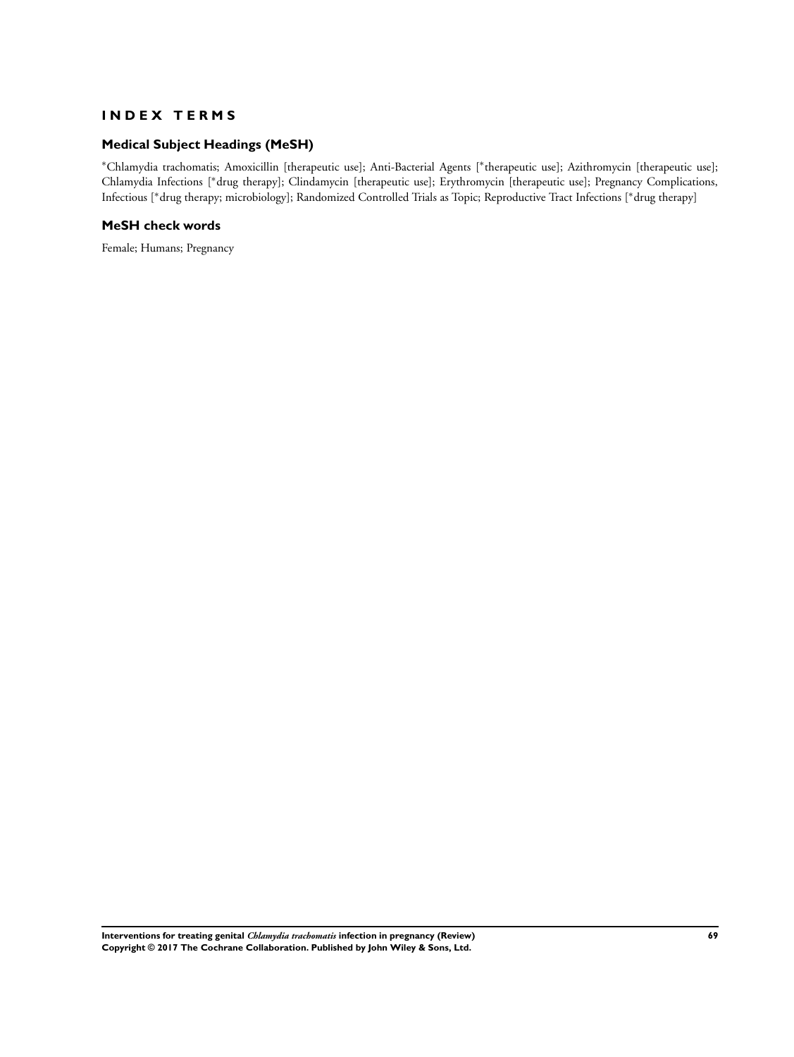## INDEX TERMS

### Medical Subject Headings (MeSH)

*Chlamydia trachomatis; Amoxicillin [therapeutic use]; Anti-Bacterial Agents [*therapeutic use]; Azithromycin [therapeutic use]; Chlamydia Infections [*drug therapy]; Clindamycin [therapeutic use]; Erythromycin [therapeutic use]; Pregnancy Complications, Infectious [*drug therapy; microbiology]; Randomized Controlled Trials as Topic; Reproductive Tract Infections [*drug therapy]

### MeSH check words

Female; Humans; Pregnancy